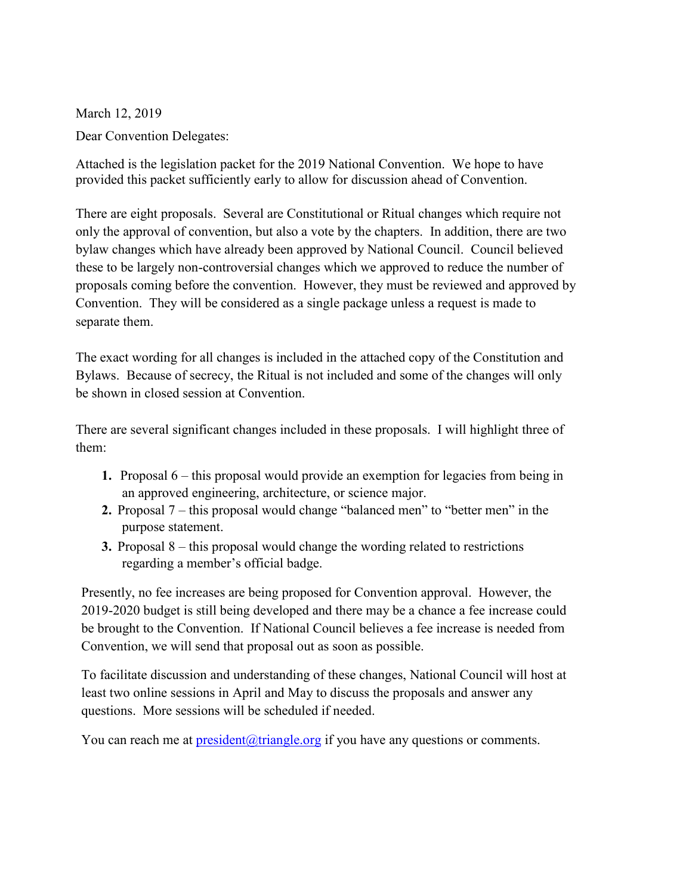March 12, 2019

Dear Convention Delegates:

Attached is the legislation packet for the 2019 National Convention. We hope to have provided this packet sufficiently early to allow for discussion ahead of Convention.

There are eight proposals. Several are Constitutional or Ritual changes which require not only the approval of convention, but also a vote by the chapters. In addition, there are two bylaw changes which have already been approved by National Council. Council believed these to be largely non-controversial changes which we approved to reduce the number of proposals coming before the convention. However, they must be reviewed and approved by Convention. They will be considered as a single package unless a request is made to separate them.

The exact wording for all changes is included in the attached copy of the Constitution and Bylaws. Because of secrecy, the Ritual is not included and some of the changes will only be shown in closed session at Convention.

There are several significant changes included in these proposals. I will highlight three of them:

1. Proposal 6 – this proposal would provide an exemption for legacies from being in an approved engineering, architecture, or science major.
2. Proposal 7 – this proposal would change "balanced men" to "better men" in the purpose statement.
3. Proposal 8 – this proposal would change the wording related to restrictions regarding a member's official badge.

Presently, no fee increases are being proposed for Convention approval. However, the 2019-2020 budget is still being developed and there may be a chance a fee increase could be brought to the Convention. If National Council believes a fee increase is needed from Convention, we will send that proposal out as soon as possible.

To facilitate discussion and understanding of these changes, National Council will host at least two online sessions in April and May to discuss the proposals and answer any questions. More sessions will be scheduled if needed.

You can reach me at president@triangle.org if you have any questions or comments.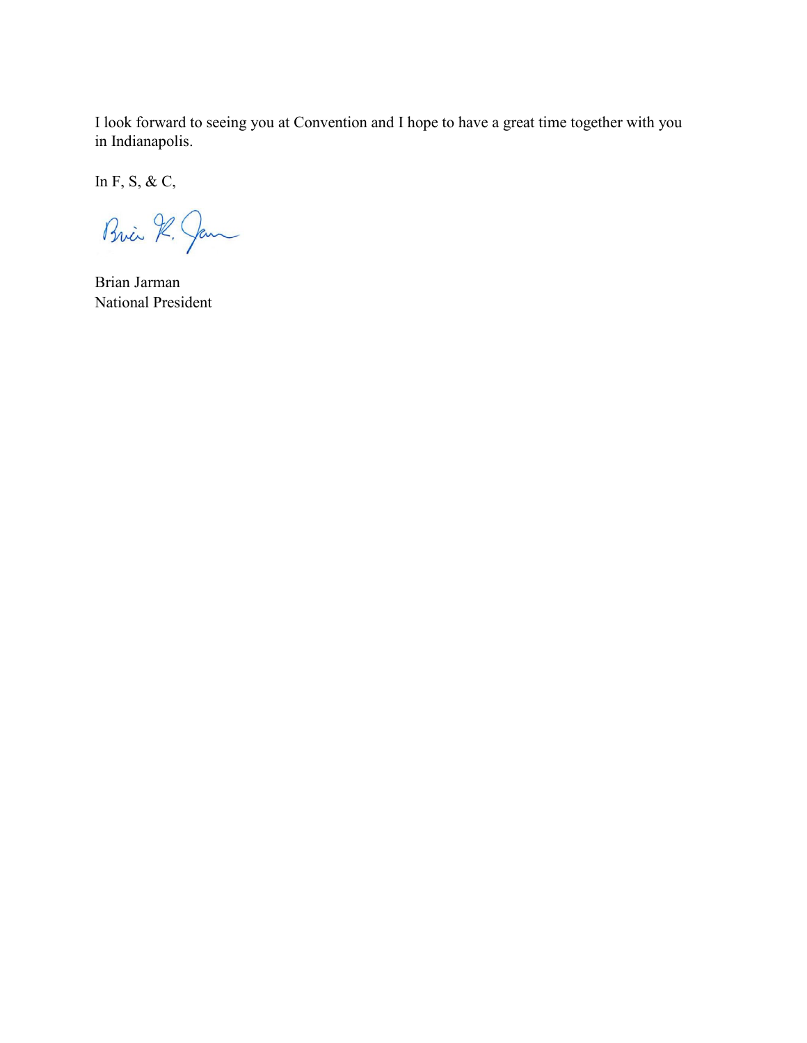I look forward to seeing you at Convention and I hope to have a great time together with you in Indianapolis.

In F, S, & C,

Brian Jarman
National President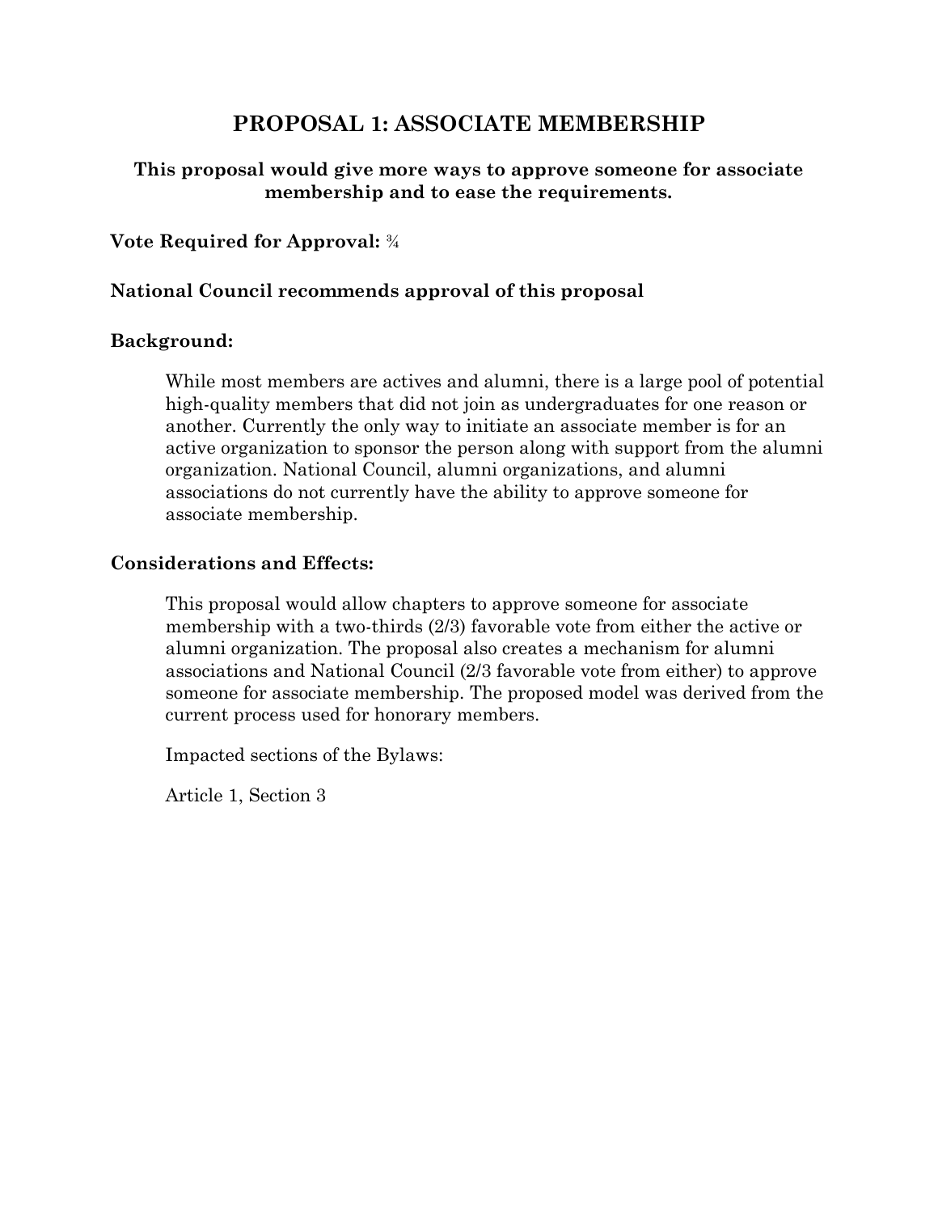# PROPOSAL 1: ASSOCIATE MEMBERSHIP

**This proposal would give more ways to approve someone for associate membership and to ease the requirements.**

**Vote Required for Approval:** ¾

**National Council recommends approval of this proposal**

**Background:**

While most members are actives and alumni, there is a large pool of potential high-quality members that did not join as undergraduates for one reason or another. Currently the only way to initiate an associate member is for an active organization to sponsor the person along with support from the alumni organization. National Council, alumni organizations, and alumni associations do not currently have the ability to approve someone for associate membership.

**Considerations and Effects:**

This proposal would allow chapters to approve someone for associate membership with a two-thirds (2/3) favorable vote from either the active or alumni organization. The proposal also creates a mechanism for alumni associations and National Council (2/3 favorable vote from either) to approve someone for associate membership. The proposed model was derived from the current process used for honorary members.

Impacted sections of the Bylaws:

Article 1, Section 3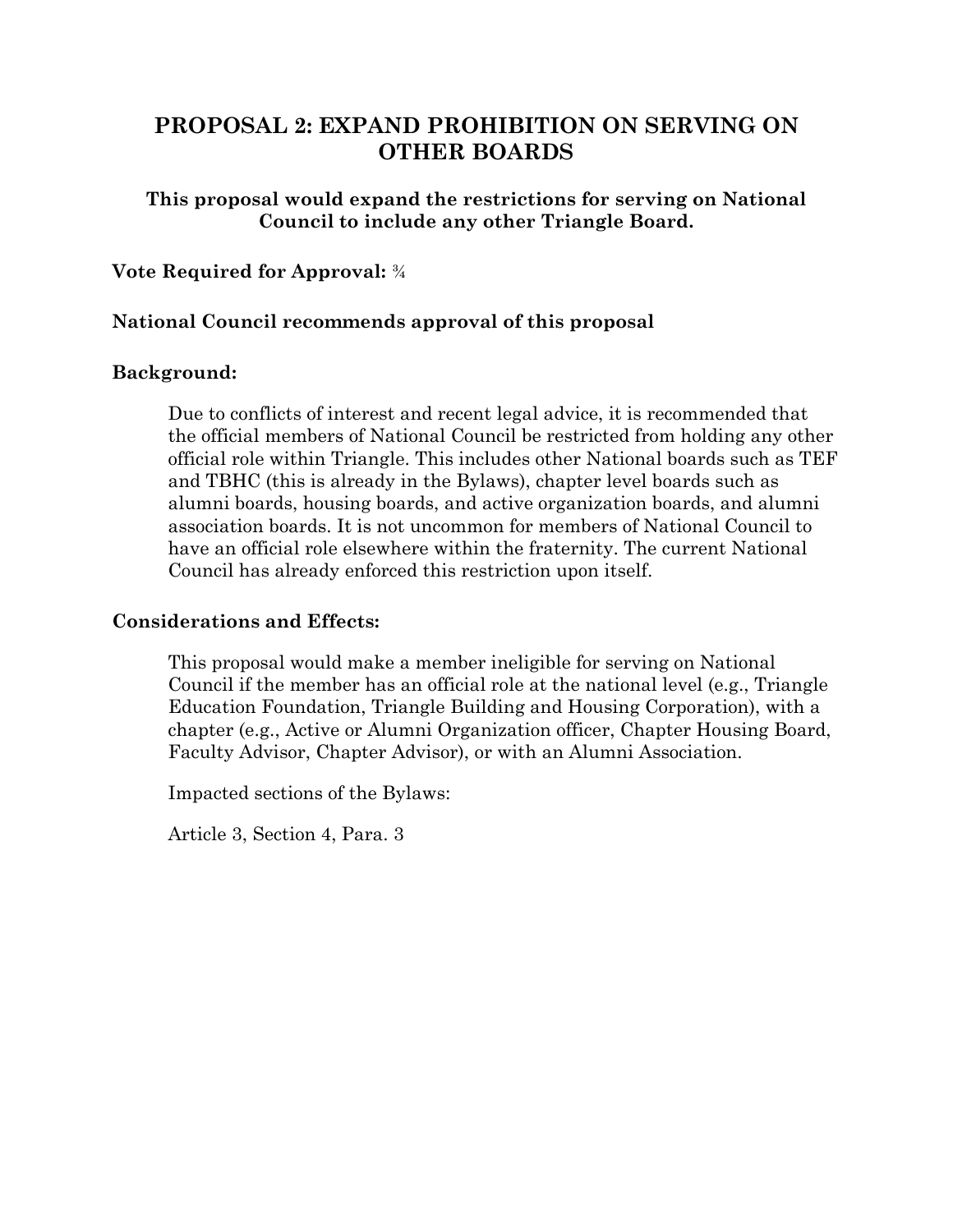## PROPOSAL 2: EXPAND PROHIBITION ON SERVING ON OTHER BOARDS

**This proposal would expand the restrictions for serving on National Council to include any other Triangle Board.**

**Vote Required for Approval:** ¾

**National Council recommends approval of this proposal**

**Background:**

Due to conflicts of interest and recent legal advice, it is recommended that the official members of National Council be restricted from holding any other official role within Triangle. This includes other National boards such as TEF and TBHC (this is already in the Bylaws), chapter level boards such as alumni boards, housing boards, and active organization boards, and alumni association boards. It is not uncommon for members of National Council to have an official role elsewhere within the fraternity. The current National Council has already enforced this restriction upon itself.

**Considerations and Effects:**

This proposal would make a member ineligible for serving on National Council if the member has an official role at the national level (e.g., Triangle Education Foundation, Triangle Building and Housing Corporation), with a chapter (e.g., Active or Alumni Organization officer, Chapter Housing Board, Faculty Advisor, Chapter Advisor), or with an Alumni Association.

Impacted sections of the Bylaws:

Article 3, Section 4, Para. 3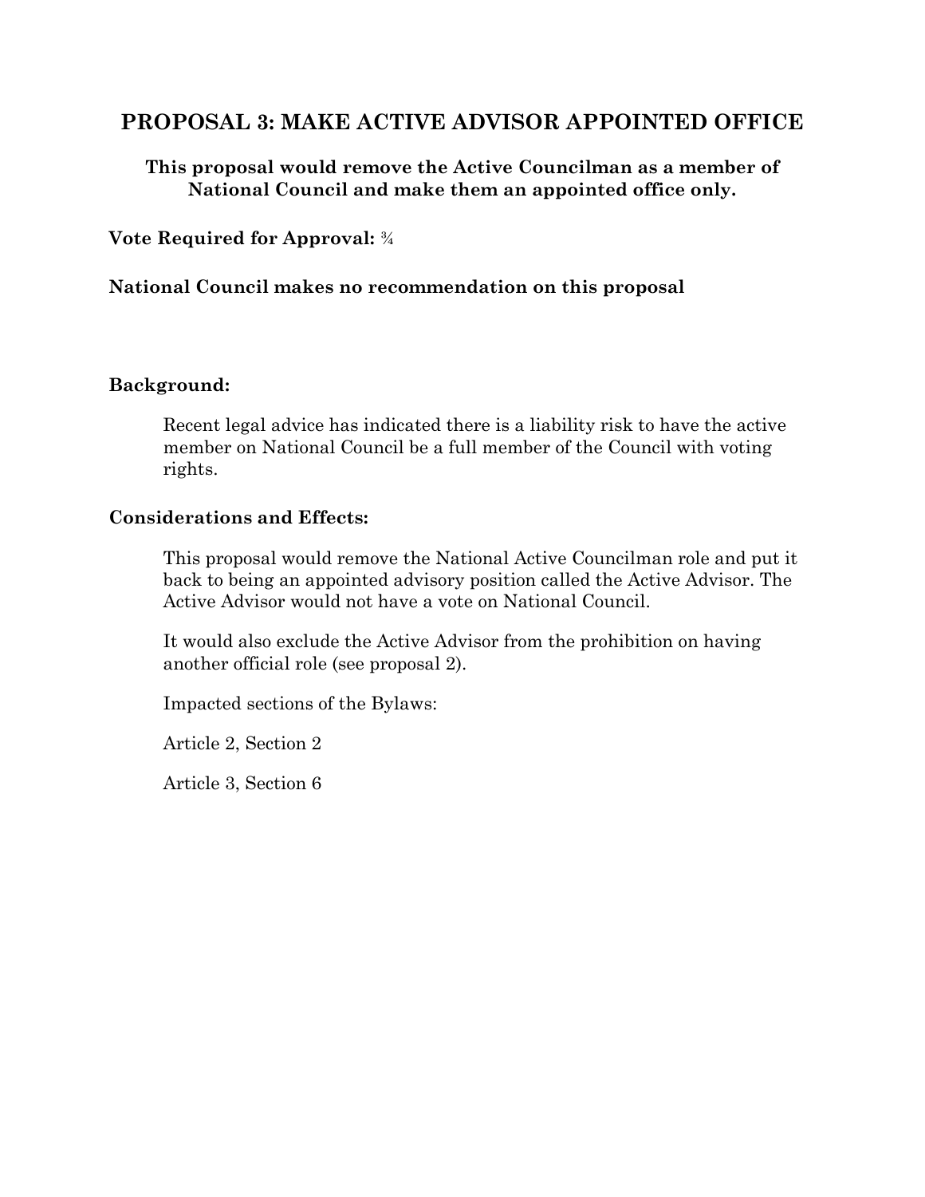## PROPOSAL 3: MAKE ACTIVE ADVISOR APPOINTED OFFICE

**This proposal would remove the Active Councilman as a member of National Council and make them an appointed office only.**

**Vote Required for Approval:** ¾

**National Council makes no recommendation on this proposal**

**Background:**

Recent legal advice has indicated there is a liability risk to have the active member on National Council be a full member of the Council with voting rights.

**Considerations and Effects:**

This proposal would remove the National Active Councilman role and put it back to being an appointed advisory position called the Active Advisor. The Active Advisor would not have a vote on National Council.

It would also exclude the Active Advisor from the prohibition on having another official role (see proposal 2).

Impacted sections of the Bylaws:

Article 2, Section 2

Article 3, Section 6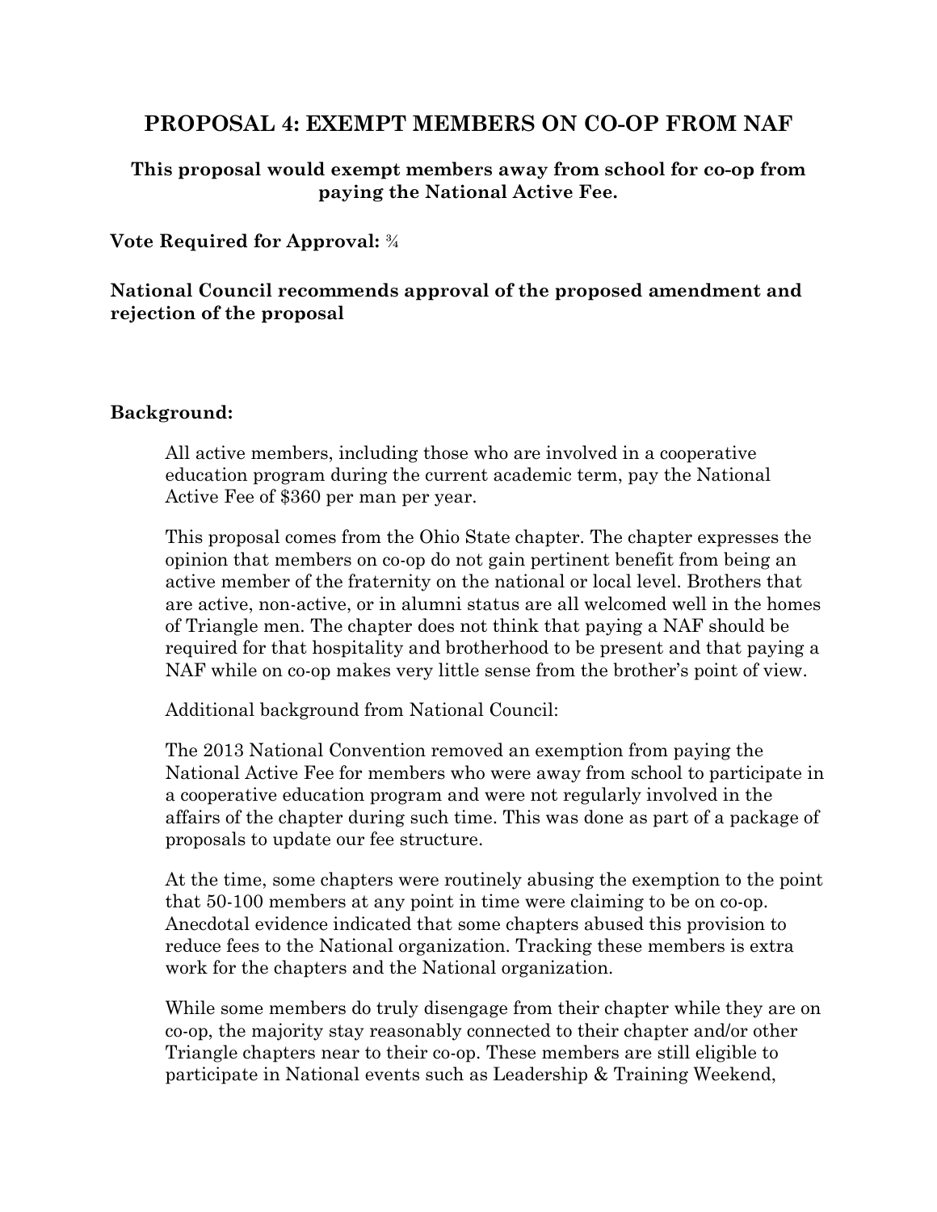## PROPOSAL 4: EXEMPT MEMBERS ON CO-OP FROM NAF

**This proposal would exempt members away from school for co-op from paying the National Active Fee.**

**Vote Required for Approval:** ¾

**National Council recommends approval of the proposed amendment and rejection of the proposal**

**Background:**

All active members, including those who are involved in a cooperative education program during the current academic term, pay the National Active Fee of $360 per man per year.

This proposal comes from the Ohio State chapter. The chapter expresses the opinion that members on co-op do not gain pertinent benefit from being an active member of the fraternity on the national or local level. Brothers that are active, non-active, or in alumni status are all welcomed well in the homes of Triangle men. The chapter does not think that paying a NAF should be required for that hospitality and brotherhood to be present and that paying a NAF while on co-op makes very little sense from the brother's point of view.

Additional background from National Council:

The 2013 National Convention removed an exemption from paying the National Active Fee for members who were away from school to participate in a cooperative education program and were not regularly involved in the affairs of the chapter during such time. This was done as part of a package of proposals to update our fee structure.

At the time, some chapters were routinely abusing the exemption to the point that 50-100 members at any point in time were claiming to be on co-op. Anecdotal evidence indicated that some chapters abused this provision to reduce fees to the National organization. Tracking these members is extra work for the chapters and the National organization.

While some members do truly disengage from their chapter while they are on co-op, the majority stay reasonably connected to their chapter and/or other Triangle chapters near to their co-op. These members are still eligible to participate in National events such as Leadership & Training Weekend,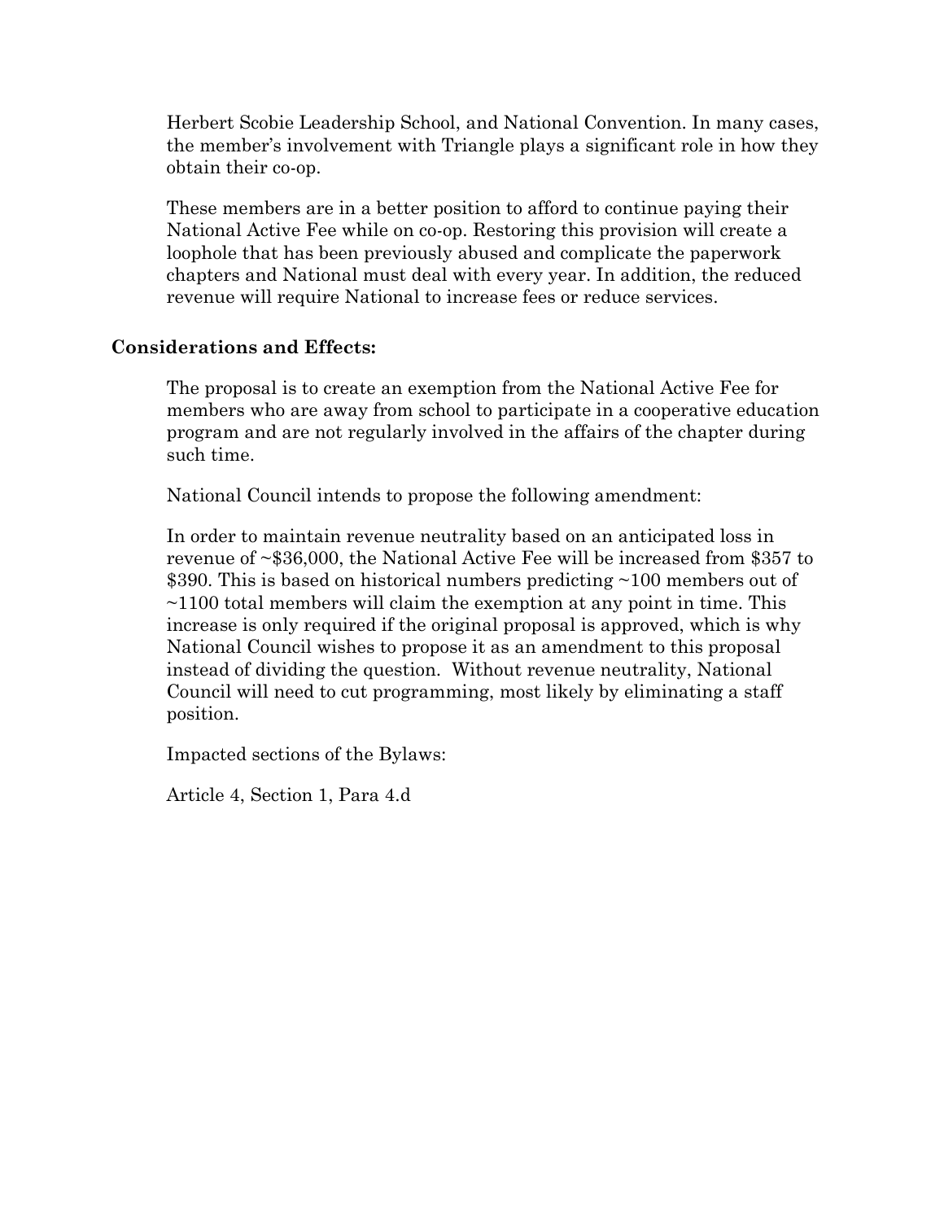Herbert Scobie Leadership School, and National Convention. In many cases, the member's involvement with Triangle plays a significant role in how they obtain their co-op.

These members are in a better position to afford to continue paying their National Active Fee while on co-op. Restoring this provision will create a loophole that has been previously abused and complicate the paperwork chapters and National must deal with every year. In addition, the reduced revenue will require National to increase fees or reduce services.

**Considerations and Effects:**

The proposal is to create an exemption from the National Active Fee for members who are away from school to participate in a cooperative education program and are not regularly involved in the affairs of the chapter during such time.

National Council intends to propose the following amendment:

In order to maintain revenue neutrality based on an anticipated loss in revenue of ~$36,000, the National Active Fee will be increased from $357 to $390. This is based on historical numbers predicting ~100 members out of ~1100 total members will claim the exemption at any point in time. This increase is only required if the original proposal is approved, which is why National Council wishes to propose it as an amendment to this proposal instead of dividing the question. Without revenue neutrality, National Council will need to cut programming, most likely by eliminating a staff position.

Impacted sections of the Bylaws:

Article 4, Section 1, Para 4.d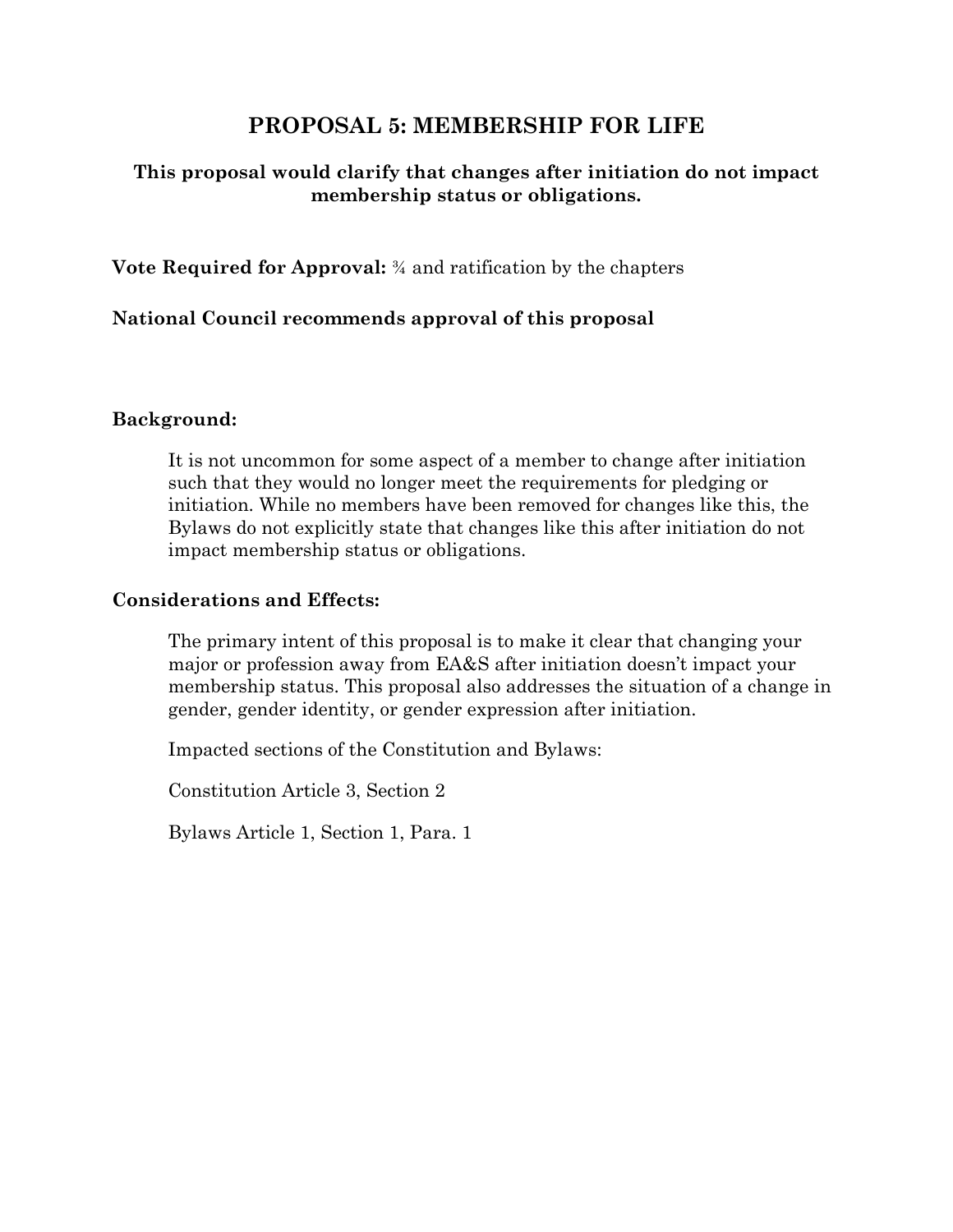# PROPOSAL 5: MEMBERSHIP FOR LIFE

**This proposal would clarify that changes after initiation do not impact membership status or obligations.**

**Vote Required for Approval:** ¾ and ratification by the chapters

**National Council recommends approval of this proposal**

### Background:

It is not uncommon for some aspect of a member to change after initiation such that they would no longer meet the requirements for pledging or initiation. While no members have been removed for changes like this, the Bylaws do not explicitly state that changes like this after initiation do not impact membership status or obligations.

### Considerations and Effects:

The primary intent of this proposal is to make it clear that changing your major or profession away from EA&S after initiation doesn't impact your membership status. This proposal also addresses the situation of a change in gender, gender identity, or gender expression after initiation.

Impacted sections of the Constitution and Bylaws:

Constitution Article 3, Section 2

Bylaws Article 1, Section 1, Para. 1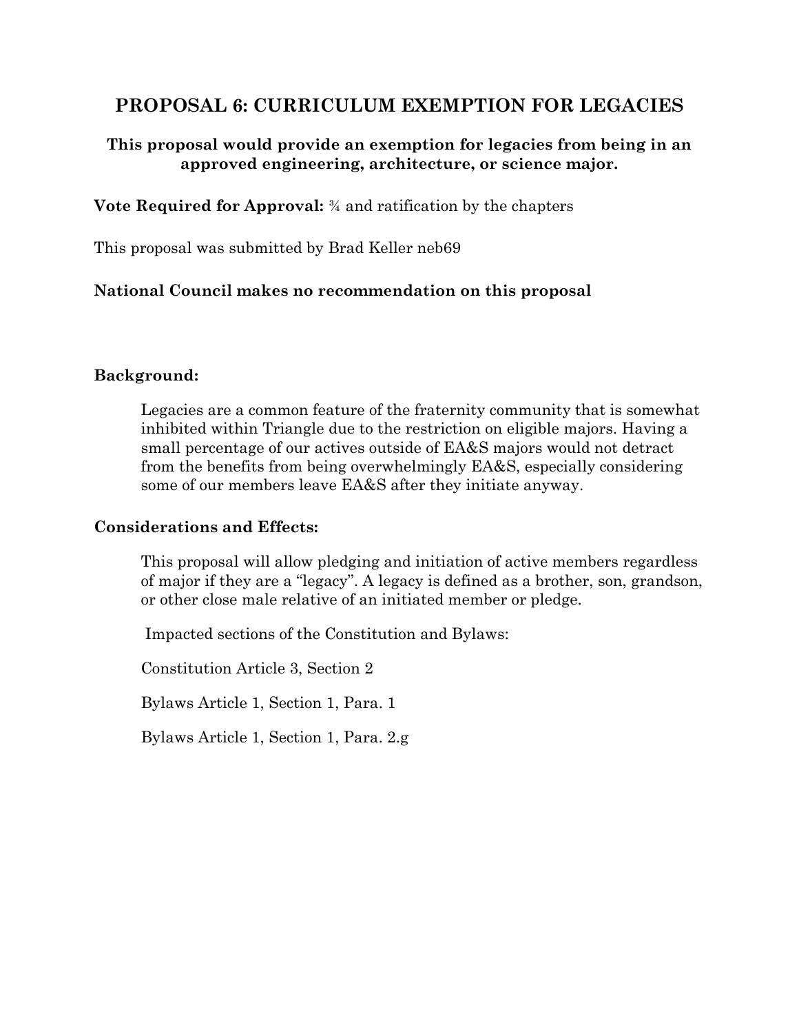## PROPOSAL 6: CURRICULUM EXEMPTION FOR LEGACIES

**This proposal would provide an exemption for legacies from being in an approved engineering, architecture, or science major.**

**Vote Required for Approval:** ¾ and ratification by the chapters

This proposal was submitted by Brad Keller neb69

**National Council makes no recommendation on this proposal**

**Background:**

Legacies are a common feature of the fraternity community that is somewhat inhibited within Triangle due to the restriction on eligible majors. Having a small percentage of our actives outside of EA&S majors would not detract from the benefits from being overwhelmingly EA&S, especially considering some of our members leave EA&S after they initiate anyway.

**Considerations and Effects:**

This proposal will allow pledging and initiation of active members regardless of major if they are a "legacy". A legacy is defined as a brother, son, grandson, or other close male relative of an initiated member or pledge.

Impacted sections of the Constitution and Bylaws:

Constitution Article 3, Section 2

Bylaws Article 1, Section 1, Para. 1

Bylaws Article 1, Section 1, Para. 2.g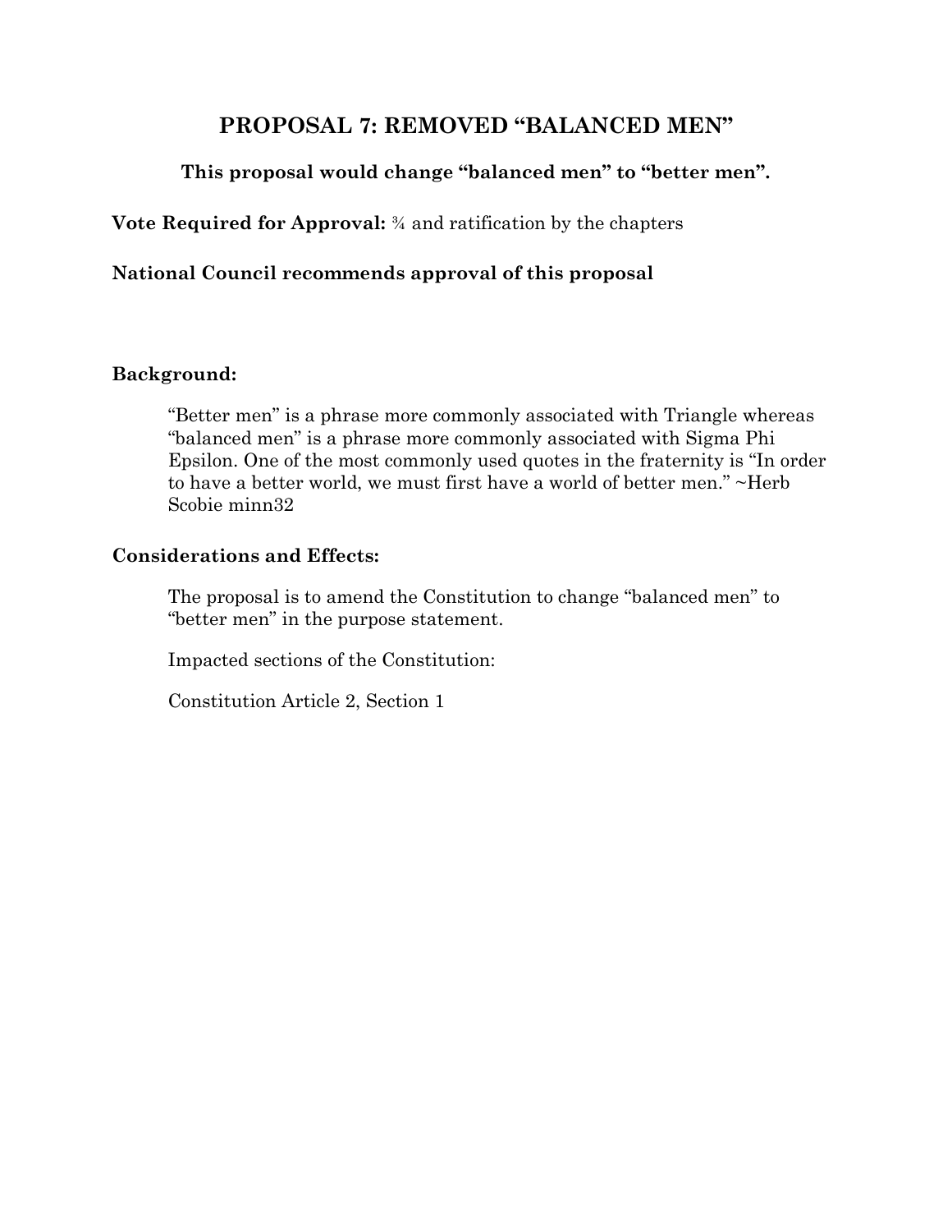## PROPOSAL 7: REMOVED "BALANCED MEN"

**This proposal would change "balanced men" to "better men".**

**Vote Required for Approval:** ¾ and ratification by the chapters

**National Council recommends approval of this proposal**

### Background:

"Better men" is a phrase more commonly associated with Triangle whereas "balanced men" is a phrase more commonly associated with Sigma Phi Epsilon. One of the most commonly used quotes in the fraternity is "In order to have a better world, we must first have a world of better men." ~Herb Scobie minn32

### Considerations and Effects:

The proposal is to amend the Constitution to change "balanced men" to "better men" in the purpose statement.

Impacted sections of the Constitution:

Constitution Article 2, Section 1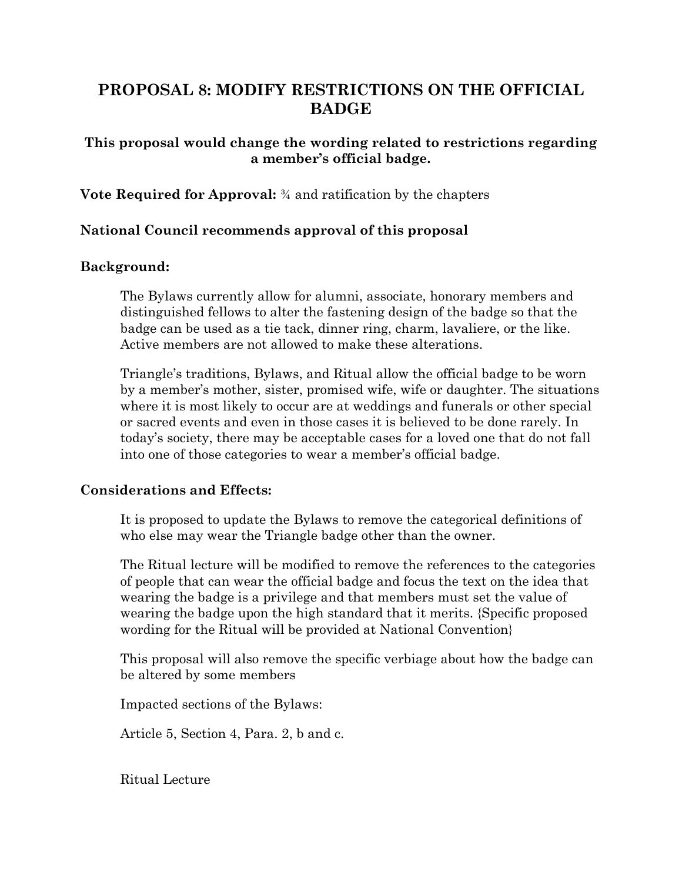# PROPOSAL 8: MODIFY RESTRICTIONS ON THE OFFICIAL BADGE

### This proposal would change the wording related to restrictions regarding a member's official badge.

**Vote Required for Approval:** ¾ and ratification by the chapters

**National Council recommends approval of this proposal**

**Background:**

The Bylaws currently allow for alumni, associate, honorary members and distinguished fellows to alter the fastening design of the badge so that the badge can be used as a tie tack, dinner ring, charm, lavaliere, or the like. Active members are not allowed to make these alterations.

Triangle's traditions, Bylaws, and Ritual allow the official badge to be worn by a member's mother, sister, promised wife, wife or daughter. The situations where it is most likely to occur are at weddings and funerals or other special or sacred events and even in those cases it is believed to be done rarely. In today's society, there may be acceptable cases for a loved one that do not fall into one of those categories to wear a member's official badge.

**Considerations and Effects:**

It is proposed to update the Bylaws to remove the categorical definitions of who else may wear the Triangle badge other than the owner.

The Ritual lecture will be modified to remove the references to the categories of people that can wear the official badge and focus the text on the idea that wearing the badge is a privilege and that members must set the value of wearing the badge upon the high standard that it merits. {Specific proposed wording for the Ritual will be provided at National Convention}

This proposal will also remove the specific verbiage about how the badge can be altered by some members

Impacted sections of the Bylaws:

Article 5, Section 4, Para. 2, b and c.

Ritual Lecture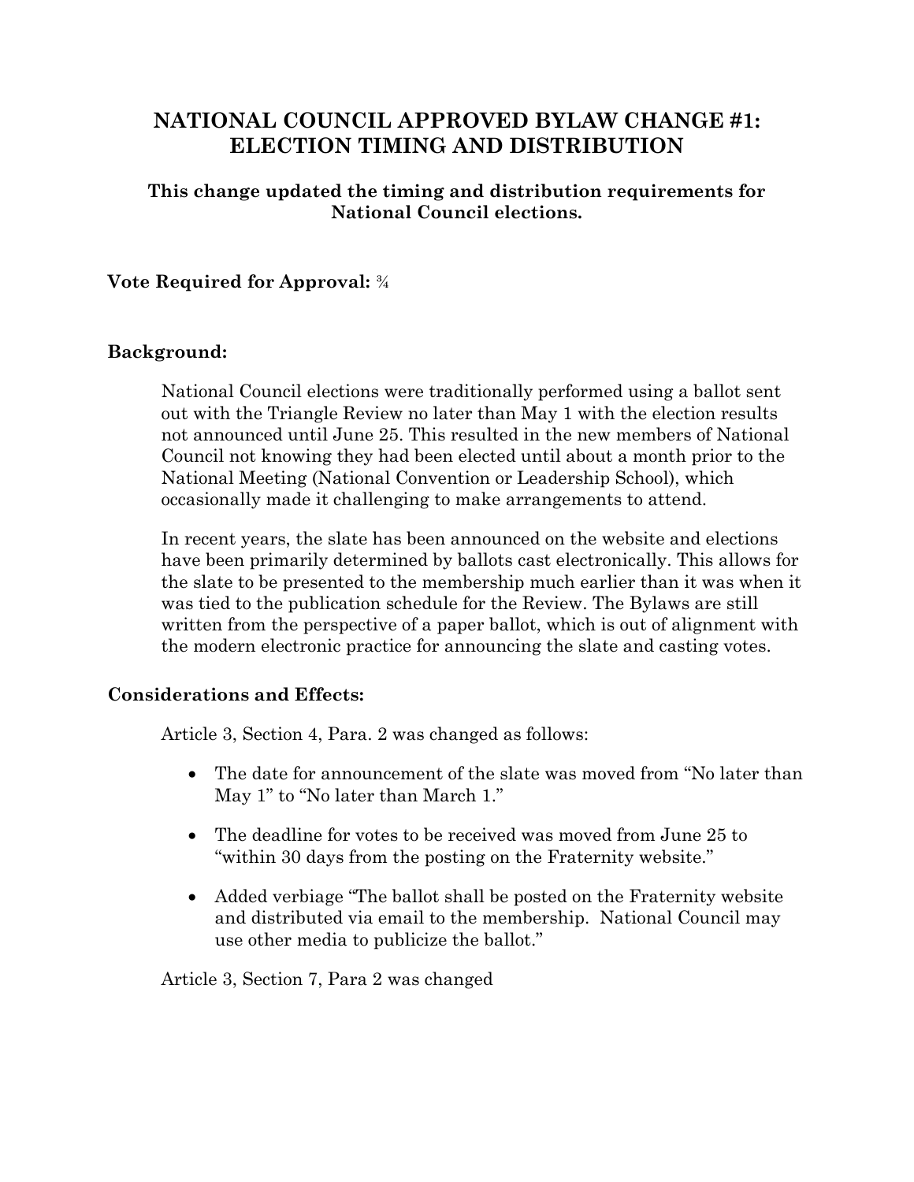# NATIONAL COUNCIL APPROVED BYLAW CHANGE #1: ELECTION TIMING AND DISTRIBUTION

**This change updated the timing and distribution requirements for National Council elections.**

**Vote Required for Approval:** ¾

**Background:**

National Council elections were traditionally performed using a ballot sent out with the Triangle Review no later than May 1 with the election results not announced until June 25. This resulted in the new members of National Council not knowing they had been elected until about a month prior to the National Meeting (National Convention or Leadership School), which occasionally made it challenging to make arrangements to attend.

In recent years, the slate has been announced on the website and elections have been primarily determined by ballots cast electronically. This allows for the slate to be presented to the membership much earlier than it was when it was tied to the publication schedule for the Review. The Bylaws are still written from the perspective of a paper ballot, which is out of alignment with the modern electronic practice for announcing the slate and casting votes.

**Considerations and Effects:**

Article 3, Section 4, Para. 2 was changed as follows:

- The date for announcement of the slate was moved from "No later than May 1" to "No later than March 1."
- The deadline for votes to be received was moved from June 25 to "within 30 days from the posting on the Fraternity website."
- Added verbiage "The ballot shall be posted on the Fraternity website and distributed via email to the membership. National Council may use other media to publicize the ballot."

Article 3, Section 7, Para 2 was changed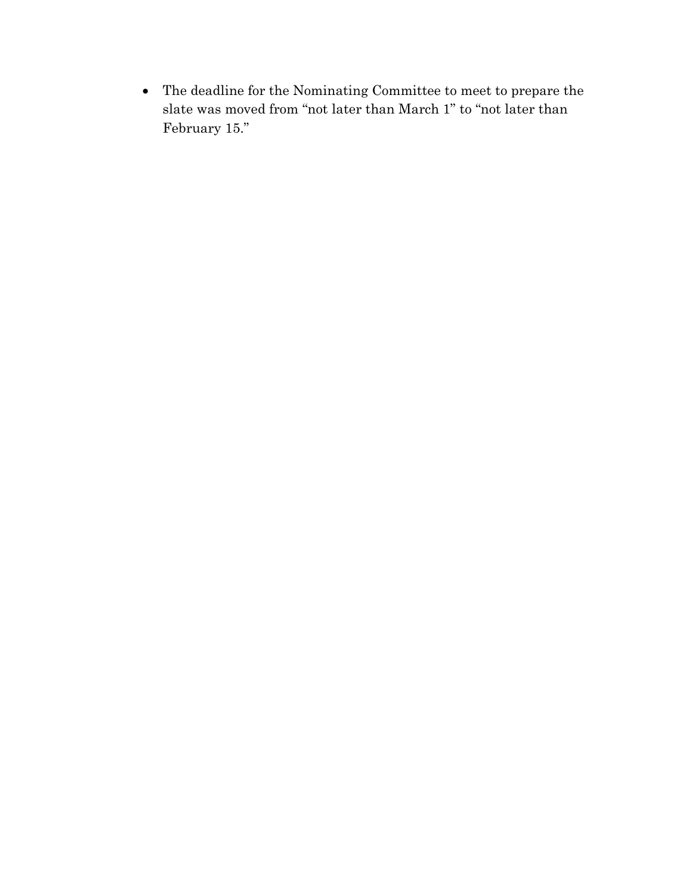- The deadline for the Nominating Committee to meet to prepare the slate was moved from “not later than March 1” to “not later than February 15.”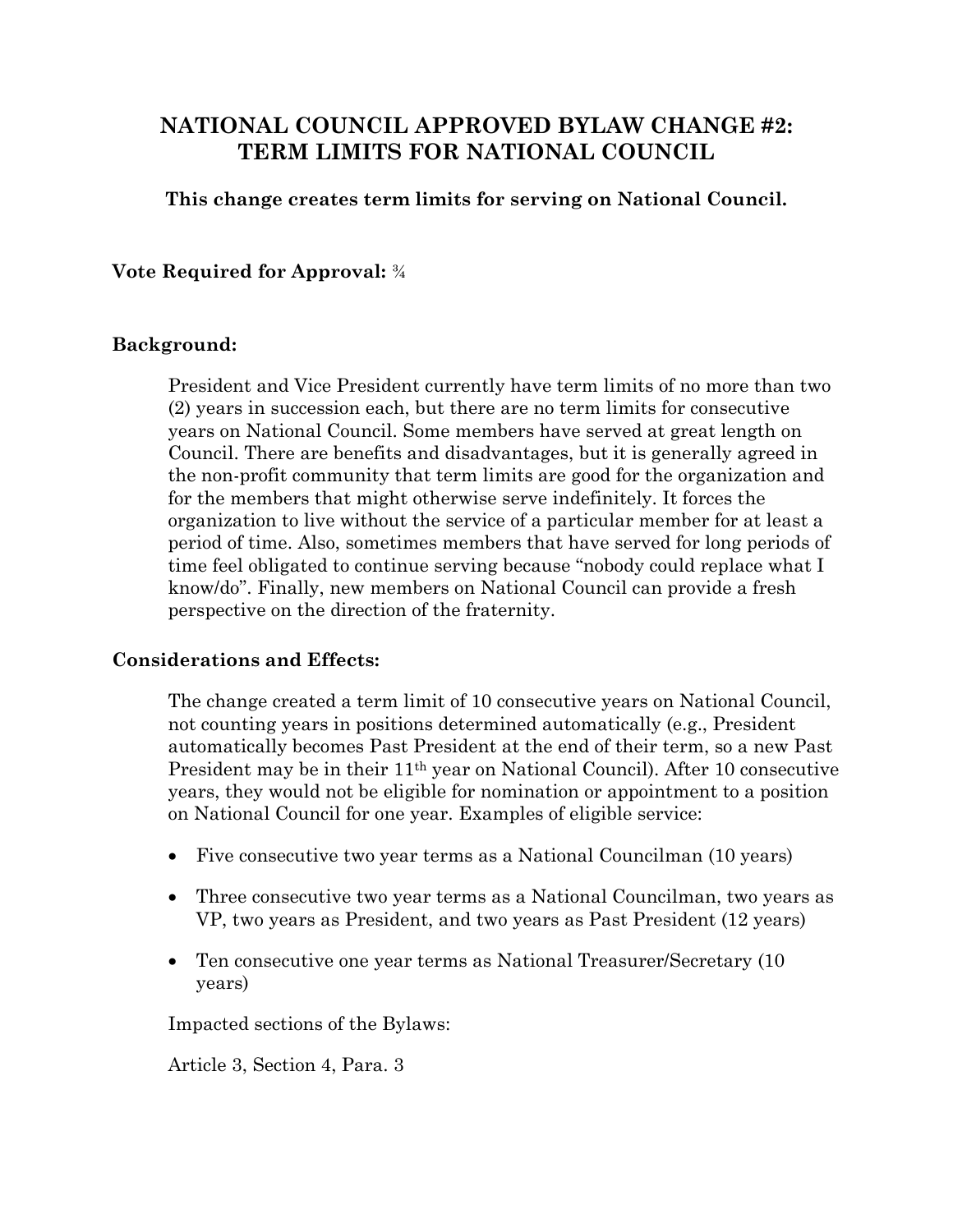# NATIONAL COUNCIL APPROVED BYLAW CHANGE #2: TERM LIMITS FOR NATIONAL COUNCIL

**This change creates term limits for serving on National Council.**

**Vote Required for Approval:** ¾

**Background:**

President and Vice President currently have term limits of no more than two (2) years in succession each, but there are no term limits for consecutive years on National Council. Some members have served at great length on Council. There are benefits and disadvantages, but it is generally agreed in the non-profit community that term limits are good for the organization and for the members that might otherwise serve indefinitely. It forces the organization to live without the service of a particular member for at least a period of time. Also, sometimes members that have served for long periods of time feel obligated to continue serving because "nobody could replace what I know/do". Finally, new members on National Council can provide a fresh perspective on the direction of the fraternity.

**Considerations and Effects:**

The change created a term limit of 10 consecutive years on National Council, not counting years in positions determined automatically (e.g., President automatically becomes Past President at the end of their term, so a new Past President may be in their 11th year on National Council). After 10 consecutive years, they would not be eligible for nomination or appointment to a position on National Council for one year. Examples of eligible service:

- Five consecutive two year terms as a National Councilman (10 years)
- Three consecutive two year terms as a National Councilman, two years as VP, two years as President, and two years as Past President (12 years)
- Ten consecutive one year terms as National Treasurer/Secretary (10 years)

Impacted sections of the Bylaws:

Article 3, Section 4, Para. 3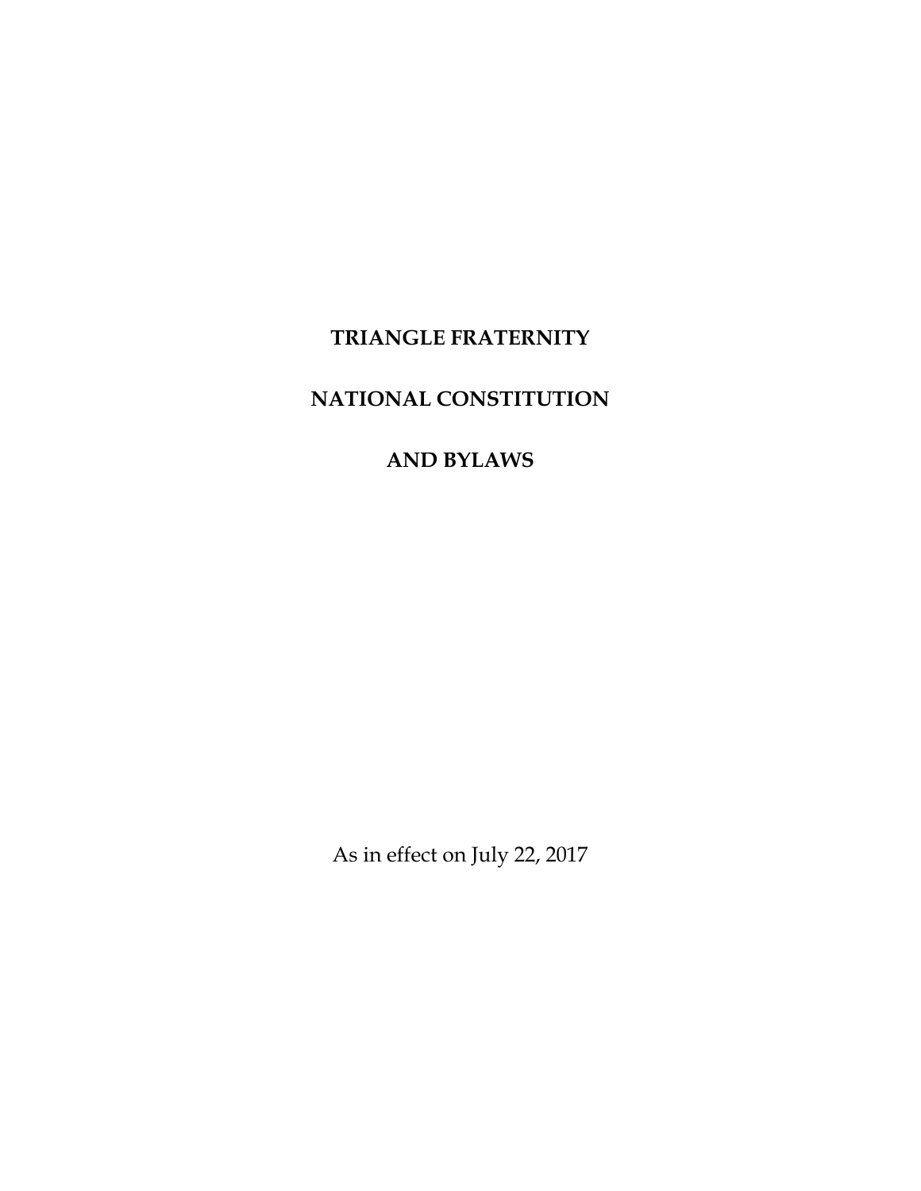# TRIANGLE FRATERNITY

# NATIONAL CONSTITUTION

# AND BYLAWS

As in effect on July 22, 2017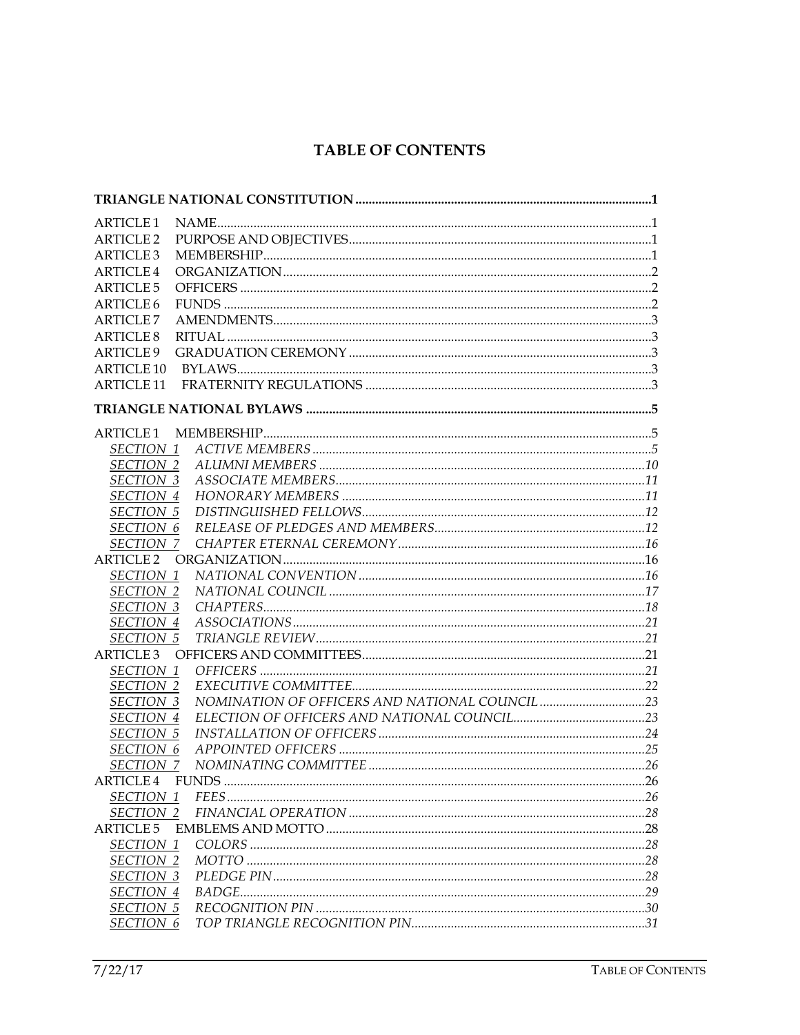# TABLE OF CONTENTS

**TRIANGLE NATIONAL CONSTITUTION** ........................................................................................**1**

ARTICLE 1 NAME ..........................................................................................................1
ARTICLE 2 PURPOSE AND OBJECTIVES ..........................................................................1
ARTICLE 3 MEMBERSHIP ...............................................................................................1
ARTICLE 4 ORGANIZATION ...........................................................................................2
ARTICLE 5 OFFICERS ....................................................................................................2
ARTICLE 6 FUNDS .........................................................................................................2
ARTICLE 7 AMENDMENTS ..............................................................................................3
ARTICLE 8 RITUAL ........................................................................................................3
ARTICLE 9 GRADUATION CEREMONY ............................................................................3
ARTICLE 10 BYLAWS .....................................................................................................3
ARTICLE 11 FRATERNITY REGULATIONS ........................................................................3

**TRIANGLE NATIONAL BYLAWS** ..........................................................................................**5**

ARTICLE 1 MEMBERSHIP ...............................................................................................5
- *SECTION 1 ACTIVE MEMBERS* ........................................................................5
- *SECTION 2 ALUMNI MEMBERS* ......................................................................10
- *SECTION 3 ASSOCIATE MEMBERS* .................................................................11
- *SECTION 4 HONORARY MEMBERS* .................................................................11
- *SECTION 5 DISTINGUISHED FELLOWS* ............................................................12
- *SECTION 6 RELEASE OF PLEDGES AND MEMBERS* ..........................................12
- *SECTION 7 CHAPTER ETERNAL CEREMONY* ....................................................16

ARTICLE 2 ORGANIZATION ...........................................................................................16
- *SECTION 1 NATIONAL CONVENTION* ..............................................................16
- *SECTION 2 NATIONAL COUNCIL* ....................................................................17
- *SECTION 3 CHAPTERS* ..................................................................................18
- *SECTION 4 ASSOCIATIONS* ............................................................................21
- *SECTION 5 TRIANGLE REVIEW* .......................................................................21

ARTICLE 3 OFFICERS AND COMMITTEES ........................................................................21
- *SECTION 1 OFFICERS* ....................................................................................21
- *SECTION 2 EXECUTIVE COMMITTEE* ...............................................................22
- *SECTION 3 NOMINATION OF OFFICERS AND NATIONAL COUNCIL* ....................23
- *SECTION 4 ELECTION OF OFFICERS AND NATIONAL COUNCIL* .........................23
- *SECTION 5 INSTALLATION OF OFFICERS* ........................................................24
- *SECTION 6 APPOINTED OFFICERS* ..................................................................25
- *SECTION 7 NOMINATING COMMITTEE* ............................................................26

ARTICLE 4 FUNDS .........................................................................................................26
- *SECTION 1 FEES* ...........................................................................................26
- *SECTION 2 FINANCIAL OPERATION* ................................................................28

ARTICLE 5 EMBLEMS AND MOTTO .................................................................................28
- *SECTION 1 COLORS* ......................................................................................28
- *SECTION 2 MOTTO* .......................................................................................28
- *SECTION 3 PLEDGE PIN* .................................................................................28
- *SECTION 4 BADGE* ........................................................................................29
- *SECTION 5 RECOGNITION PIN* .......................................................................30
- *SECTION 6 TOP TRIANGLE RECOGNITION PIN* ................................................31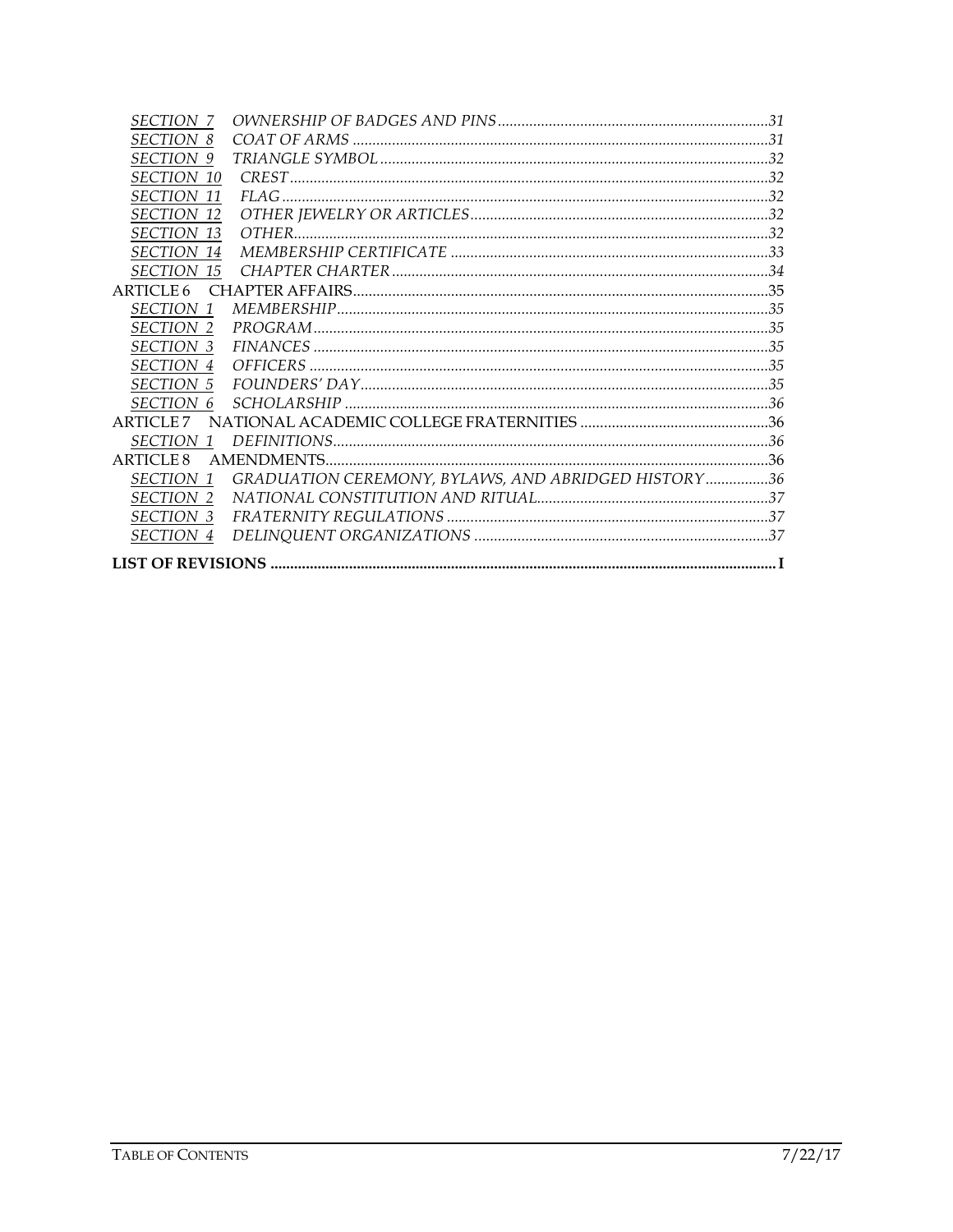*SECTION 7* *OWNERSHIP OF BADGES AND PINS* ....................................................................31
*SECTION 8* *COAT OF ARMS* ........................................................................................31
*SECTION 9* *TRIANGLE SYMBOL* ..................................................................................32
*SECTION 10* *CREST*.........................................................................................................32
*SECTION 11* *FLAG*...........................................................................................................32
*SECTION 12* *OTHER JEWELRY OR ARTICLES*...........................................................32
*SECTION 13* *OTHER*........................................................................................................32
*SECTION 14* *MEMBERSHIP CERTIFICATE* ...............................................................33
*SECTION 15* *CHAPTER CHARTER* ...............................................................................34
ARTICLE 6 CHAPTER AFFAIRS........................................................................................35
*SECTION 1* *MEMBERSHIP*.............................................................................................35
*SECTION 2* *PROGRAM*...................................................................................................35
*SECTION 3* *FINANCES* ...................................................................................................35
*SECTION 4* *OFFICERS* ....................................................................................................35
*SECTION 5* *FOUNDERS' DAY*.......................................................................................35
*SECTION 6* *SCHOLARSHIP* ...........................................................................................36
ARTICLE 7 NATIONAL ACADEMIC COLLEGE FRATERNITIES ................................................36
*SECTION 1* *DEFINITIONS*..............................................................................................36
ARTICLE 8 AMENDMENTS................................................................................................36
*SECTION 1* *GRADUATION CEREMONY, BYLAWS, AND ABRIDGED HISTORY*................36
*SECTION 2* *NATIONAL CONSTITUTION AND RITUAL*...........................................................37
*SECTION 3* *FRATERNITY REGULATIONS* .................................................................37
*SECTION 4* *DELINQUENT ORGANIZATIONS* ...........................................................37

**LIST OF REVISIONS ............................................................................................................. I**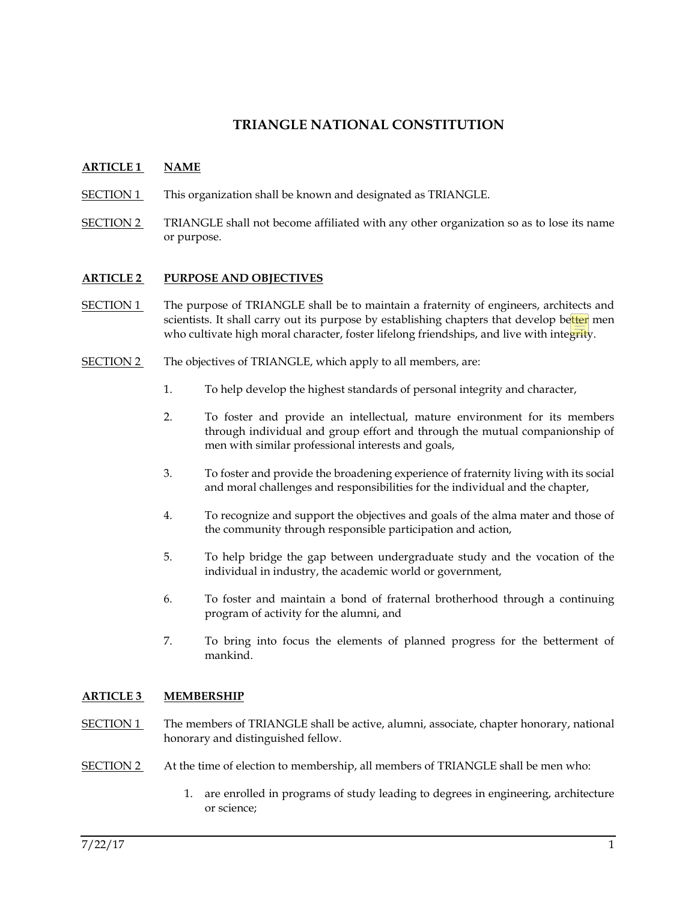# TRIANGLE NATIONAL CONSTITUTION

## ARTICLE 1 NAME

SECTION 1 This organization shall be known and designated as TRIANGLE.

SECTION 2 TRIANGLE shall not become affiliated with any other organization so as to lose its name or purpose.

## ARTICLE 2 PURPOSE AND OBJECTIVES

SECTION 1 The purpose of TRIANGLE shall be to maintain a fraternity of engineers, architects and scientists. It shall carry out its purpose by establishing chapters that develop better men who cultivate high moral character, foster lifelong friendships, and live with integrity.

SECTION 2 The objectives of TRIANGLE, which apply to all members, are:

1. To help develop the highest standards of personal integrity and character,
2. To foster and provide an intellectual, mature environment for its members through individual and group effort and through the mutual companionship of men with similar professional interests and goals,
3. To foster and provide the broadening experience of fraternity living with its social and moral challenges and responsibilities for the individual and the chapter,
4. To recognize and support the objectives and goals of the alma mater and those of the community through responsible participation and action,
5. To help bridge the gap between undergraduate study and the vocation of the individual in industry, the academic world or government,
6. To foster and maintain a bond of fraternal brotherhood through a continuing program of activity for the alumni, and
7. To bring into focus the elements of planned progress for the betterment of mankind.

## ARTICLE 3 MEMBERSHIP

SECTION 1 The members of TRIANGLE shall be active, alumni, associate, chapter honorary, national honorary and distinguished fellow.

SECTION 2 At the time of election to membership, all members of TRIANGLE shall be men who:

1. are enrolled in programs of study leading to degrees in engineering, architecture or science;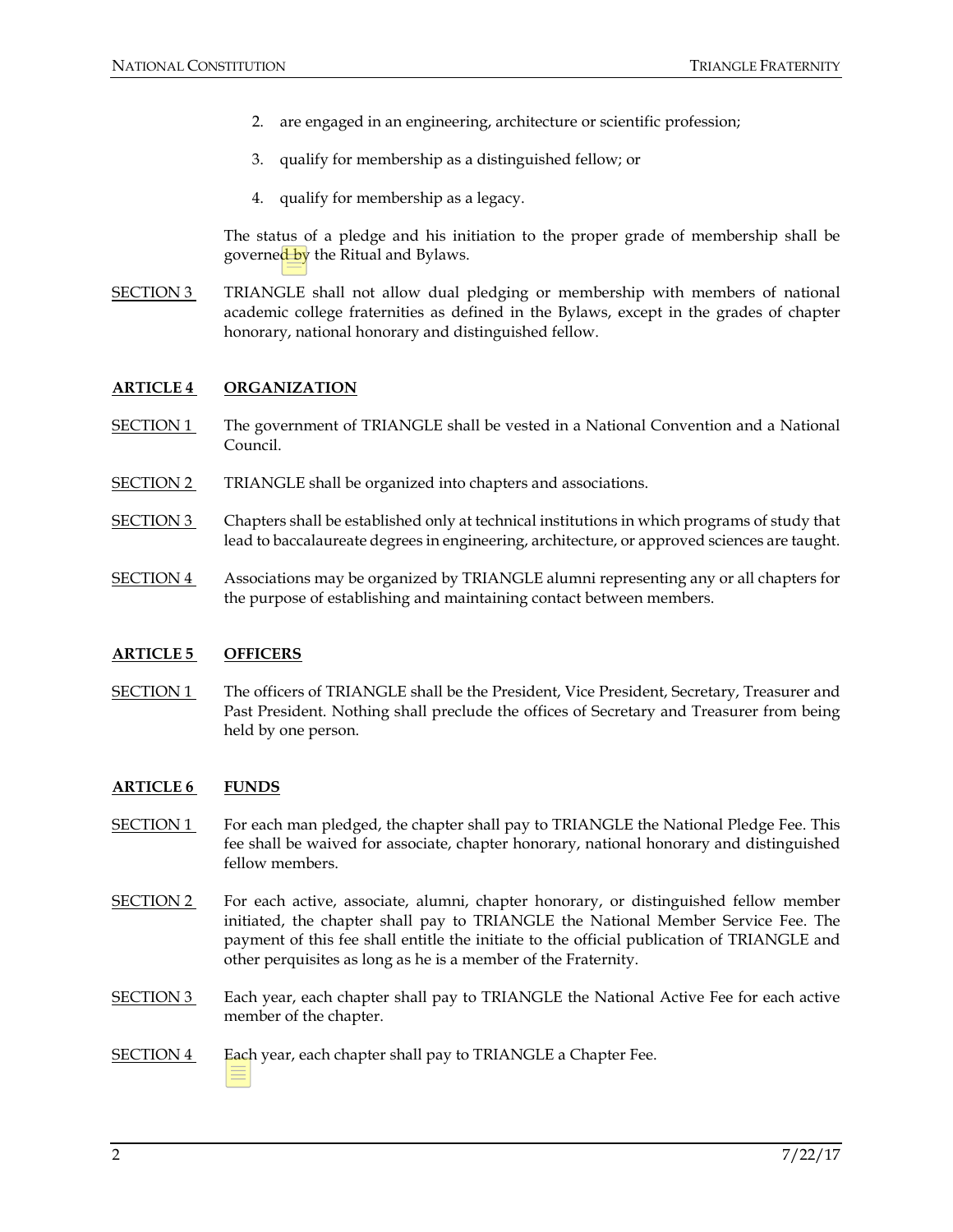2. are engaged in an engineering, architecture or scientific profession;
3. qualify for membership as a distinguished fellow; or
4. qualify for membership as a legacy.

The status of a pledge and his initiation to the proper grade of membership shall be governed by the Ritual and Bylaws.

SECTION 3 TRIANGLE shall not allow dual pledging or membership with members of national academic college fraternities as defined in the Bylaws, except in the grades of chapter honorary, national honorary and distinguished fellow.

## ARTICLE 4 ORGANIZATION

SECTION 1 The government of TRIANGLE shall be vested in a National Convention and a National Council.

SECTION 2 TRIANGLE shall be organized into chapters and associations.

SECTION 3 Chapters shall be established only at technical institutions in which programs of study that lead to baccalaureate degrees in engineering, architecture, or approved sciences are taught.

SECTION 4 Associations may be organized by TRIANGLE alumni representing any or all chapters for the purpose of establishing and maintaining contact between members.

## ARTICLE 5 OFFICERS

SECTION 1 The officers of TRIANGLE shall be the President, Vice President, Secretary, Treasurer and Past President. Nothing shall preclude the offices of Secretary and Treasurer from being held by one person.

## ARTICLE 6 FUNDS

SECTION 1 For each man pledged, the chapter shall pay to TRIANGLE the National Pledge Fee. This fee shall be waived for associate, chapter honorary, national honorary and distinguished fellow members.

SECTION 2 For each active, associate, alumni, chapter honorary, or distinguished fellow member initiated, the chapter shall pay to TRIANGLE the National Member Service Fee. The payment of this fee shall entitle the initiate to the official publication of TRIANGLE and other perquisites as long as he is a member of the Fraternity.

SECTION 3 Each year, each chapter shall pay to TRIANGLE the National Active Fee for each active member of the chapter.

SECTION 4 Each year, each chapter shall pay to TRIANGLE a Chapter Fee.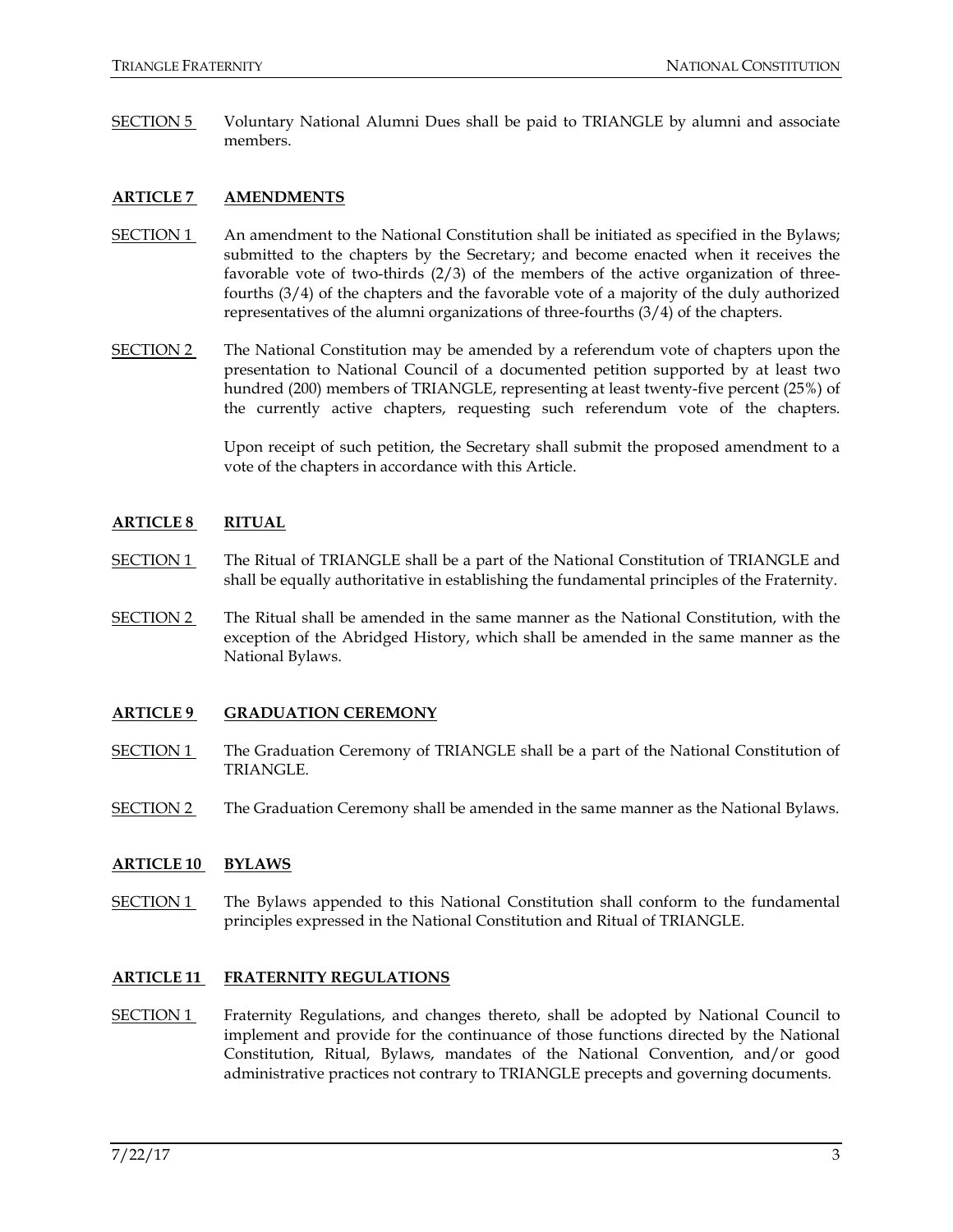SECTION 5 Voluntary National Alumni Dues shall be paid to TRIANGLE by alumni and associate members.

## ARTICLE 7 AMENDMENTS

SECTION 1 An amendment to the National Constitution shall be initiated as specified in the Bylaws; submitted to the chapters by the Secretary; and become enacted when it receives the favorable vote of two-thirds (2/3) of the members of the active organization of three-fourths (3/4) of the chapters and the favorable vote of a majority of the duly authorized representatives of the alumni organizations of three-fourths (3/4) of the chapters.

SECTION 2 The National Constitution may be amended by a referendum vote of chapters upon the presentation to National Council of a documented petition supported by at least two hundred (200) members of TRIANGLE, representing at least twenty-five percent (25%) of the currently active chapters, requesting such referendum vote of the chapters.

Upon receipt of such petition, the Secretary shall submit the proposed amendment to a vote of the chapters in accordance with this Article.

## ARTICLE 8 RITUAL

SECTION 1 The Ritual of TRIANGLE shall be a part of the National Constitution of TRIANGLE and shall be equally authoritative in establishing the fundamental principles of the Fraternity.

SECTION 2 The Ritual shall be amended in the same manner as the National Constitution, with the exception of the Abridged History, which shall be amended in the same manner as the National Bylaws.

## ARTICLE 9 GRADUATION CEREMONY

SECTION 1 The Graduation Ceremony of TRIANGLE shall be a part of the National Constitution of TRIANGLE.

SECTION 2 The Graduation Ceremony shall be amended in the same manner as the National Bylaws.

## ARTICLE 10 BYLAWS

SECTION 1 The Bylaws appended to this National Constitution shall conform to the fundamental principles expressed in the National Constitution and Ritual of TRIANGLE.

## ARTICLE 11 FRATERNITY REGULATIONS

SECTION 1 Fraternity Regulations, and changes thereto, shall be adopted by National Council to implement and provide for the continuance of those functions directed by the National Constitution, Ritual, Bylaws, mandates of the National Convention, and/or good administrative practices not contrary to TRIANGLE precepts and governing documents.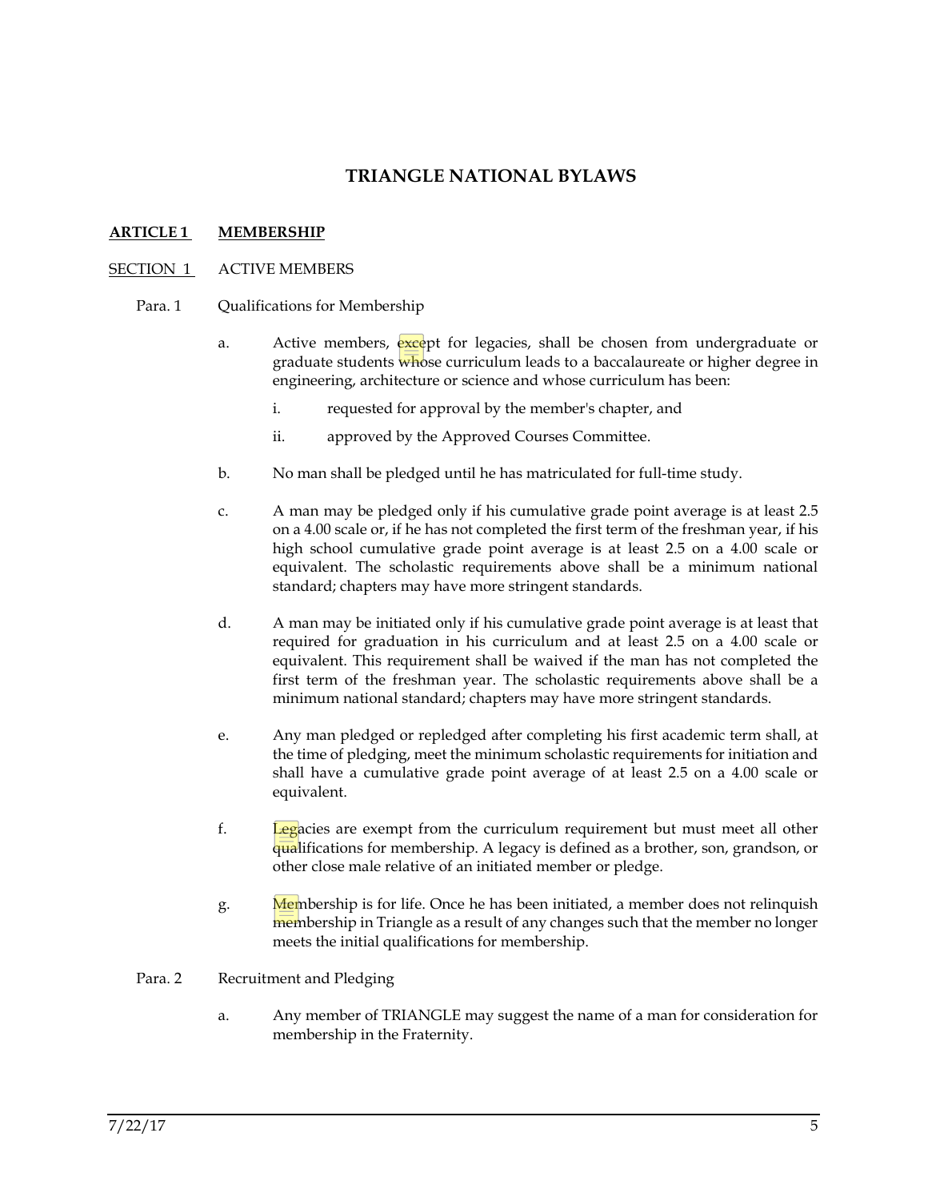# TRIANGLE NATIONAL BYLAWS

## ARTICLE 1 MEMBERSHIP

### SECTION 1 ACTIVE MEMBERS

Para. 1 Qualifications for Membership

a. Active members, except for legacies, shall be chosen from undergraduate or graduate students whose curriculum leads to a baccalaureate or higher degree in engineering, architecture or science and whose curriculum has been:

   i. requested for approval by the member's chapter, and

   ii. approved by the Approved Courses Committee.

b. No man shall be pledged until he has matriculated for full-time study.

c. A man may be pledged only if his cumulative grade point average is at least 2.5 on a 4.00 scale or, if he has not completed the first term of the freshman year, if his high school cumulative grade point average is at least 2.5 on a 4.00 scale or equivalent. The scholastic requirements above shall be a minimum national standard; chapters may have more stringent standards.

d. A man may be initiated only if his cumulative grade point average is at least that required for graduation in his curriculum and at least 2.5 on a 4.00 scale or equivalent. This requirement shall be waived if the man has not completed the first term of the freshman year. The scholastic requirements above shall be a minimum national standard; chapters may have more stringent standards.

e. Any man pledged or repledged after completing his first academic term shall, at the time of pledging, meet the minimum scholastic requirements for initiation and shall have a cumulative grade point average of at least 2.5 on a 4.00 scale or equivalent.

f. Legacies are exempt from the curriculum requirement but must meet all other qualifications for membership. A legacy is defined as a brother, son, grandson, or other close male relative of an initiated member or pledge.

g. Membership is for life. Once he has been initiated, a member does not relinquish membership in Triangle as a result of any changes such that the member no longer meets the initial qualifications for membership.

Para. 2 Recruitment and Pledging

a. Any member of TRIANGLE may suggest the name of a man for consideration for membership in the Fraternity.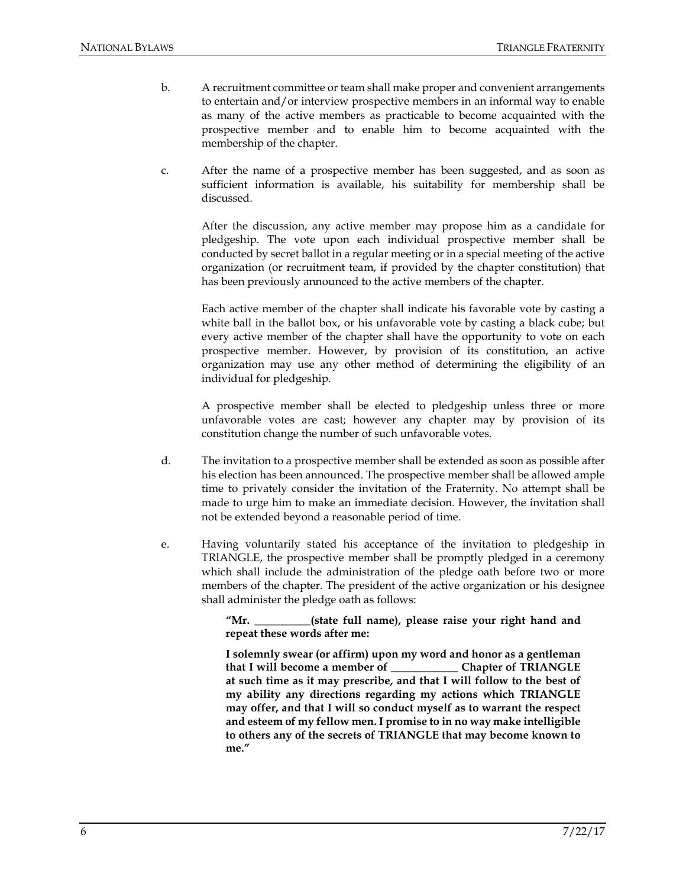b. A recruitment committee or team shall make proper and convenient arrangements to entertain and/or interview prospective members in an informal way to enable as many of the active members as practicable to become acquainted with the prospective member and to enable him to become acquainted with the membership of the chapter.

c. After the name of a prospective member has been suggested, and as soon as sufficient information is available, his suitability for membership shall be discussed.

   After the discussion, any active member may propose him as a candidate for pledgeship. The vote upon each individual prospective member shall be conducted by secret ballot in a regular meeting or in a special meeting of the active organization (or recruitment team, if provided by the chapter constitution) that has been previously announced to the active members of the chapter.

   Each active member of the chapter shall indicate his favorable vote by casting a white ball in the ballot box, or his unfavorable vote by casting a black cube; but every active member of the chapter shall have the opportunity to vote on each prospective member. However, by provision of its constitution, an active organization may use any other method of determining the eligibility of an individual for pledgeship.

   A prospective member shall be elected to pledgeship unless three or more unfavorable votes are cast; however any chapter may by provision of its constitution change the number of such unfavorable votes.

d. The invitation to a prospective member shall be extended as soon as possible after his election has been announced. The prospective member shall be allowed ample time to privately consider the invitation of the Fraternity. No attempt shall be made to urge him to make an immediate decision. However, the invitation shall not be extended beyond a reasonable period of time.

e. Having voluntarily stated his acceptance of the invitation to pledgeship in TRIANGLE, the prospective member shall be promptly pledged in a ceremony which shall include the administration of the pledge oath before two or more members of the chapter. The president of the active organization or his designee shall administer the pledge oath as follows:

   **"Mr. ___________(state full name), please raise your right hand and repeat these words after me:**

   **I solemnly swear (or affirm) upon my word and honor as a gentleman that I will become a member of _____________ Chapter of TRIANGLE at such time as it may prescribe, and that I will follow to the best of my ability any directions regarding my actions which TRIANGLE may offer, and that I will so conduct myself as to warrant the respect and esteem of my fellow men. I promise to in no way make intelligible to others any of the secrets of TRIANGLE that may become known to me."**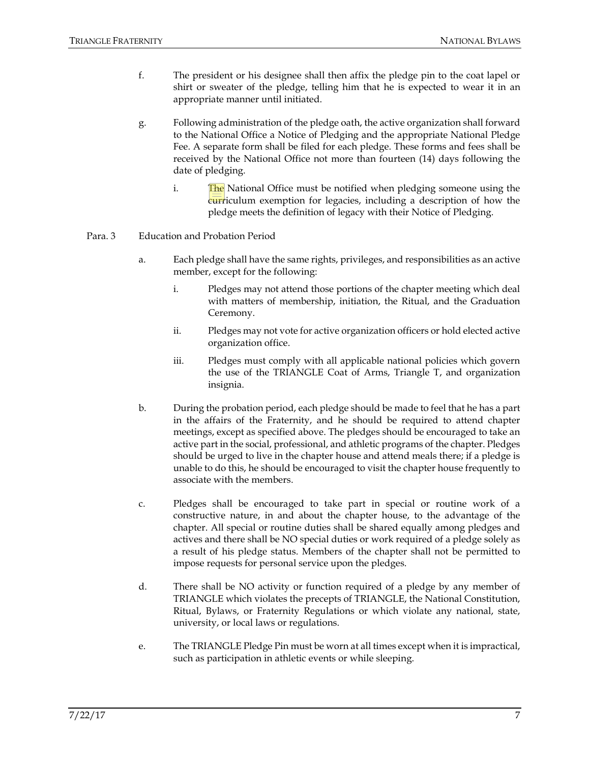f. The president or his designee shall then affix the pledge pin to the coat lapel or shirt or sweater of the pledge, telling him that he is expected to wear it in an appropriate manner until initiated.

g. Following administration of the pledge oath, the active organization shall forward to the National Office a Notice of Pledging and the appropriate National Pledge Fee. A separate form shall be filed for each pledge. These forms and fees shall be received by the National Office not more than fourteen (14) days following the date of pledging.

   i. The National Office must be notified when pledging someone using the curriculum exemption for legacies, including a description of how the pledge meets the definition of legacy with their Notice of Pledging.

Para. 3 Education and Probation Period

a. Each pledge shall have the same rights, privileges, and responsibilities as an active member, except for the following:

   i. Pledges may not attend those portions of the chapter meeting which deal with matters of membership, initiation, the Ritual, and the Graduation Ceremony.

   ii. Pledges may not vote for active organization officers or hold elected active organization office.

   iii. Pledges must comply with all applicable national policies which govern the use of the TRIANGLE Coat of Arms, Triangle T, and organization insignia.

b. During the probation period, each pledge should be made to feel that he has a part in the affairs of the Fraternity, and he should be required to attend chapter meetings, except as specified above. The pledges should be encouraged to take an active part in the social, professional, and athletic programs of the chapter. Pledges should be urged to live in the chapter house and attend meals there; if a pledge is unable to do this, he should be encouraged to visit the chapter house frequently to associate with the members.

c. Pledges shall be encouraged to take part in special or routine work of a constructive nature, in and about the chapter house, to the advantage of the chapter. All special or routine duties shall be shared equally among pledges and actives and there shall be NO special duties or work required of a pledge solely as a result of his pledge status. Members of the chapter shall not be permitted to impose requests for personal service upon the pledges.

d. There shall be NO activity or function required of a pledge by any member of TRIANGLE which violates the precepts of TRIANGLE, the National Constitution, Ritual, Bylaws, or Fraternity Regulations or which violate any national, state, university, or local laws or regulations.

e. The TRIANGLE Pledge Pin must be worn at all times except when it is impractical, such as participation in athletic events or while sleeping.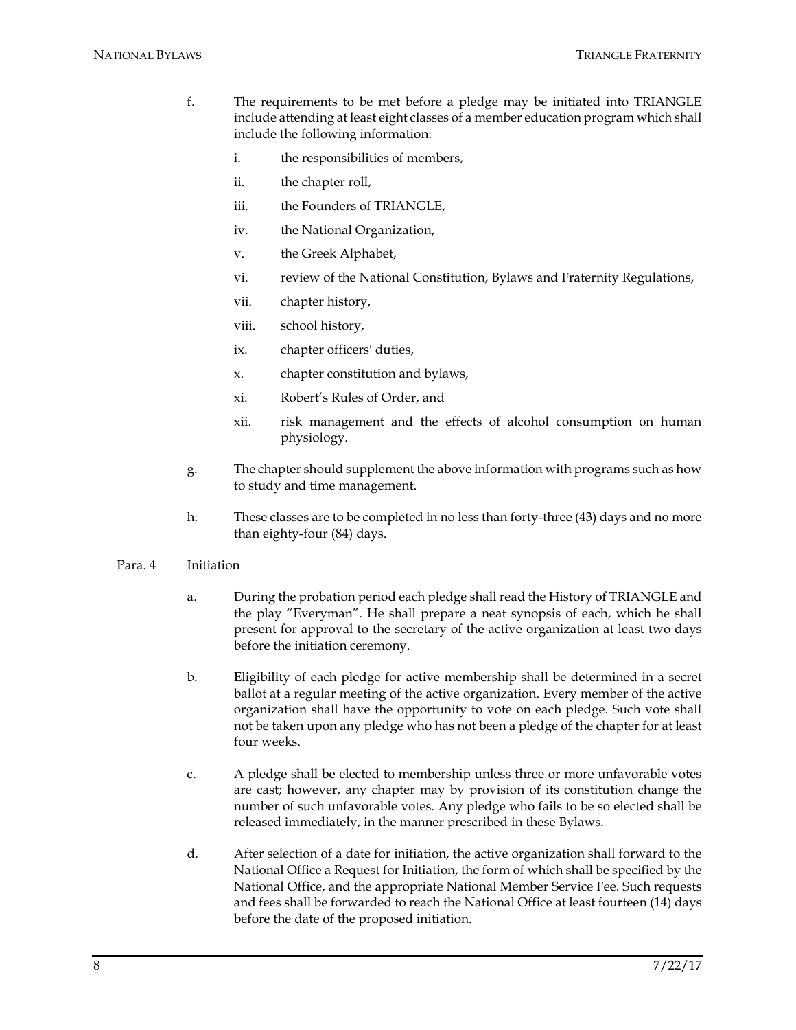f. The requirements to be met before a pledge may be initiated into TRIANGLE include attending at least eight classes of a member education program which shall include the following information:

   i. the responsibilities of members,

   ii. the chapter roll,

   iii. the Founders of TRIANGLE,

   iv. the National Organization,

   v. the Greek Alphabet,

   vi. review of the National Constitution, Bylaws and Fraternity Regulations,

   vii. chapter history,

   viii. school history,

   ix. chapter officers' duties,

   x. chapter constitution and bylaws,

   xi. Robert's Rules of Order, and

   xii. risk management and the effects of alcohol consumption on human physiology.

g. The chapter should supplement the above information with programs such as how to study and time management.

h. These classes are to be completed in no less than forty-three (43) days and no more than eighty-four (84) days.

Para. 4 Initiation

a. During the probation period each pledge shall read the History of TRIANGLE and the play "Everyman". He shall prepare a neat synopsis of each, which he shall present for approval to the secretary of the active organization at least two days before the initiation ceremony.

b. Eligibility of each pledge for active membership shall be determined in a secret ballot at a regular meeting of the active organization. Every member of the active organization shall have the opportunity to vote on each pledge. Such vote shall not be taken upon any pledge who has not been a pledge of the chapter for at least four weeks.

c. A pledge shall be elected to membership unless three or more unfavorable votes are cast; however, any chapter may by provision of its constitution change the number of such unfavorable votes. Any pledge who fails to be so elected shall be released immediately, in the manner prescribed in these Bylaws.

d. After selection of a date for initiation, the active organization shall forward to the National Office a Request for Initiation, the form of which shall be specified by the National Office, and the appropriate National Member Service Fee. Such requests and fees shall be forwarded to reach the National Office at least fourteen (14) days before the date of the proposed initiation.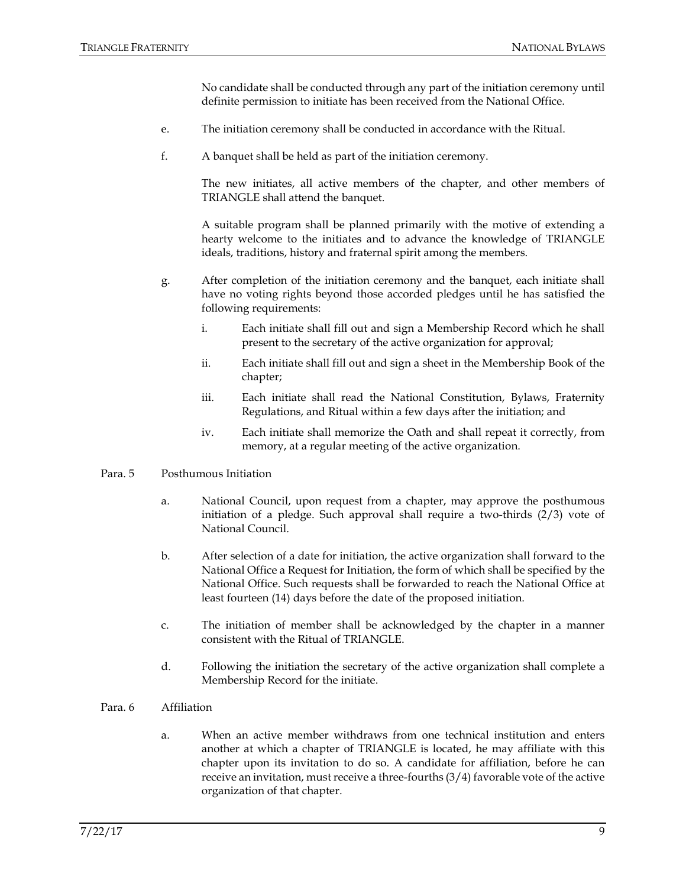No candidate shall be conducted through any part of the initiation ceremony until definite permission to initiate has been received from the National Office.

e. The initiation ceremony shall be conducted in accordance with the Ritual.

f. A banquet shall be held as part of the initiation ceremony.

The new initiates, all active members of the chapter, and other members of TRIANGLE shall attend the banquet.

A suitable program shall be planned primarily with the motive of extending a hearty welcome to the initiates and to advance the knowledge of TRIANGLE ideals, traditions, history and fraternal spirit among the members.

g. After completion of the initiation ceremony and the banquet, each initiate shall have no voting rights beyond those accorded pledges until he has satisfied the following requirements:

   i. Each initiate shall fill out and sign a Membership Record which he shall present to the secretary of the active organization for approval;

   ii. Each initiate shall fill out and sign a sheet in the Membership Book of the chapter;

   iii. Each initiate shall read the National Constitution, Bylaws, Fraternity Regulations, and Ritual within a few days after the initiation; and

   iv. Each initiate shall memorize the Oath and shall repeat it correctly, from memory, at a regular meeting of the active organization.

Para. 5 Posthumous Initiation

a. National Council, upon request from a chapter, may approve the posthumous initiation of a pledge. Such approval shall require a two-thirds (2/3) vote of National Council.

b. After selection of a date for initiation, the active organization shall forward to the National Office a Request for Initiation, the form of which shall be specified by the National Office. Such requests shall be forwarded to reach the National Office at least fourteen (14) days before the date of the proposed initiation.

c. The initiation of member shall be acknowledged by the chapter in a manner consistent with the Ritual of TRIANGLE.

d. Following the initiation the secretary of the active organization shall complete a Membership Record for the initiate.

Para. 6 Affiliation

a. When an active member withdraws from one technical institution and enters another at which a chapter of TRIANGLE is located, he may affiliate with this chapter upon its invitation to do so. A candidate for affiliation, before he can receive an invitation, must receive a three-fourths (3/4) favorable vote of the active organization of that chapter.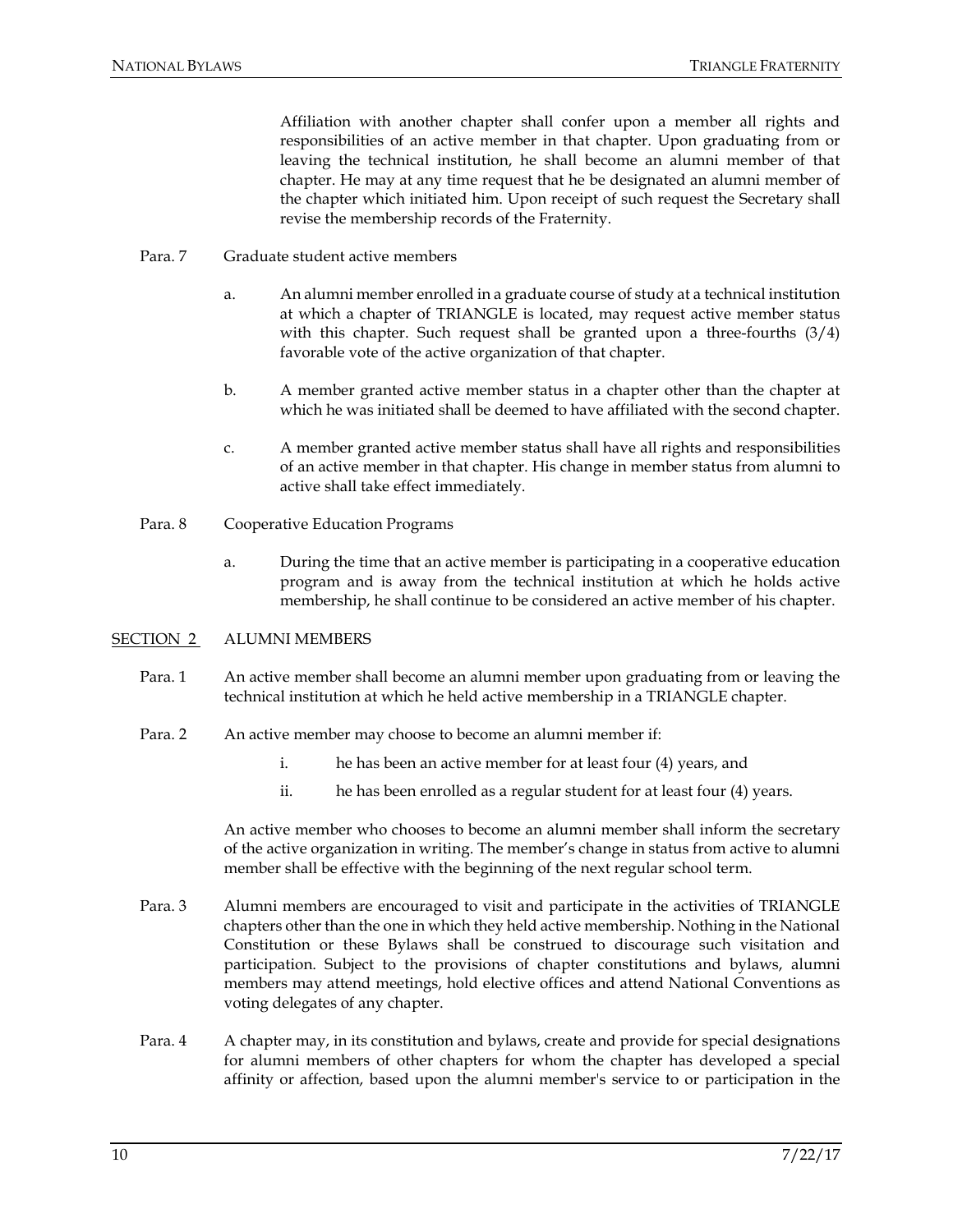Affiliation with another chapter shall confer upon a member all rights and responsibilities of an active member in that chapter. Upon graduating from or leaving the technical institution, he shall become an alumni member of that chapter. He may at any time request that he be designated an alumni member of the chapter which initiated him. Upon receipt of such request the Secretary shall revise the membership records of the Fraternity.

Para. 7 Graduate student active members

a. An alumni member enrolled in a graduate course of study at a technical institution at which a chapter of TRIANGLE is located, may request active member status with this chapter. Such request shall be granted upon a three-fourths (3/4) favorable vote of the active organization of that chapter.

b. A member granted active member status in a chapter other than the chapter at which he was initiated shall be deemed to have affiliated with the second chapter.

c. A member granted active member status shall have all rights and responsibilities of an active member in that chapter. His change in member status from alumni to active shall take effect immediately.

Para. 8 Cooperative Education Programs

a. During the time that an active member is participating in a cooperative education program and is away from the technical institution at which he holds active membership, he shall continue to be considered an active member of his chapter.

## SECTION 2 ALUMNI MEMBERS

Para. 1 An active member shall become an alumni member upon graduating from or leaving the technical institution at which he held active membership in a TRIANGLE chapter.

Para. 2 An active member may choose to become an alumni member if:

i. he has been an active member for at least four (4) years, and

ii. he has been enrolled as a regular student for at least four (4) years.

An active member who chooses to become an alumni member shall inform the secretary of the active organization in writing. The member's change in status from active to alumni member shall be effective with the beginning of the next regular school term.

Para. 3 Alumni members are encouraged to visit and participate in the activities of TRIANGLE chapters other than the one in which they held active membership. Nothing in the National Constitution or these Bylaws shall be construed to discourage such visitation and participation. Subject to the provisions of chapter constitutions and bylaws, alumni members may attend meetings, hold elective offices and attend National Conventions as voting delegates of any chapter.

Para. 4 A chapter may, in its constitution and bylaws, create and provide for special designations for alumni members of other chapters for whom the chapter has developed a special affinity or affection, based upon the alumni member's service to or participation in the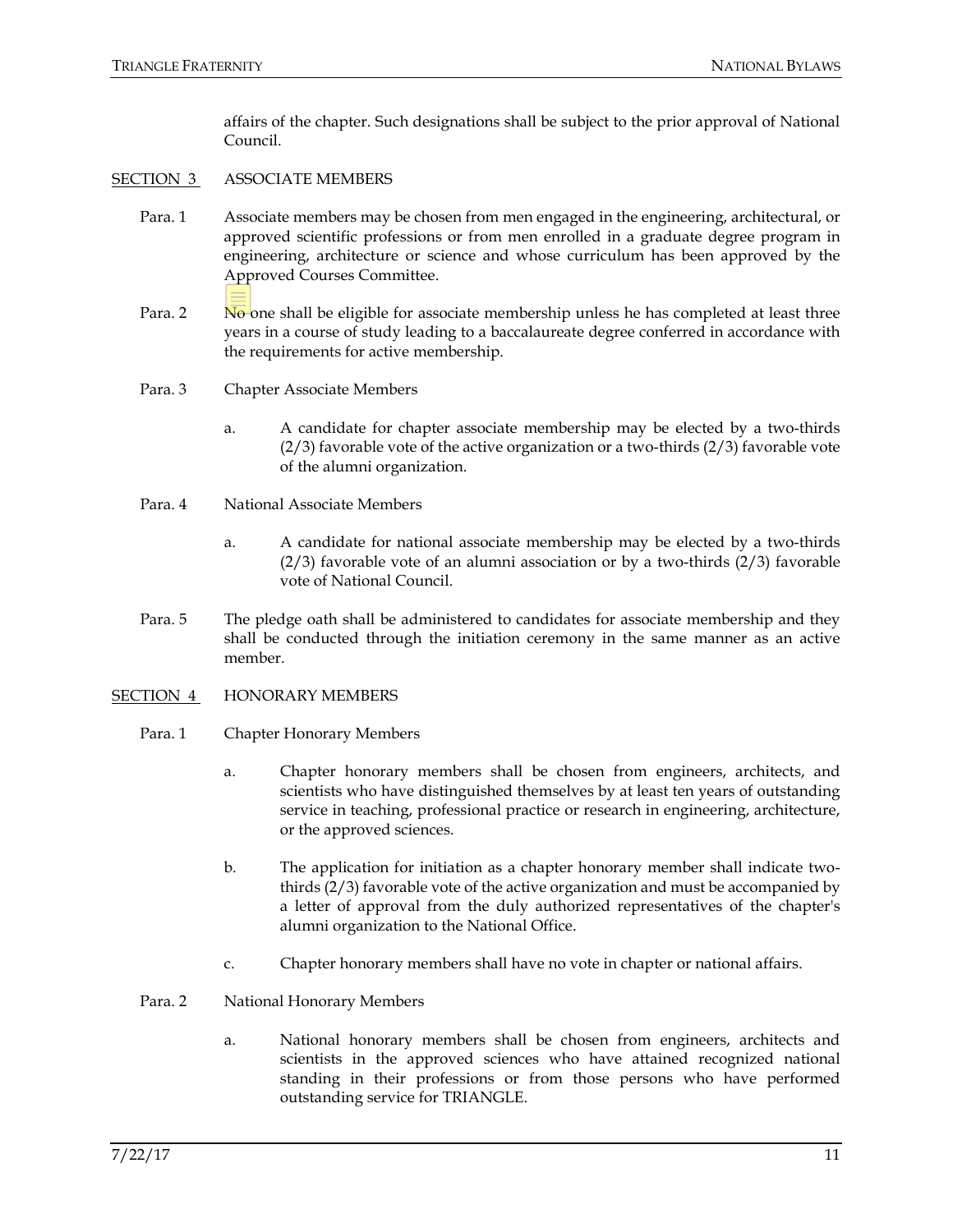affairs of the chapter. Such designations shall be subject to the prior approval of National Council.

SECTION 3 ASSOCIATE MEMBERS

Para. 1 Associate members may be chosen from men engaged in the engineering, architectural, or approved scientific professions or from men enrolled in a graduate degree program in engineering, architecture or science and whose curriculum has been approved by the Approved Courses Committee.

Para. 2 No one shall be eligible for associate membership unless he has completed at least three years in a course of study leading to a baccalaureate degree conferred in accordance with the requirements for active membership.

Para. 3 Chapter Associate Members

a. A candidate for chapter associate membership may be elected by a two-thirds (2/3) favorable vote of the active organization or a two-thirds (2/3) favorable vote of the alumni organization.

Para. 4 National Associate Members

a. A candidate for national associate membership may be elected by a two-thirds (2/3) favorable vote of an alumni association or by a two-thirds (2/3) favorable vote of National Council.

Para. 5 The pledge oath shall be administered to candidates for associate membership and they shall be conducted through the initiation ceremony in the same manner as an active member.

SECTION 4 HONORARY MEMBERS

Para. 1 Chapter Honorary Members

a. Chapter honorary members shall be chosen from engineers, architects, and scientists who have distinguished themselves by at least ten years of outstanding service in teaching, professional practice or research in engineering, architecture, or the approved sciences.

b. The application for initiation as a chapter honorary member shall indicate two-thirds (2/3) favorable vote of the active organization and must be accompanied by a letter of approval from the duly authorized representatives of the chapter's alumni organization to the National Office.

c. Chapter honorary members shall have no vote in chapter or national affairs.

Para. 2 National Honorary Members

a. National honorary members shall be chosen from engineers, architects and scientists in the approved sciences who have attained recognized national standing in their professions or from those persons who have performed outstanding service for TRIANGLE.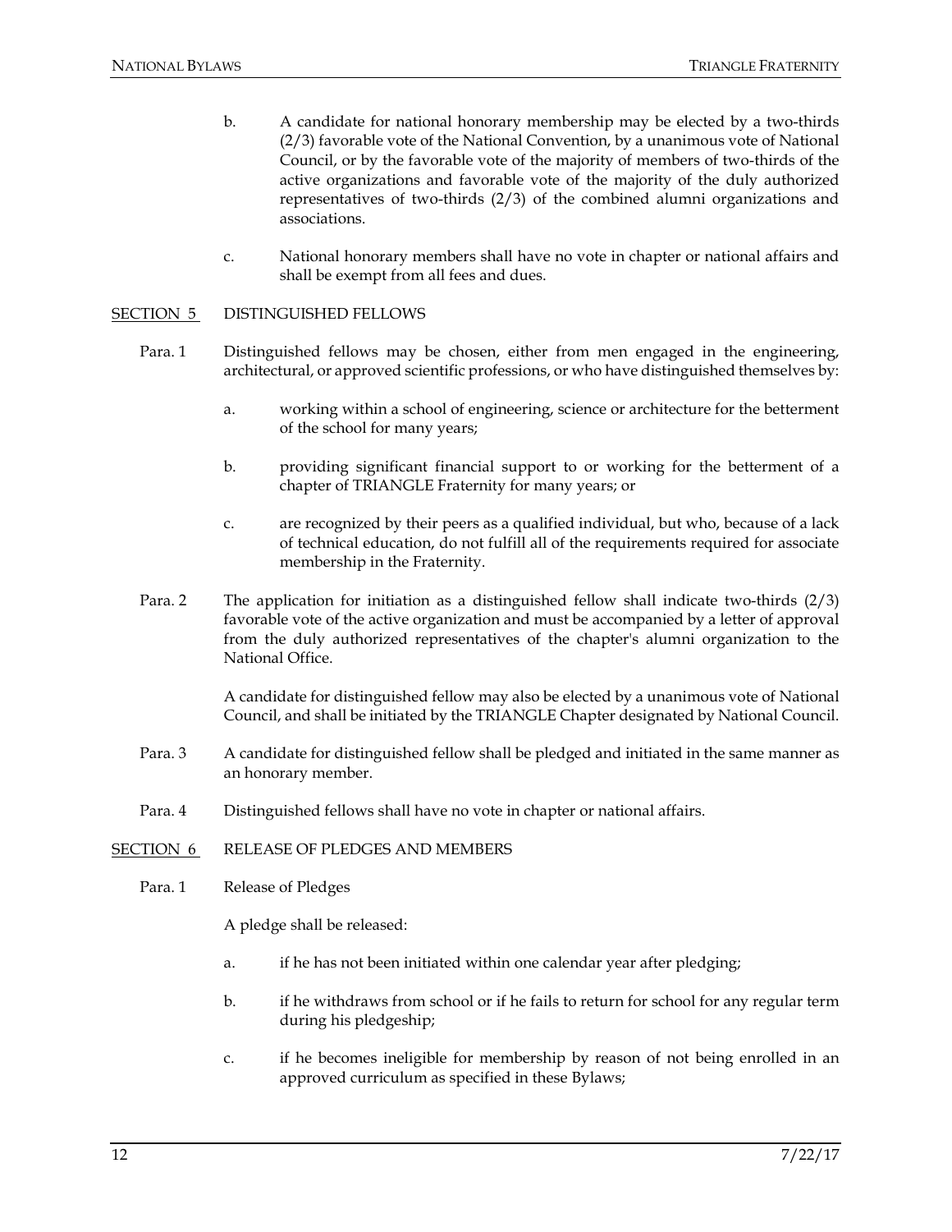b. A candidate for national honorary membership may be elected by a two-thirds (2/3) favorable vote of the National Convention, by a unanimous vote of National Council, or by the favorable vote of the majority of members of two-thirds of the active organizations and favorable vote of the majority of the duly authorized representatives of two-thirds (2/3) of the combined alumni organizations and associations.

c. National honorary members shall have no vote in chapter or national affairs and shall be exempt from all fees and dues.

## SECTION 5 DISTINGUISHED FELLOWS

Para. 1 Distinguished fellows may be chosen, either from men engaged in the engineering, architectural, or approved scientific professions, or who have distinguished themselves by:

a. working within a school of engineering, science or architecture for the betterment of the school for many years;

b. providing significant financial support to or working for the betterment of a chapter of TRIANGLE Fraternity for many years; or

c. are recognized by their peers as a qualified individual, but who, because of a lack of technical education, do not fulfill all of the requirements required for associate membership in the Fraternity.

Para. 2 The application for initiation as a distinguished fellow shall indicate two-thirds (2/3) favorable vote of the active organization and must be accompanied by a letter of approval from the duly authorized representatives of the chapter's alumni organization to the National Office.

A candidate for distinguished fellow may also be elected by a unanimous vote of National Council, and shall be initiated by the TRIANGLE Chapter designated by National Council.

Para. 3 A candidate for distinguished fellow shall be pledged and initiated in the same manner as an honorary member.

Para. 4 Distinguished fellows shall have no vote in chapter or national affairs.

## SECTION 6 RELEASE OF PLEDGES AND MEMBERS

Para. 1 Release of Pledges

A pledge shall be released:

a. if he has not been initiated within one calendar year after pledging;

b. if he withdraws from school or if he fails to return for school for any regular term during his pledgeship;

c. if he becomes ineligible for membership by reason of not being enrolled in an approved curriculum as specified in these Bylaws;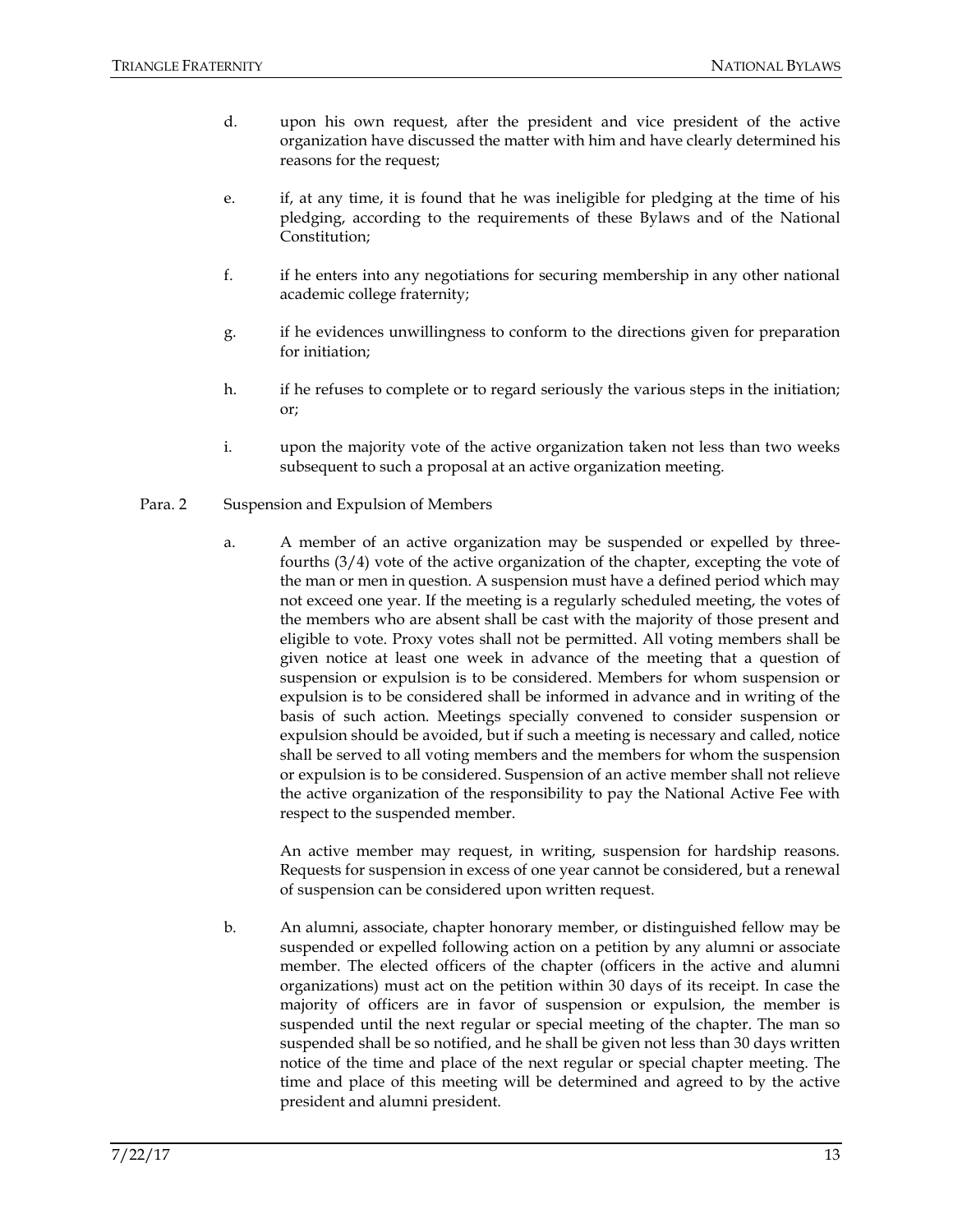d. upon his own request, after the president and vice president of the active organization have discussed the matter with him and have clearly determined his reasons for the request;

e. if, at any time, it is found that he was ineligible for pledging at the time of his pledging, according to the requirements of these Bylaws and of the National Constitution;

f. if he enters into any negotiations for securing membership in any other national academic college fraternity;

g. if he evidences unwillingness to conform to the directions given for preparation for initiation;

h. if he refuses to complete or to regard seriously the various steps in the initiation; or;

i. upon the majority vote of the active organization taken not less than two weeks subsequent to such a proposal at an active organization meeting.

Para. 2 Suspension and Expulsion of Members

a. A member of an active organization may be suspended or expelled by three-fourths (3/4) vote of the active organization of the chapter, excepting the vote of the man or men in question. A suspension must have a defined period which may not exceed one year. If the meeting is a regularly scheduled meeting, the votes of the members who are absent shall be cast with the majority of those present and eligible to vote. Proxy votes shall not be permitted. All voting members shall be given notice at least one week in advance of the meeting that a question of suspension or expulsion is to be considered. Members for whom suspension or expulsion is to be considered shall be informed in advance and in writing of the basis of such action. Meetings specially convened to consider suspension or expulsion should be avoided, but if such a meeting is necessary and called, notice shall be served to all voting members and the members for whom the suspension or expulsion is to be considered. Suspension of an active member shall not relieve the active organization of the responsibility to pay the National Active Fee with respect to the suspended member.

An active member may request, in writing, suspension for hardship reasons. Requests for suspension in excess of one year cannot be considered, but a renewal of suspension can be considered upon written request.

b. An alumni, associate, chapter honorary member, or distinguished fellow may be suspended or expelled following action on a petition by any alumni or associate member. The elected officers of the chapter (officers in the active and alumni organizations) must act on the petition within 30 days of its receipt. In case the majority of officers are in favor of suspension or expulsion, the member is suspended until the next regular or special meeting of the chapter. The man so suspended shall be so notified, and he shall be given not less than 30 days written notice of the time and place of the next regular or special chapter meeting. The time and place of this meeting will be determined and agreed to by the active president and alumni president.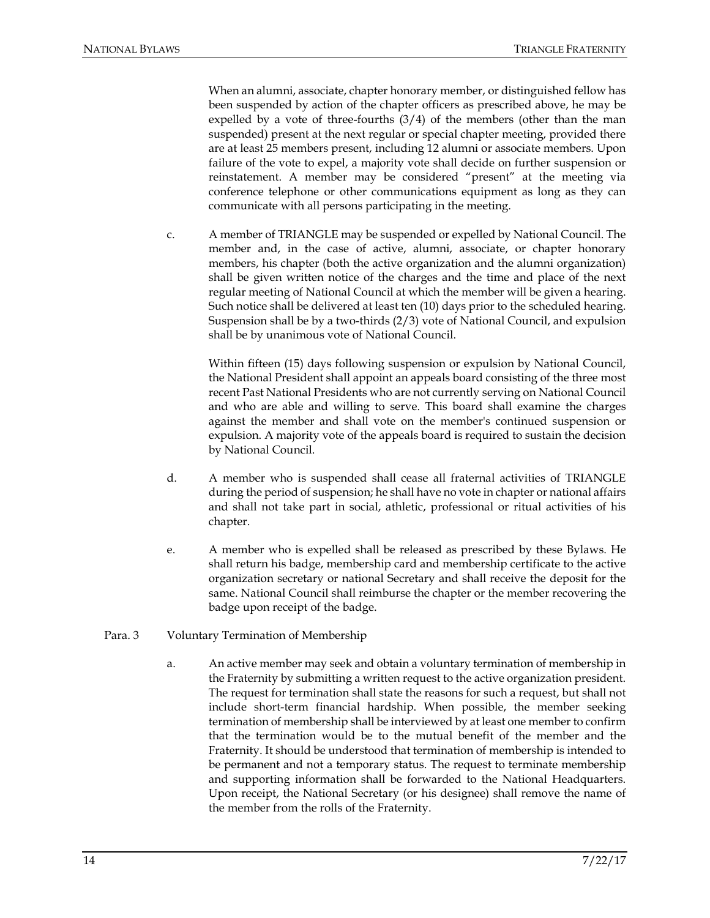When an alumni, associate, chapter honorary member, or distinguished fellow has been suspended by action of the chapter officers as prescribed above, he may be expelled by a vote of three-fourths (3/4) of the members (other than the man suspended) present at the next regular or special chapter meeting, provided there are at least 25 members present, including 12 alumni or associate members. Upon failure of the vote to expel, a majority vote shall decide on further suspension or reinstatement. A member may be considered "present" at the meeting via conference telephone or other communications equipment as long as they can communicate with all persons participating in the meeting.

c. A member of TRIANGLE may be suspended or expelled by National Council. The member and, in the case of active, alumni, associate, or chapter honorary members, his chapter (both the active organization and the alumni organization) shall be given written notice of the charges and the time and place of the next regular meeting of National Council at which the member will be given a hearing. Such notice shall be delivered at least ten (10) days prior to the scheduled hearing. Suspension shall be by a two-thirds (2/3) vote of National Council, and expulsion shall be by unanimous vote of National Council.

Within fifteen (15) days following suspension or expulsion by National Council, the National President shall appoint an appeals board consisting of the three most recent Past National Presidents who are not currently serving on National Council and who are able and willing to serve. This board shall examine the charges against the member and shall vote on the member's continued suspension or expulsion. A majority vote of the appeals board is required to sustain the decision by National Council.

d. A member who is suspended shall cease all fraternal activities of TRIANGLE during the period of suspension; he shall have no vote in chapter or national affairs and shall not take part in social, athletic, professional or ritual activities of his chapter.

e. A member who is expelled shall be released as prescribed by these Bylaws. He shall return his badge, membership card and membership certificate to the active organization secretary or national Secretary and shall receive the deposit for the same. National Council shall reimburse the chapter or the member recovering the badge upon receipt of the badge.

Para. 3 Voluntary Termination of Membership

a. An active member may seek and obtain a voluntary termination of membership in the Fraternity by submitting a written request to the active organization president. The request for termination shall state the reasons for such a request, but shall not include short-term financial hardship. When possible, the member seeking termination of membership shall be interviewed by at least one member to confirm that the termination would be to the mutual benefit of the member and the Fraternity. It should be understood that termination of membership is intended to be permanent and not a temporary status. The request to terminate membership and supporting information shall be forwarded to the National Headquarters. Upon receipt, the National Secretary (or his designee) shall remove the name of the member from the rolls of the Fraternity.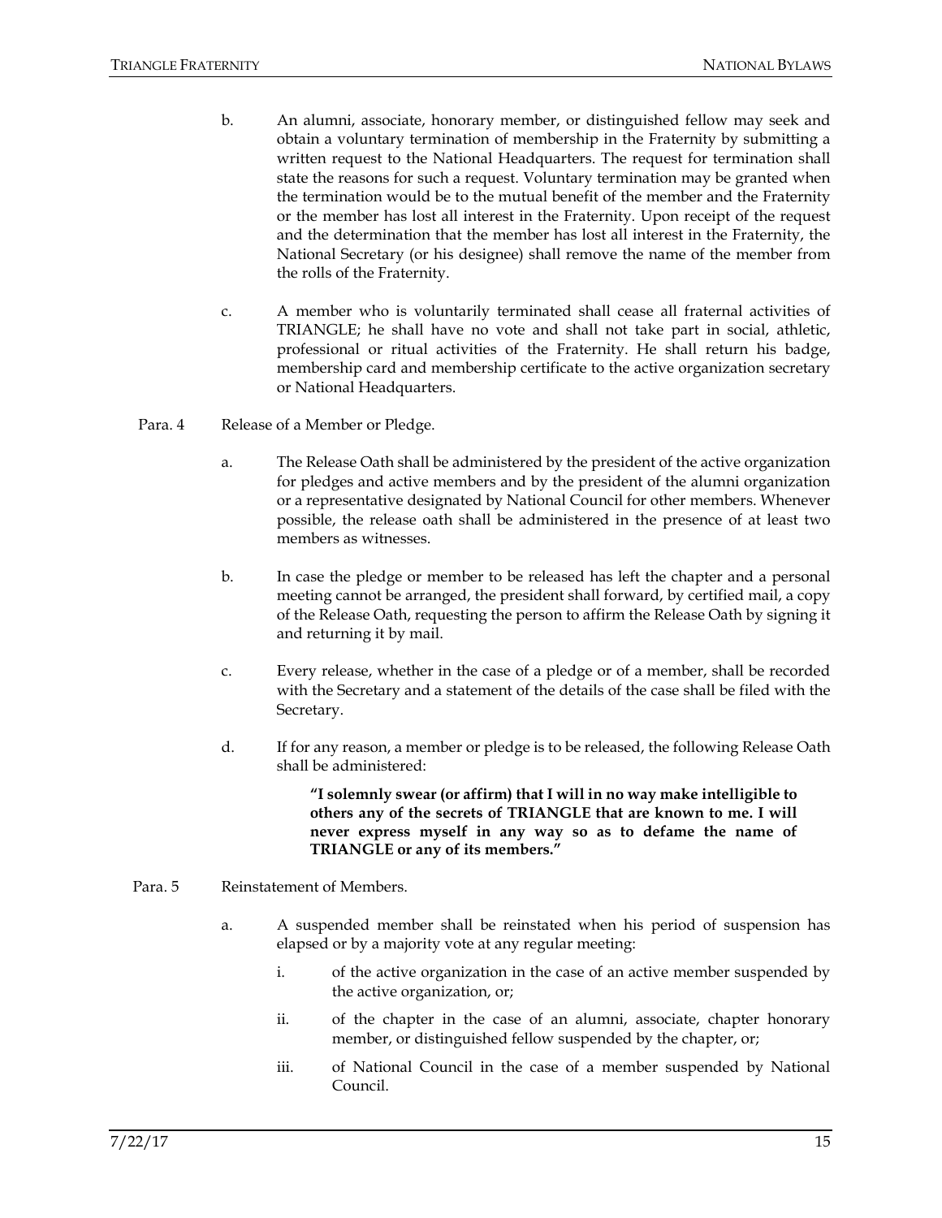b. An alumni, associate, honorary member, or distinguished fellow may seek and obtain a voluntary termination of membership in the Fraternity by submitting a written request to the National Headquarters. The request for termination shall state the reasons for such a request. Voluntary termination may be granted when the termination would be to the mutual benefit of the member and the Fraternity or the member has lost all interest in the Fraternity. Upon receipt of the request and the determination that the member has lost all interest in the Fraternity, the National Secretary (or his designee) shall remove the name of the member from the rolls of the Fraternity.

c. A member who is voluntarily terminated shall cease all fraternal activities of TRIANGLE; he shall have no vote and shall not take part in social, athletic, professional or ritual activities of the Fraternity. He shall return his badge, membership card and membership certificate to the active organization secretary or National Headquarters.

Para. 4 Release of a Member or Pledge.

a. The Release Oath shall be administered by the president of the active organization for pledges and active members and by the president of the alumni organization or a representative designated by National Council for other members. Whenever possible, the release oath shall be administered in the presence of at least two members as witnesses.

b. In case the pledge or member to be released has left the chapter and a personal meeting cannot be arranged, the president shall forward, by certified mail, a copy of the Release Oath, requesting the person to affirm the Release Oath by signing it and returning it by mail.

c. Every release, whether in the case of a pledge or of a member, shall be recorded with the Secretary and a statement of the details of the case shall be filed with the Secretary.

d. If for any reason, a member or pledge is to be released, the following Release Oath shall be administered:

> **"I solemnly swear (or affirm) that I will in no way make intelligible to others any of the secrets of TRIANGLE that are known to me. I will never express myself in any way so as to defame the name of TRIANGLE or any of its members."**

Para. 5 Reinstatement of Members.

a. A suspended member shall be reinstated when his period of suspension has elapsed or by a majority vote at any regular meeting:

i. of the active organization in the case of an active member suspended by the active organization, or;

ii. of the chapter in the case of an alumni, associate, chapter honorary member, or distinguished fellow suspended by the chapter, or;

iii. of National Council in the case of a member suspended by National Council.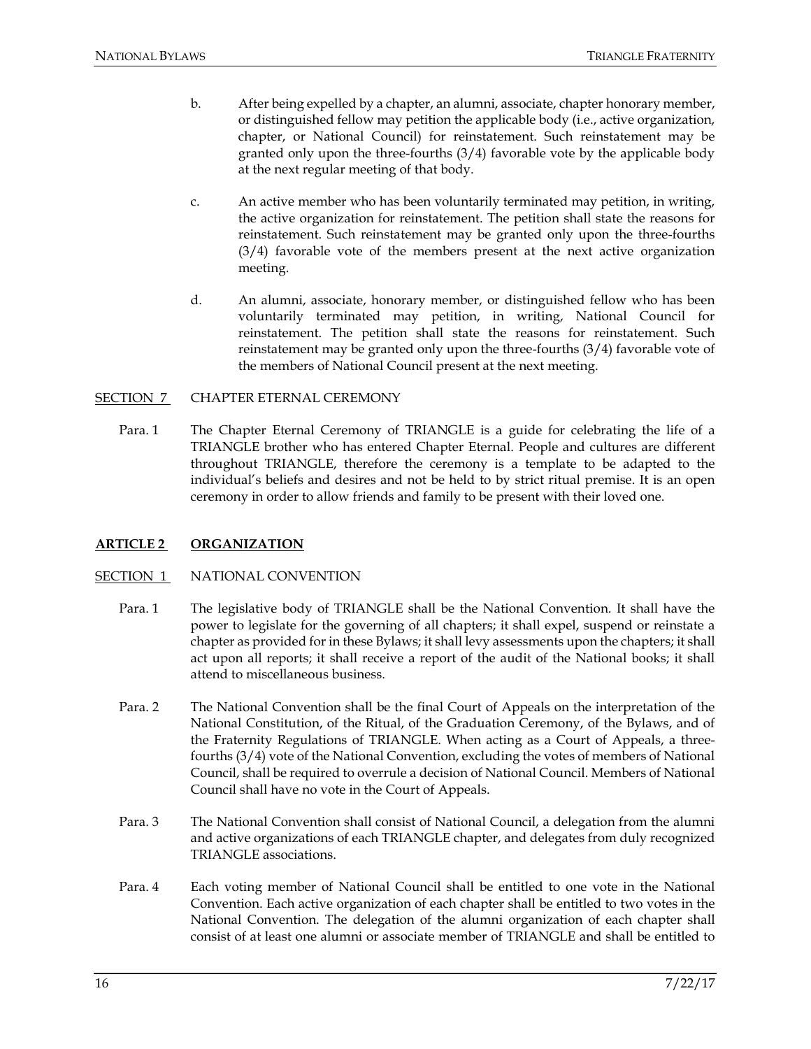b. After being expelled by a chapter, an alumni, associate, chapter honorary member, or distinguished fellow may petition the applicable body (i.e., active organization, chapter, or National Council) for reinstatement. Such reinstatement may be granted only upon the three-fourths (3/4) favorable vote by the applicable body at the next regular meeting of that body.

c. An active member who has been voluntarily terminated may petition, in writing, the active organization for reinstatement. The petition shall state the reasons for reinstatement. Such reinstatement may be granted only upon the three-fourths (3/4) favorable vote of the members present at the next active organization meeting.

d. An alumni, associate, honorary member, or distinguished fellow who has been voluntarily terminated may petition, in writing, National Council for reinstatement. The petition shall state the reasons for reinstatement. Such reinstatement may be granted only upon the three-fourths (3/4) favorable vote of the members of National Council present at the next meeting.

SECTION 7 CHAPTER ETERNAL CEREMONY

Para. 1 The Chapter Eternal Ceremony of TRIANGLE is a guide for celebrating the life of a TRIANGLE brother who has entered Chapter Eternal. People and cultures are different throughout TRIANGLE, therefore the ceremony is a template to be adapted to the individual's beliefs and desires and not be held to by strict ritual premise. It is an open ceremony in order to allow friends and family to be present with their loved one.

## ARTICLE 2 ORGANIZATION

SECTION 1 NATIONAL CONVENTION

Para. 1 The legislative body of TRIANGLE shall be the National Convention. It shall have the power to legislate for the governing of all chapters; it shall expel, suspend or reinstate a chapter as provided for in these Bylaws; it shall levy assessments upon the chapters; it shall act upon all reports; it shall receive a report of the audit of the National books; it shall attend to miscellaneous business.

Para. 2 The National Convention shall be the final Court of Appeals on the interpretation of the National Constitution, of the Ritual, of the Graduation Ceremony, of the Bylaws, and of the Fraternity Regulations of TRIANGLE. When acting as a Court of Appeals, a three-fourths (3/4) vote of the National Convention, excluding the votes of members of National Council, shall be required to overrule a decision of National Council. Members of National Council shall have no vote in the Court of Appeals.

Para. 3 The National Convention shall consist of National Council, a delegation from the alumni and active organizations of each TRIANGLE chapter, and delegates from duly recognized TRIANGLE associations.

Para. 4 Each voting member of National Council shall be entitled to one vote in the National Convention. Each active organization of each chapter shall be entitled to two votes in the National Convention. The delegation of the alumni organization of each chapter shall consist of at least one alumni or associate member of TRIANGLE and shall be entitled to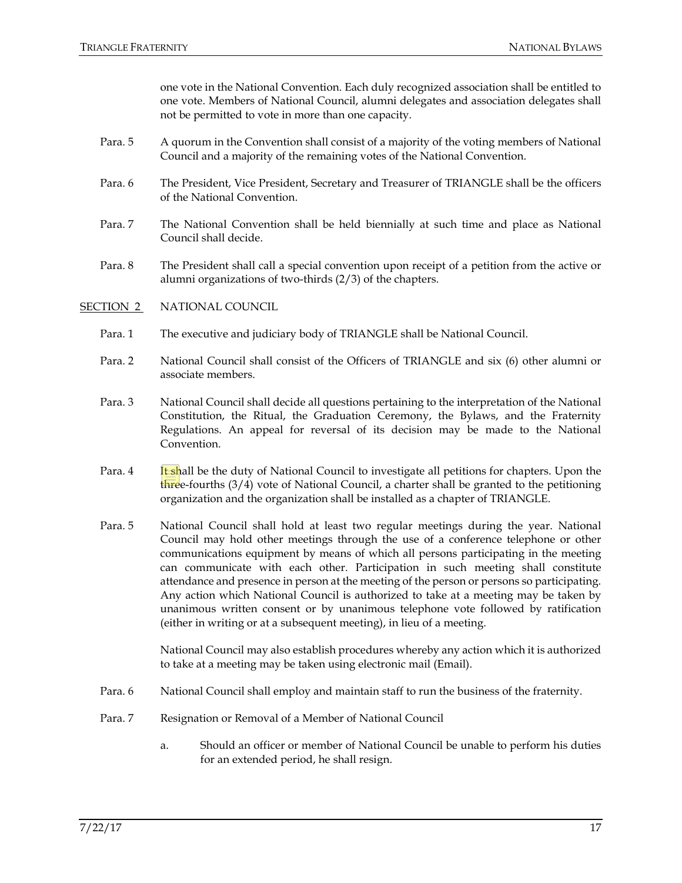one vote in the National Convention. Each duly recognized association shall be entitled to one vote. Members of National Council, alumni delegates and association delegates shall not be permitted to vote in more than one capacity.

Para. 5 A quorum in the Convention shall consist of a majority of the voting members of National Council and a majority of the remaining votes of the National Convention.

Para. 6 The President, Vice President, Secretary and Treasurer of TRIANGLE shall be the officers of the National Convention.

Para. 7 The National Convention shall be held biennially at such time and place as National Council shall decide.

Para. 8 The President shall call a special convention upon receipt of a petition from the active or alumni organizations of two-thirds (2/3) of the chapters.

## SECTION 2 NATIONAL COUNCIL

Para. 1 The executive and judiciary body of TRIANGLE shall be National Council.

Para. 2 National Council shall consist of the Officers of TRIANGLE and six (6) other alumni or associate members.

Para. 3 National Council shall decide all questions pertaining to the interpretation of the National Constitution, the Ritual, the Graduation Ceremony, the Bylaws, and the Fraternity Regulations. An appeal for reversal of its decision may be made to the National Convention.

Para. 4 It shall be the duty of National Council to investigate all petitions for chapters. Upon the three-fourths (3/4) vote of National Council, a charter shall be granted to the petitioning organization and the organization shall be installed as a chapter of TRIANGLE.

Para. 5 National Council shall hold at least two regular meetings during the year. National Council may hold other meetings through the use of a conference telephone or other communications equipment by means of which all persons participating in the meeting can communicate with each other. Participation in such meeting shall constitute attendance and presence in person at the meeting of the person or persons so participating. Any action which National Council is authorized to take at a meeting may be taken by unanimous written consent or by unanimous telephone vote followed by ratification (either in writing or at a subsequent meeting), in lieu of a meeting.

National Council may also establish procedures whereby any action which it is authorized to take at a meeting may be taken using electronic mail (Email).

Para. 6 National Council shall employ and maintain staff to run the business of the fraternity.

Para. 7 Resignation or Removal of a Member of National Council

a. Should an officer or member of National Council be unable to perform his duties for an extended period, he shall resign.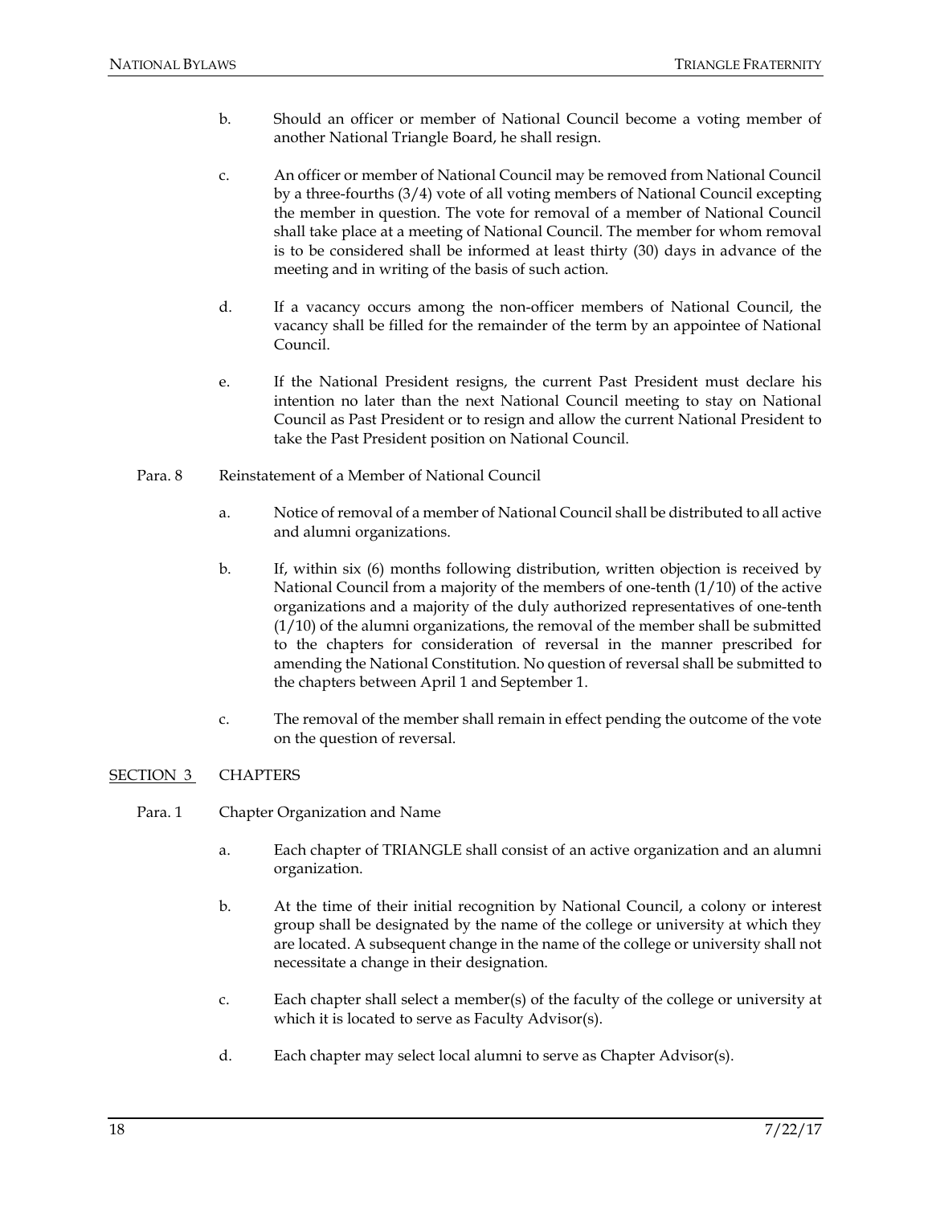b. Should an officer or member of National Council become a voting member of another National Triangle Board, he shall resign.

c. An officer or member of National Council may be removed from National Council by a three-fourths (3/4) vote of all voting members of National Council excepting the member in question. The vote for removal of a member of National Council shall take place at a meeting of National Council. The member for whom removal is to be considered shall be informed at least thirty (30) days in advance of the meeting and in writing of the basis of such action.

d. If a vacancy occurs among the non-officer members of National Council, the vacancy shall be filled for the remainder of the term by an appointee of National Council.

e. If the National President resigns, the current Past President must declare his intention no later than the next National Council meeting to stay on National Council as Past President or to resign and allow the current National President to take the Past President position on National Council.

Para. 8 Reinstatement of a Member of National Council

a. Notice of removal of a member of National Council shall be distributed to all active and alumni organizations.

b. If, within six (6) months following distribution, written objection is received by National Council from a majority of the members of one-tenth (1/10) of the active organizations and a majority of the duly authorized representatives of one-tenth (1/10) of the alumni organizations, the removal of the member shall be submitted to the chapters for consideration of reversal in the manner prescribed for amending the National Constitution. No question of reversal shall be submitted to the chapters between April 1 and September 1.

c. The removal of the member shall remain in effect pending the outcome of the vote on the question of reversal.

## SECTION 3 CHAPTERS

Para. 1 Chapter Organization and Name

a. Each chapter of TRIANGLE shall consist of an active organization and an alumni organization.

b. At the time of their initial recognition by National Council, a colony or interest group shall be designated by the name of the college or university at which they are located. A subsequent change in the name of the college or university shall not necessitate a change in their designation.

c. Each chapter shall select a member(s) of the faculty of the college or university at which it is located to serve as Faculty Advisor(s).

d. Each chapter may select local alumni to serve as Chapter Advisor(s).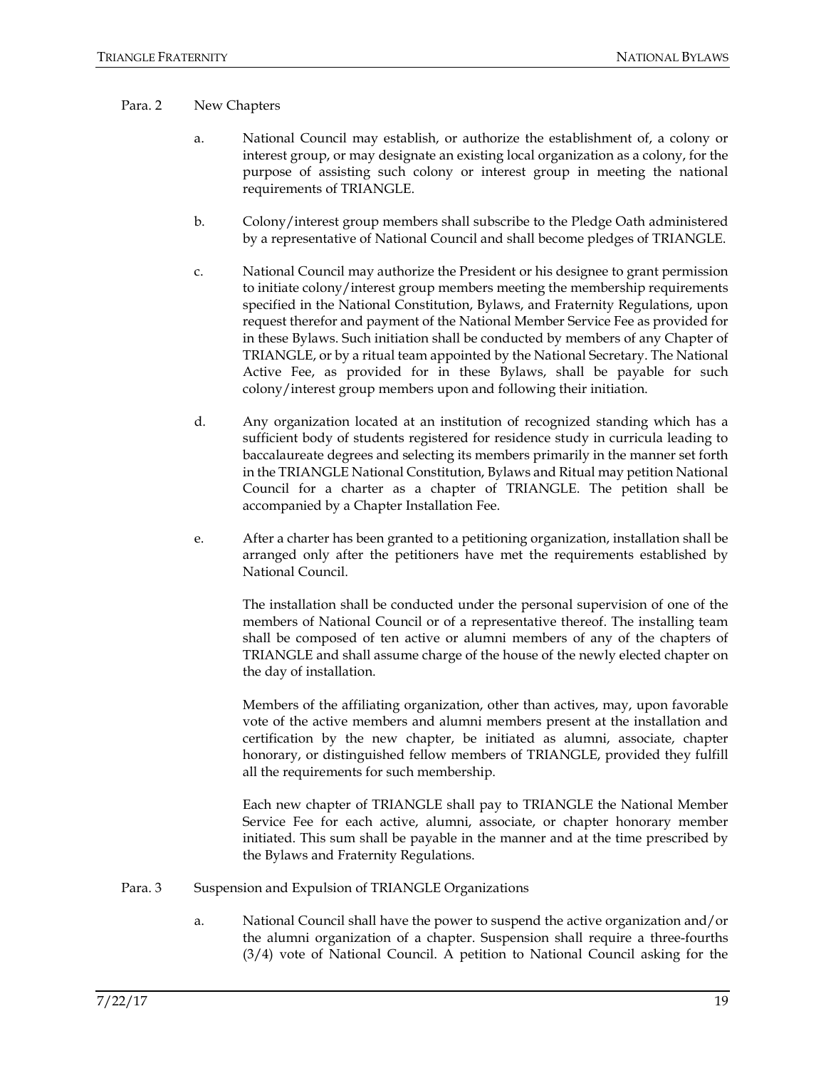Para. 2 New Chapters

a. National Council may establish, or authorize the establishment of, a colony or interest group, or may designate an existing local organization as a colony, for the purpose of assisting such colony or interest group in meeting the national requirements of TRIANGLE.

b. Colony/interest group members shall subscribe to the Pledge Oath administered by a representative of National Council and shall become pledges of TRIANGLE.

c. National Council may authorize the President or his designee to grant permission to initiate colony/interest group members meeting the membership requirements specified in the National Constitution, Bylaws, and Fraternity Regulations, upon request therefor and payment of the National Member Service Fee as provided for in these Bylaws. Such initiation shall be conducted by members of any Chapter of TRIANGLE, or by a ritual team appointed by the National Secretary. The National Active Fee, as provided for in these Bylaws, shall be payable for such colony/interest group members upon and following their initiation.

d. Any organization located at an institution of recognized standing which has a sufficient body of students registered for residence study in curricula leading to baccalaureate degrees and selecting its members primarily in the manner set forth in the TRIANGLE National Constitution, Bylaws and Ritual may petition National Council for a charter as a chapter of TRIANGLE. The petition shall be accompanied by a Chapter Installation Fee.

e. After a charter has been granted to a petitioning organization, installation shall be arranged only after the petitioners have met the requirements established by National Council.

The installation shall be conducted under the personal supervision of one of the members of National Council or of a representative thereof. The installing team shall be composed of ten active or alumni members of any of the chapters of TRIANGLE and shall assume charge of the house of the newly elected chapter on the day of installation.

Members of the affiliating organization, other than actives, may, upon favorable vote of the active members and alumni members present at the installation and certification by the new chapter, be initiated as alumni, associate, chapter honorary, or distinguished fellow members of TRIANGLE, provided they fulfill all the requirements for such membership.

Each new chapter of TRIANGLE shall pay to TRIANGLE the National Member Service Fee for each active, alumni, associate, or chapter honorary member initiated. This sum shall be payable in the manner and at the time prescribed by the Bylaws and Fraternity Regulations.

Para. 3 Suspension and Expulsion of TRIANGLE Organizations

a. National Council shall have the power to suspend the active organization and/or the alumni organization of a chapter. Suspension shall require a three-fourths (3/4) vote of National Council. A petition to National Council asking for the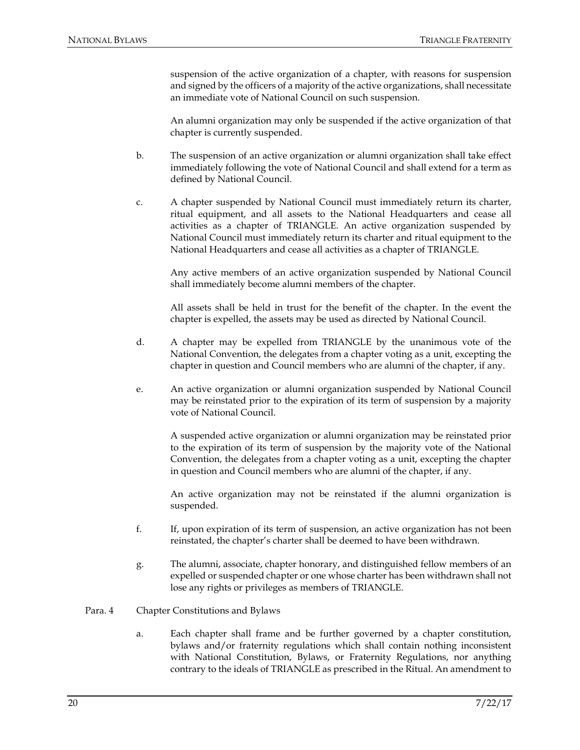suspension of the active organization of a chapter, with reasons for suspension and signed by the officers of a majority of the active organizations, shall necessitate an immediate vote of National Council on such suspension.

An alumni organization may only be suspended if the active organization of that chapter is currently suspended.

b. The suspension of an active organization or alumni organization shall take effect immediately following the vote of National Council and shall extend for a term as defined by National Council.

c. A chapter suspended by National Council must immediately return its charter, ritual equipment, and all assets to the National Headquarters and cease all activities as a chapter of TRIANGLE. An active organization suspended by National Council must immediately return its charter and ritual equipment to the National Headquarters and cease all activities as a chapter of TRIANGLE.

Any active members of an active organization suspended by National Council shall immediately become alumni members of the chapter.

All assets shall be held in trust for the benefit of the chapter. In the event the chapter is expelled, the assets may be used as directed by National Council.

d. A chapter may be expelled from TRIANGLE by the unanimous vote of the National Convention, the delegates from a chapter voting as a unit, excepting the chapter in question and Council members who are alumni of the chapter, if any.

e. An active organization or alumni organization suspended by National Council may be reinstated prior to the expiration of its term of suspension by a majority vote of National Council.

A suspended active organization or alumni organization may be reinstated prior to the expiration of its term of suspension by the majority vote of the National Convention, the delegates from a chapter voting as a unit, excepting the chapter in question and Council members who are alumni of the chapter, if any.

An active organization may not be reinstated if the alumni organization is suspended.

f. If, upon expiration of its term of suspension, an active organization has not been reinstated, the chapter's charter shall be deemed to have been withdrawn.

g. The alumni, associate, chapter honorary, and distinguished fellow members of an expelled or suspended chapter or one whose charter has been withdrawn shall not lose any rights or privileges as members of TRIANGLE.

Para. 4 Chapter Constitutions and Bylaws

a. Each chapter shall frame and be further governed by a chapter constitution, bylaws and/or fraternity regulations which shall contain nothing inconsistent with National Constitution, Bylaws, or Fraternity Regulations, nor anything contrary to the ideals of TRIANGLE as prescribed in the Ritual. An amendment to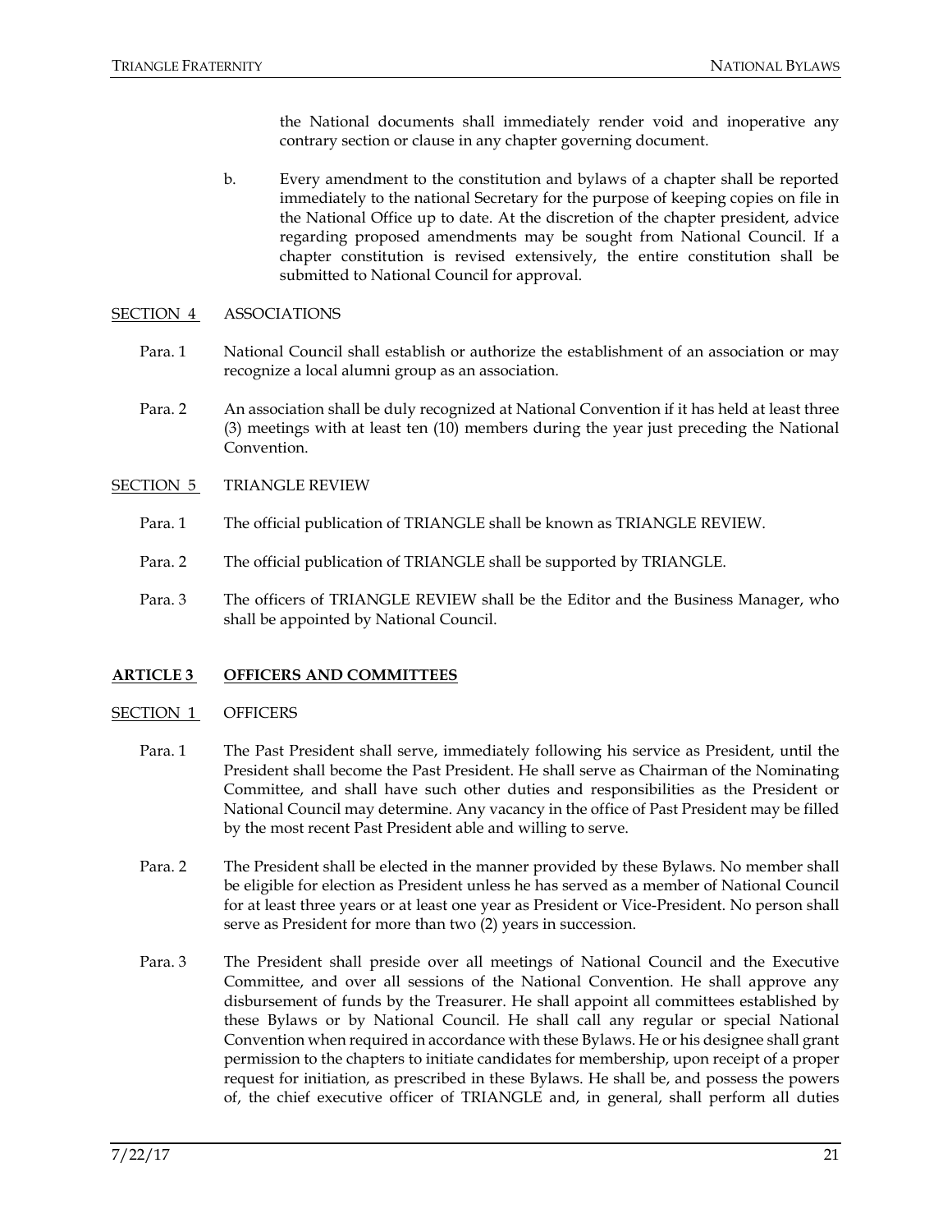the National documents shall immediately render void and inoperative any contrary section or clause in any chapter governing document.

b. Every amendment to the constitution and bylaws of a chapter shall be reported immediately to the national Secretary for the purpose of keeping copies on file in the National Office up to date. At the discretion of the chapter president, advice regarding proposed amendments may be sought from National Council. If a chapter constitution is revised extensively, the entire constitution shall be submitted to National Council for approval.

SECTION 4 ASSOCIATIONS

Para. 1 National Council shall establish or authorize the establishment of an association or may recognize a local alumni group as an association.

Para. 2 An association shall be duly recognized at National Convention if it has held at least three (3) meetings with at least ten (10) members during the year just preceding the National Convention.

SECTION 5 TRIANGLE REVIEW

Para. 1 The official publication of TRIANGLE shall be known as TRIANGLE REVIEW.

Para. 2 The official publication of TRIANGLE shall be supported by TRIANGLE.

Para. 3 The officers of TRIANGLE REVIEW shall be the Editor and the Business Manager, who shall be appointed by National Council.

## ARTICLE 3 OFFICERS AND COMMITTEES

SECTION 1 OFFICERS

Para. 1 The Past President shall serve, immediately following his service as President, until the President shall become the Past President. He shall serve as Chairman of the Nominating Committee, and shall have such other duties and responsibilities as the President or National Council may determine. Any vacancy in the office of Past President may be filled by the most recent Past President able and willing to serve.

Para. 2 The President shall be elected in the manner provided by these Bylaws. No member shall be eligible for election as President unless he has served as a member of National Council for at least three years or at least one year as President or Vice-President. No person shall serve as President for more than two (2) years in succession.

Para. 3 The President shall preside over all meetings of National Council and the Executive Committee, and over all sessions of the National Convention. He shall approve any disbursement of funds by the Treasurer. He shall appoint all committees established by these Bylaws or by National Council. He shall call any regular or special National Convention when required in accordance with these Bylaws. He or his designee shall grant permission to the chapters to initiate candidates for membership, upon receipt of a proper request for initiation, as prescribed in these Bylaws. He shall be, and possess the powers of, the chief executive officer of TRIANGLE and, in general, shall perform all duties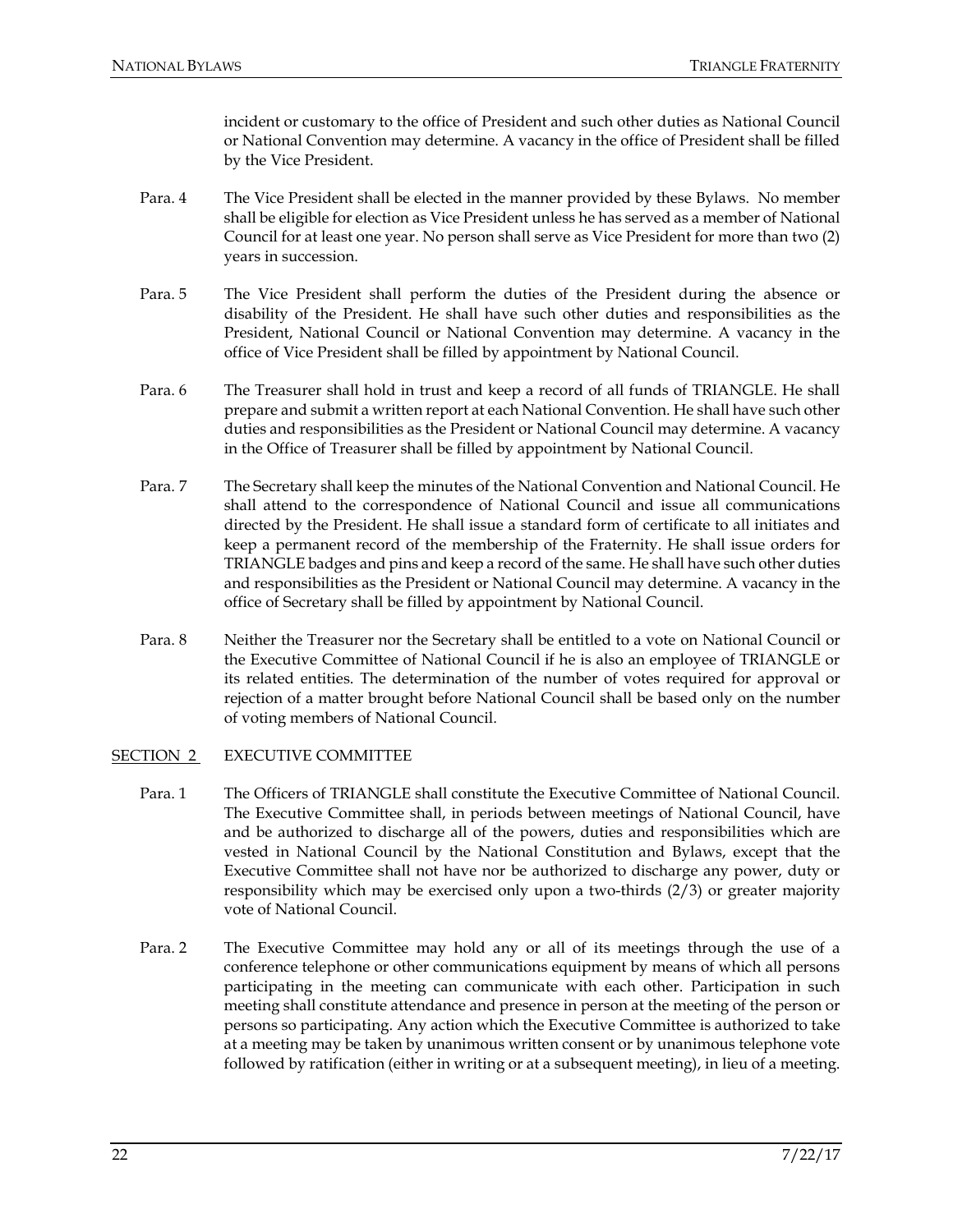incident or customary to the office of President and such other duties as National Council or National Convention may determine. A vacancy in the office of President shall be filled by the Vice President.

Para. 4 The Vice President shall be elected in the manner provided by these Bylaws. No member shall be eligible for election as Vice President unless he has served as a member of National Council for at least one year. No person shall serve as Vice President for more than two (2) years in succession.

Para. 5 The Vice President shall perform the duties of the President during the absence or disability of the President. He shall have such other duties and responsibilities as the President, National Council or National Convention may determine. A vacancy in the office of Vice President shall be filled by appointment by National Council.

Para. 6 The Treasurer shall hold in trust and keep a record of all funds of TRIANGLE. He shall prepare and submit a written report at each National Convention. He shall have such other duties and responsibilities as the President or National Council may determine. A vacancy in the Office of Treasurer shall be filled by appointment by National Council.

Para. 7 The Secretary shall keep the minutes of the National Convention and National Council. He shall attend to the correspondence of National Council and issue all communications directed by the President. He shall issue a standard form of certificate to all initiates and keep a permanent record of the membership of the Fraternity. He shall issue orders for TRIANGLE badges and pins and keep a record of the same. He shall have such other duties and responsibilities as the President or National Council may determine. A vacancy in the office of Secretary shall be filled by appointment by National Council.

Para. 8 Neither the Treasurer nor the Secretary shall be entitled to a vote on National Council or the Executive Committee of National Council if he is also an employee of TRIANGLE or its related entities. The determination of the number of votes required for approval or rejection of a matter brought before National Council shall be based only on the number of voting members of National Council.

## SECTION 2 EXECUTIVE COMMITTEE

Para. 1 The Officers of TRIANGLE shall constitute the Executive Committee of National Council. The Executive Committee shall, in periods between meetings of National Council, have and be authorized to discharge all of the powers, duties and responsibilities which are vested in National Council by the National Constitution and Bylaws, except that the Executive Committee shall not have nor be authorized to discharge any power, duty or responsibility which may be exercised only upon a two-thirds (2/3) or greater majority vote of National Council.

Para. 2 The Executive Committee may hold any or all of its meetings through the use of a conference telephone or other communications equipment by means of which all persons participating in the meeting can communicate with each other. Participation in such meeting shall constitute attendance and presence in person at the meeting of the person or persons so participating. Any action which the Executive Committee is authorized to take at a meeting may be taken by unanimous written consent or by unanimous telephone vote followed by ratification (either in writing or at a subsequent meeting), in lieu of a meeting.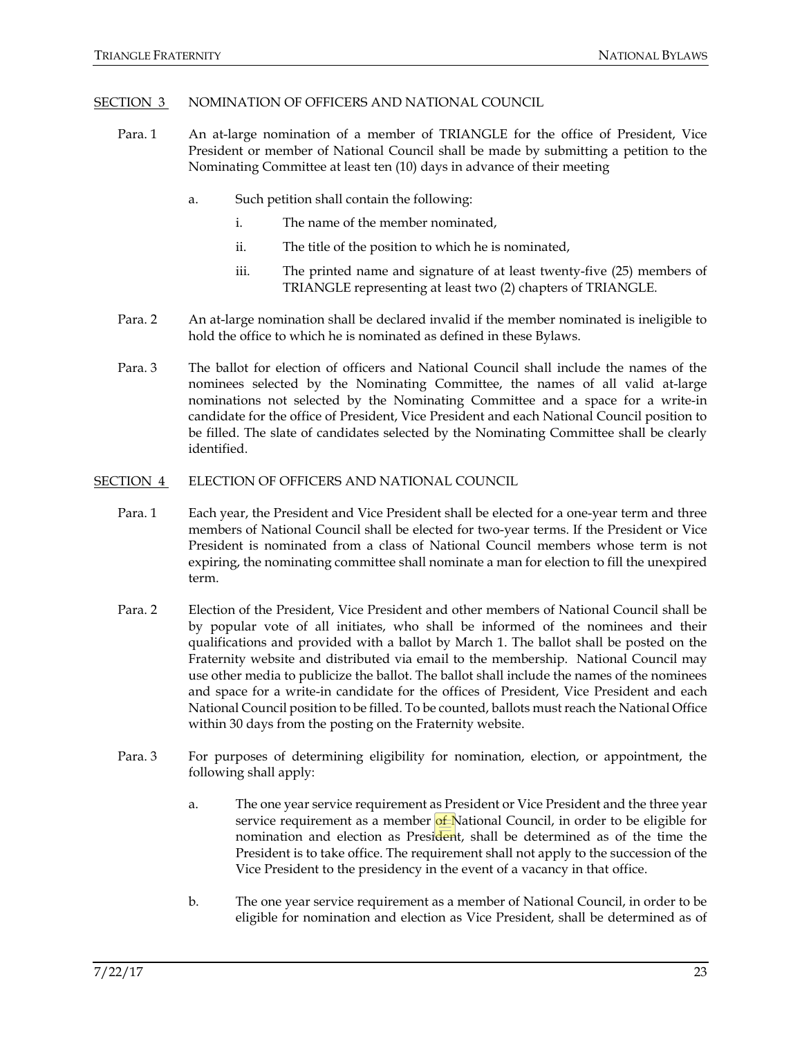## SECTION 3 NOMINATION OF OFFICERS AND NATIONAL COUNCIL

Para. 1 An at-large nomination of a member of TRIANGLE for the office of President, Vice President or member of National Council shall be made by submitting a petition to the Nominating Committee at least ten (10) days in advance of their meeting

- a. Such petition shall contain the following:
  - i. The name of the member nominated,
  - ii. The title of the position to which he is nominated,
  - iii. The printed name and signature of at least twenty-five (25) members of TRIANGLE representing at least two (2) chapters of TRIANGLE.

Para. 2 An at-large nomination shall be declared invalid if the member nominated is ineligible to hold the office to which he is nominated as defined in these Bylaws.

Para. 3 The ballot for election of officers and National Council shall include the names of the nominees selected by the Nominating Committee, the names of all valid at-large nominations not selected by the Nominating Committee and a space for a write-in candidate for the office of President, Vice President and each National Council position to be filled. The slate of candidates selected by the Nominating Committee shall be clearly identified.

## SECTION 4 ELECTION OF OFFICERS AND NATIONAL COUNCIL

Para. 1 Each year, the President and Vice President shall be elected for a one-year term and three members of National Council shall be elected for two-year terms. If the President or Vice President is nominated from a class of National Council members whose term is not expiring, the nominating committee shall nominate a man for election to fill the unexpired term.

Para. 2 Election of the President, Vice President and other members of National Council shall be by popular vote of all initiates, who shall be informed of the nominees and their qualifications and provided with a ballot by March 1. The ballot shall be posted on the Fraternity website and distributed via email to the membership. National Council may use other media to publicize the ballot. The ballot shall include the names of the nominees and space for a write-in candidate for the offices of President, Vice President and each National Council position to be filled. To be counted, ballots must reach the National Office within 30 days from the posting on the Fraternity website.

Para. 3 For purposes of determining eligibility for nomination, election, or appointment, the following shall apply:

- a. The one year service requirement as President or Vice President and the three year service requirement as a member of National Council, in order to be eligible for nomination and election as President, shall be determined as of the time the President is to take office. The requirement shall not apply to the succession of the Vice President to the presidency in the event of a vacancy in that office.
- b. The one year service requirement as a member of National Council, in order to be eligible for nomination and election as Vice President, shall be determined as of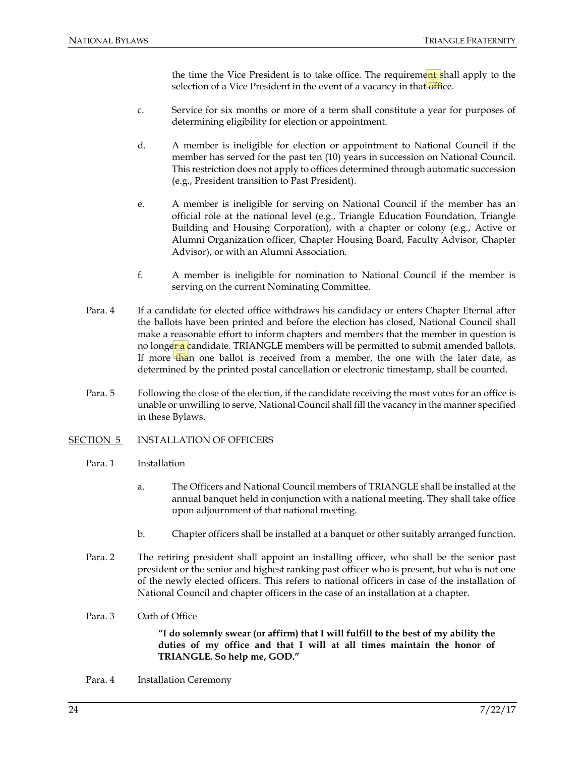the time the Vice President is to take office. The requirement shall apply to the selection of a Vice President in the event of a vacancy in that office.

c. Service for six months or more of a term shall constitute a year for purposes of determining eligibility for election or appointment.

d. A member is ineligible for election or appointment to National Council if the member has served for the past ten (10) years in succession on National Council. This restriction does not apply to offices determined through automatic succession (e.g., President transition to Past President).

e. A member is ineligible for serving on National Council if the member has an official role at the national level (e.g., Triangle Education Foundation, Triangle Building and Housing Corporation), with a chapter or colony (e.g., Active or Alumni Organization officer, Chapter Housing Board, Faculty Advisor, Chapter Advisor), or with an Alumni Association.

f. A member is ineligible for nomination to National Council if the member is serving on the current Nominating Committee.

Para. 4 If a candidate for elected office withdraws his candidacy or enters Chapter Eternal after the ballots have been printed and before the election has closed, National Council shall make a reasonable effort to inform chapters and members that the member in question is no longer a candidate. TRIANGLE members will be permitted to submit amended ballots. If more than one ballot is received from a member, the one with the later date, as determined by the printed postal cancellation or electronic timestamp, shall be counted.

Para. 5 Following the close of the election, if the candidate receiving the most votes for an office is unable or unwilling to serve, National Council shall fill the vacancy in the manner specified in these Bylaws.

SECTION 5 INSTALLATION OF OFFICERS

Para. 1 Installation

a. The Officers and National Council members of TRIANGLE shall be installed at the annual banquet held in conjunction with a national meeting. They shall take office upon adjournment of that national meeting.

b. Chapter officers shall be installed at a banquet or other suitably arranged function.

Para. 2 The retiring president shall appoint an installing officer, who shall be the senior past president or the senior and highest ranking past officer who is present, but who is not one of the newly elected officers. This refers to national officers in case of the installation of National Council and chapter officers in the case of an installation at a chapter.

Para. 3 Oath of Office

**"I do solemnly swear (or affirm) that I will fulfill to the best of my ability the duties of my office and that I will at all times maintain the honor of TRIANGLE. So help me, GOD."**

Para. 4 Installation Ceremony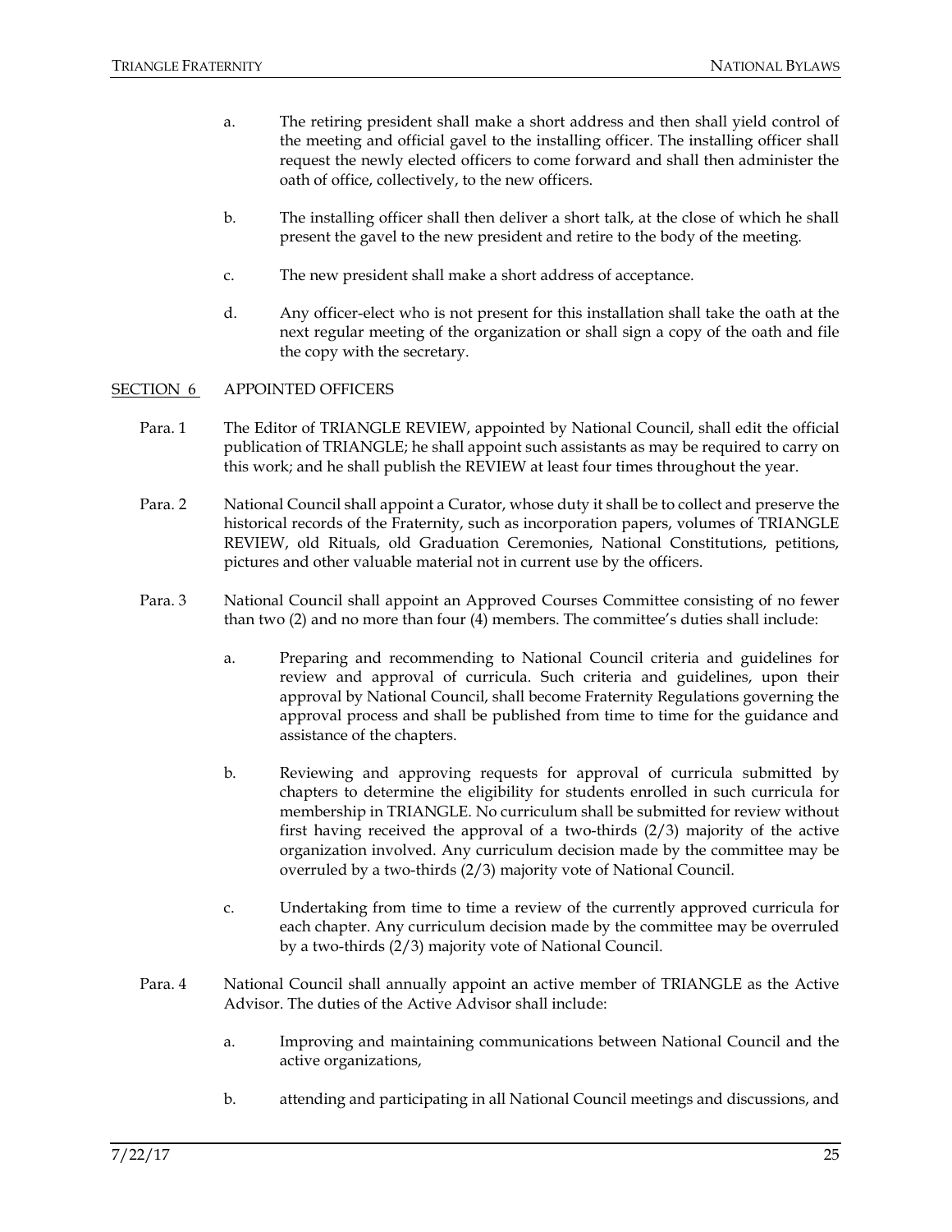a. The retiring president shall make a short address and then shall yield control of the meeting and official gavel to the installing officer. The installing officer shall request the newly elected officers to come forward and shall then administer the oath of office, collectively, to the new officers.

b. The installing officer shall then deliver a short talk, at the close of which he shall present the gavel to the new president and retire to the body of the meeting.

c. The new president shall make a short address of acceptance.

d. Any officer-elect who is not present for this installation shall take the oath at the next regular meeting of the organization or shall sign a copy of the oath and file the copy with the secretary.

## SECTION 6 APPOINTED OFFICERS

Para. 1 The Editor of TRIANGLE REVIEW, appointed by National Council, shall edit the official publication of TRIANGLE; he shall appoint such assistants as may be required to carry on this work; and he shall publish the REVIEW at least four times throughout the year.

Para. 2 National Council shall appoint a Curator, whose duty it shall be to collect and preserve the historical records of the Fraternity, such as incorporation papers, volumes of TRIANGLE REVIEW, old Rituals, old Graduation Ceremonies, National Constitutions, petitions, pictures and other valuable material not in current use by the officers.

Para. 3 National Council shall appoint an Approved Courses Committee consisting of no fewer than two (2) and no more than four (4) members. The committee's duties shall include:

a. Preparing and recommending to National Council criteria and guidelines for review and approval of curricula. Such criteria and guidelines, upon their approval by National Council, shall become Fraternity Regulations governing the approval process and shall be published from time to time for the guidance and assistance of the chapters.

b. Reviewing and approving requests for approval of curricula submitted by chapters to determine the eligibility for students enrolled in such curricula for membership in TRIANGLE. No curriculum shall be submitted for review without first having received the approval of a two-thirds (2/3) majority of the active organization involved. Any curriculum decision made by the committee may be overruled by a two-thirds (2/3) majority vote of National Council.

c. Undertaking from time to time a review of the currently approved curricula for each chapter. Any curriculum decision made by the committee may be overruled by a two-thirds (2/3) majority vote of National Council.

Para. 4 National Council shall annually appoint an active member of TRIANGLE as the Active Advisor. The duties of the Active Advisor shall include:

a. Improving and maintaining communications between National Council and the active organizations,

b. attending and participating in all National Council meetings and discussions, and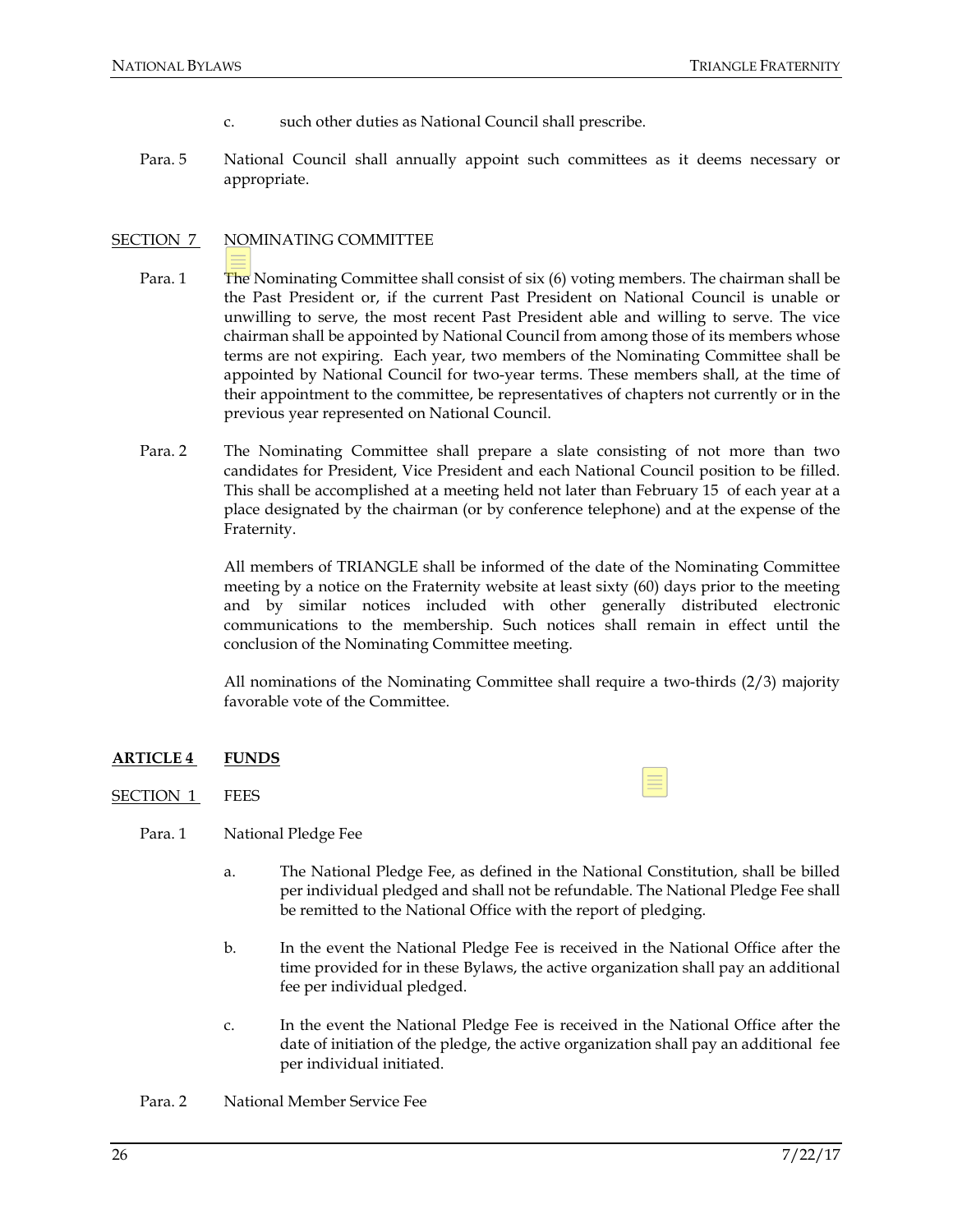c. such other duties as National Council shall prescribe.

Para. 5 National Council shall annually appoint such committees as it deems necessary or appropriate.

SECTION 7 NOMINATING COMMITTEE

Para. 1 The Nominating Committee shall consist of six (6) voting members. The chairman shall be the Past President or, if the current Past President on National Council is unable or unwilling to serve, the most recent Past President able and willing to serve. The vice chairman shall be appointed by National Council from among those of its members whose terms are not expiring. Each year, two members of the Nominating Committee shall be appointed by National Council for two-year terms. These members shall, at the time of their appointment to the committee, be representatives of chapters not currently or in the previous year represented on National Council.

Para. 2 The Nominating Committee shall prepare a slate consisting of not more than two candidates for President, Vice President and each National Council position to be filled. This shall be accomplished at a meeting held not later than February 15 of each year at a place designated by the chairman (or by conference telephone) and at the expense of the Fraternity.

All members of TRIANGLE shall be informed of the date of the Nominating Committee meeting by a notice on the Fraternity website at least sixty (60) days prior to the meeting and by similar notices included with other generally distributed electronic communications to the membership. Such notices shall remain in effect until the conclusion of the Nominating Committee meeting.

All nominations of the Nominating Committee shall require a two-thirds (2/3) majority favorable vote of the Committee.

## ARTICLE 4 FUNDS

SECTION 1 FEES

Para. 1 National Pledge Fee

a. The National Pledge Fee, as defined in the National Constitution, shall be billed per individual pledged and shall not be refundable. The National Pledge Fee shall be remitted to the National Office with the report of pledging.

b. In the event the National Pledge Fee is received in the National Office after the time provided for in these Bylaws, the active organization shall pay an additional fee per individual pledged.

c. In the event the National Pledge Fee is received in the National Office after the date of initiation of the pledge, the active organization shall pay an additional fee per individual initiated.

Para. 2 National Member Service Fee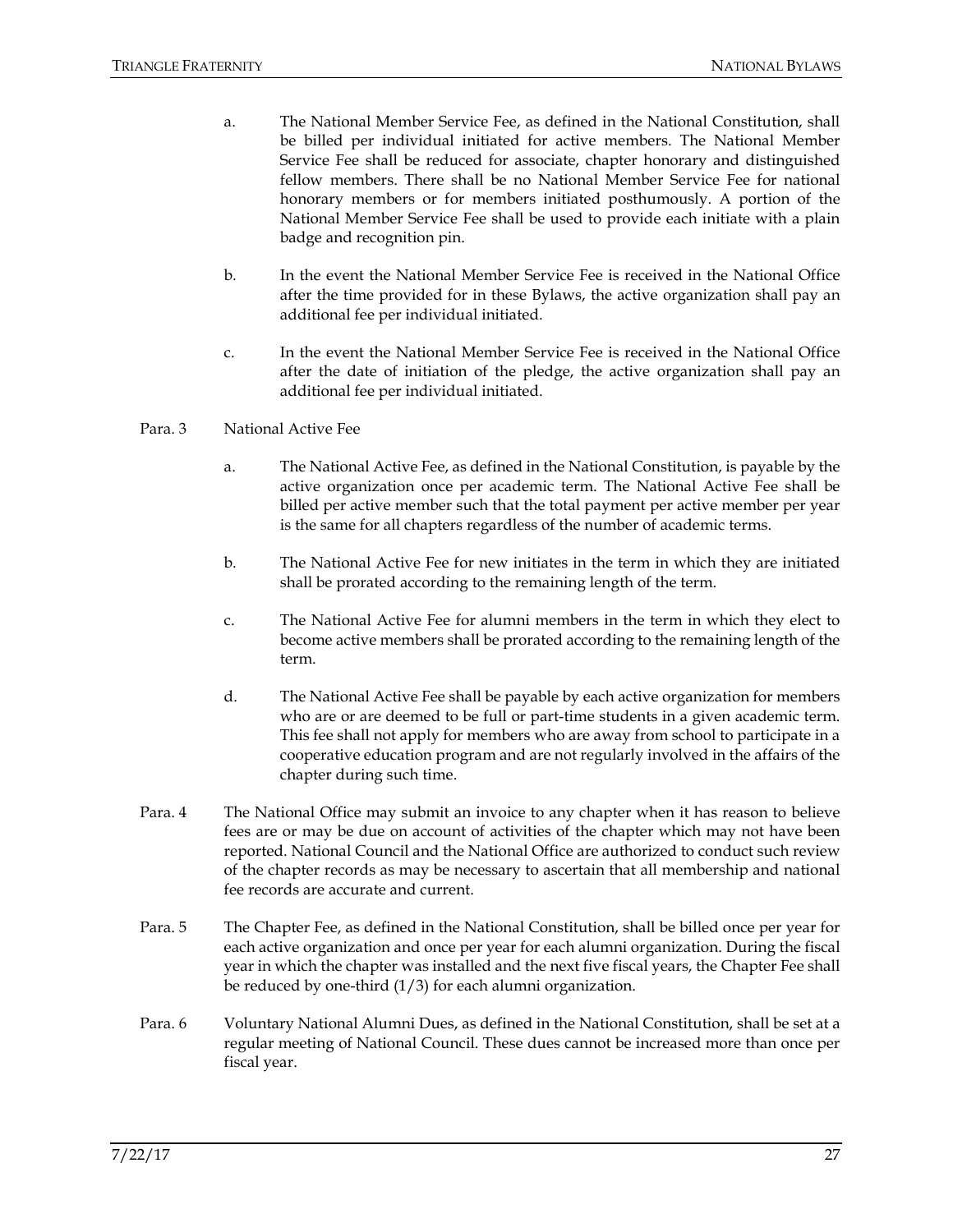a. The National Member Service Fee, as defined in the National Constitution, shall be billed per individual initiated for active members. The National Member Service Fee shall be reduced for associate, chapter honorary and distinguished fellow members. There shall be no National Member Service Fee for national honorary members or for members initiated posthumously. A portion of the National Member Service Fee shall be used to provide each initiate with a plain badge and recognition pin.

b. In the event the National Member Service Fee is received in the National Office after the time provided for in these Bylaws, the active organization shall pay an additional fee per individual initiated.

c. In the event the National Member Service Fee is received in the National Office after the date of initiation of the pledge, the active organization shall pay an additional fee per individual initiated.

Para. 3 National Active Fee

a. The National Active Fee, as defined in the National Constitution, is payable by the active organization once per academic term. The National Active Fee shall be billed per active member such that the total payment per active member per year is the same for all chapters regardless of the number of academic terms.

b. The National Active Fee for new initiates in the term in which they are initiated shall be prorated according to the remaining length of the term.

c. The National Active Fee for alumni members in the term in which they elect to become active members shall be prorated according to the remaining length of the term.

d. The National Active Fee shall be payable by each active organization for members who are or are deemed to be full or part-time students in a given academic term. This fee shall not apply for members who are away from school to participate in a cooperative education program and are not regularly involved in the affairs of the chapter during such time.

Para. 4 The National Office may submit an invoice to any chapter when it has reason to believe fees are or may be due on account of activities of the chapter which may not have been reported. National Council and the National Office are authorized to conduct such review of the chapter records as may be necessary to ascertain that all membership and national fee records are accurate and current.

Para. 5 The Chapter Fee, as defined in the National Constitution, shall be billed once per year for each active organization and once per year for each alumni organization. During the fiscal year in which the chapter was installed and the next five fiscal years, the Chapter Fee shall be reduced by one-third (1/3) for each alumni organization.

Para. 6 Voluntary National Alumni Dues, as defined in the National Constitution, shall be set at a regular meeting of National Council. These dues cannot be increased more than once per fiscal year.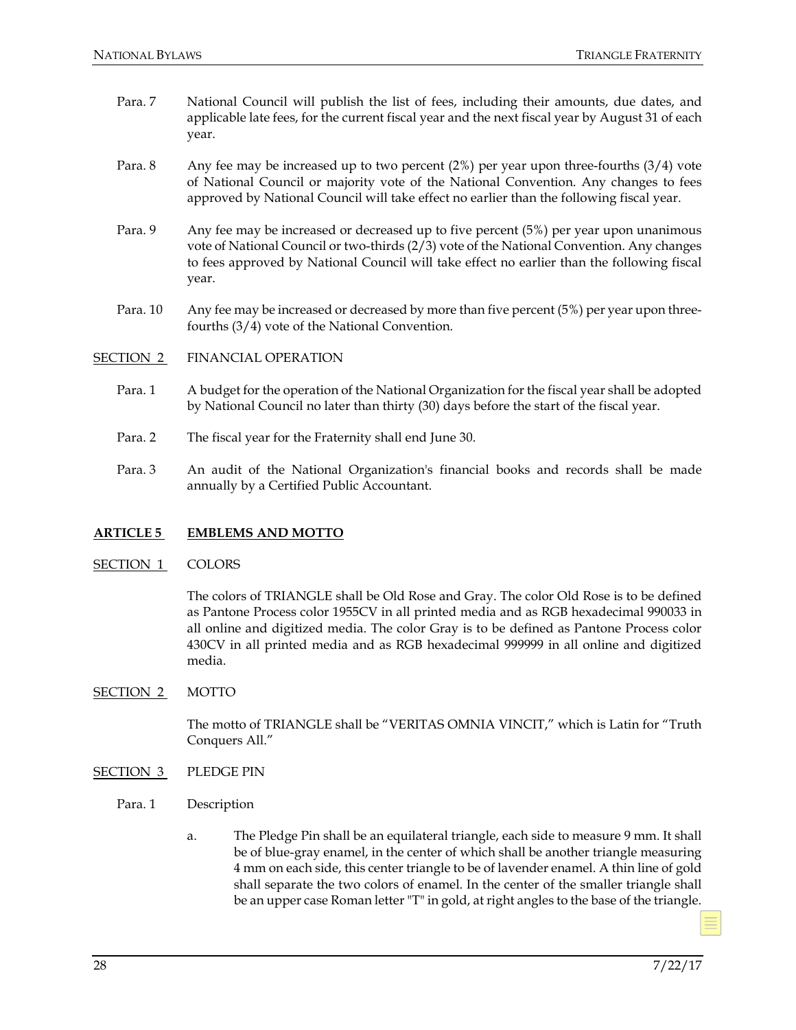Para. 7 National Council will publish the list of fees, including their amounts, due dates, and applicable late fees, for the current fiscal year and the next fiscal year by August 31 of each year.

Para. 8 Any fee may be increased up to two percent (2%) per year upon three-fourths (3/4) vote of National Council or majority vote of the National Convention. Any changes to fees approved by National Council will take effect no earlier than the following fiscal year.

Para. 9 Any fee may be increased or decreased up to five percent (5%) per year upon unanimous vote of National Council or two-thirds (2/3) vote of the National Convention. Any changes to fees approved by National Council will take effect no earlier than the following fiscal year.

Para. 10 Any fee may be increased or decreased by more than five percent (5%) per year upon three-fourths (3/4) vote of the National Convention.

SECTION 2 FINANCIAL OPERATION

Para. 1 A budget for the operation of the National Organization for the fiscal year shall be adopted by National Council no later than thirty (30) days before the start of the fiscal year.

Para. 2 The fiscal year for the Fraternity shall end June 30.

Para. 3 An audit of the National Organization's financial books and records shall be made annually by a Certified Public Accountant.

## ARTICLE 5 EMBLEMS AND MOTTO

SECTION 1 COLORS

The colors of TRIANGLE shall be Old Rose and Gray. The color Old Rose is to be defined as Pantone Process color 1955CV in all printed media and as RGB hexadecimal 990033 in all online and digitized media. The color Gray is to be defined as Pantone Process color 430CV in all printed media and as RGB hexadecimal 999999 in all online and digitized media.

SECTION 2 MOTTO

The motto of TRIANGLE shall be "VERITAS OMNIA VINCIT," which is Latin for "Truth Conquers All."

SECTION 3 PLEDGE PIN

Para. 1 Description

a. The Pledge Pin shall be an equilateral triangle, each side to measure 9 mm. It shall be of blue-gray enamel, in the center of which shall be another triangle measuring 4 mm on each side, this center triangle to be of lavender enamel. A thin line of gold shall separate the two colors of enamel. In the center of the smaller triangle shall be an upper case Roman letter "T" in gold, at right angles to the base of the triangle.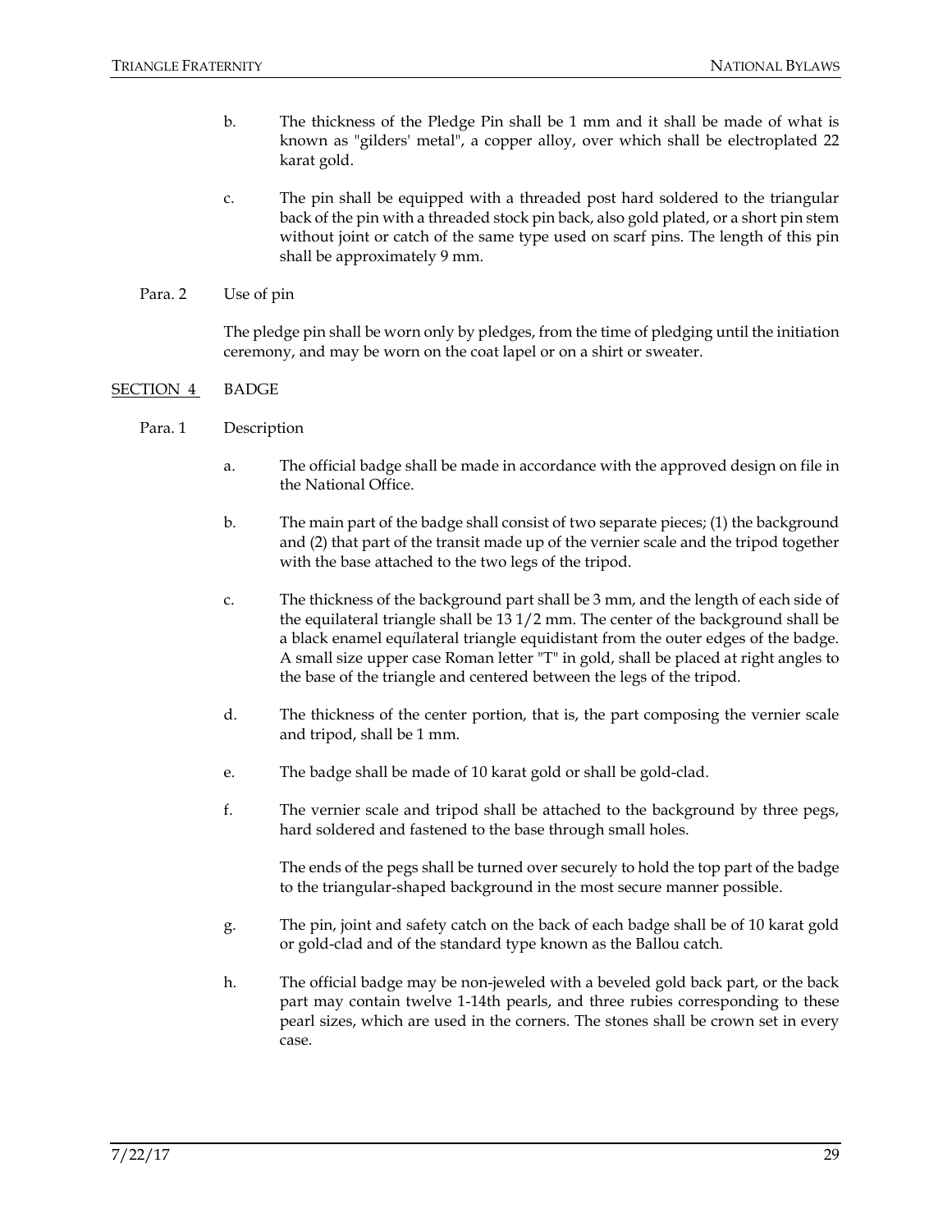b. The thickness of the Pledge Pin shall be 1 mm and it shall be made of what is known as "gilders' metal", a copper alloy, over which shall be electroplated 22 karat gold.

c. The pin shall be equipped with a threaded post hard soldered to the triangular back of the pin with a threaded stock pin back, also gold plated, or a short pin stem without joint or catch of the same type used on scarf pins. The length of this pin shall be approximately 9 mm.

Para. 2 Use of pin

The pledge pin shall be worn only by pledges, from the time of pledging until the initiation ceremony, and may be worn on the coat lapel or on a shirt or sweater.

SECTION 4 BADGE

Para. 1 Description

a. The official badge shall be made in accordance with the approved design on file in the National Office.

b. The main part of the badge shall consist of two separate pieces; (1) the background and (2) that part of the transit made up of the vernier scale and the tripod together with the base attached to the two legs of the tripod.

c. The thickness of the background part shall be 3 mm, and the length of each side of the equilateral triangle shall be 13 1/2 mm. The center of the background shall be a black enamel equilateral triangle equidistant from the outer edges of the badge. A small size upper case Roman letter "T" in gold, shall be placed at right angles to the base of the triangle and centered between the legs of the tripod.

d. The thickness of the center portion, that is, the part composing the vernier scale and tripod, shall be 1 mm.

e. The badge shall be made of 10 karat gold or shall be gold-clad.

f. The vernier scale and tripod shall be attached to the background by three pegs, hard soldered and fastened to the base through small holes.

The ends of the pegs shall be turned over securely to hold the top part of the badge to the triangular-shaped background in the most secure manner possible.

g. The pin, joint and safety catch on the back of each badge shall be of 10 karat gold or gold-clad and of the standard type known as the Ballou catch.

h. The official badge may be non-jeweled with a beveled gold back part, or the back part may contain twelve 1-14th pearls, and three rubies corresponding to these pearl sizes, which are used in the corners. The stones shall be crown set in every case.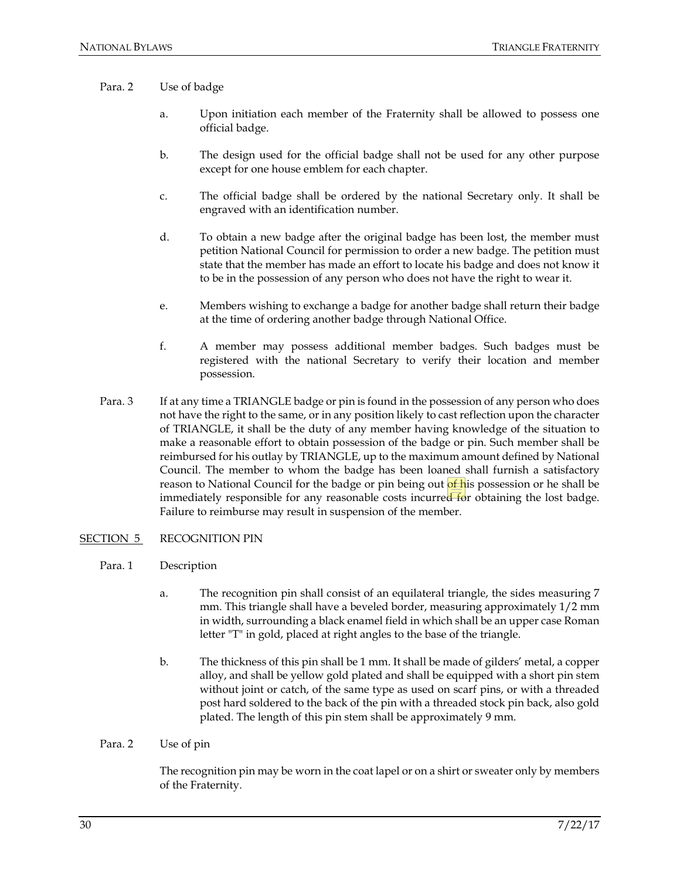Para. 2 Use of badge

a. Upon initiation each member of the Fraternity shall be allowed to possess one official badge.

b. The design used for the official badge shall not be used for any other purpose except for one house emblem for each chapter.

c. The official badge shall be ordered by the national Secretary only. It shall be engraved with an identification number.

d. To obtain a new badge after the original badge has been lost, the member must petition National Council for permission to order a new badge. The petition must state that the member has made an effort to locate his badge and does not know it to be in the possession of any person who does not have the right to wear it.

e. Members wishing to exchange a badge for another badge shall return their badge at the time of ordering another badge through National Office.

f. A member may possess additional member badges. Such badges must be registered with the national Secretary to verify their location and member possession.

Para. 3 If at any time a TRIANGLE badge or pin is found in the possession of any person who does not have the right to the same, or in any position likely to cast reflection upon the character of TRIANGLE, it shall be the duty of any member having knowledge of the situation to make a reasonable effort to obtain possession of the badge or pin. Such member shall be reimbursed for his outlay by TRIANGLE, up to the maximum amount defined by National Council. The member to whom the badge has been loaned shall furnish a satisfactory reason to National Council for the badge or pin being out of his possession or he shall be immediately responsible for any reasonable costs incurred for obtaining the lost badge. Failure to reimburse may result in suspension of the member.

## SECTION 5 RECOGNITION PIN

Para. 1 Description

a. The recognition pin shall consist of an equilateral triangle, the sides measuring 7 mm. This triangle shall have a beveled border, measuring approximately 1/2 mm in width, surrounding a black enamel field in which shall be an upper case Roman letter "T" in gold, placed at right angles to the base of the triangle.

b. The thickness of this pin shall be 1 mm. It shall be made of gilders' metal, a copper alloy, and shall be yellow gold plated and shall be equipped with a short pin stem without joint or catch, of the same type as used on scarf pins, or with a threaded post hard soldered to the back of the pin with a threaded stock pin back, also gold plated. The length of this pin stem shall be approximately 9 mm.

Para. 2 Use of pin

The recognition pin may be worn in the coat lapel or on a shirt or sweater only by members of the Fraternity.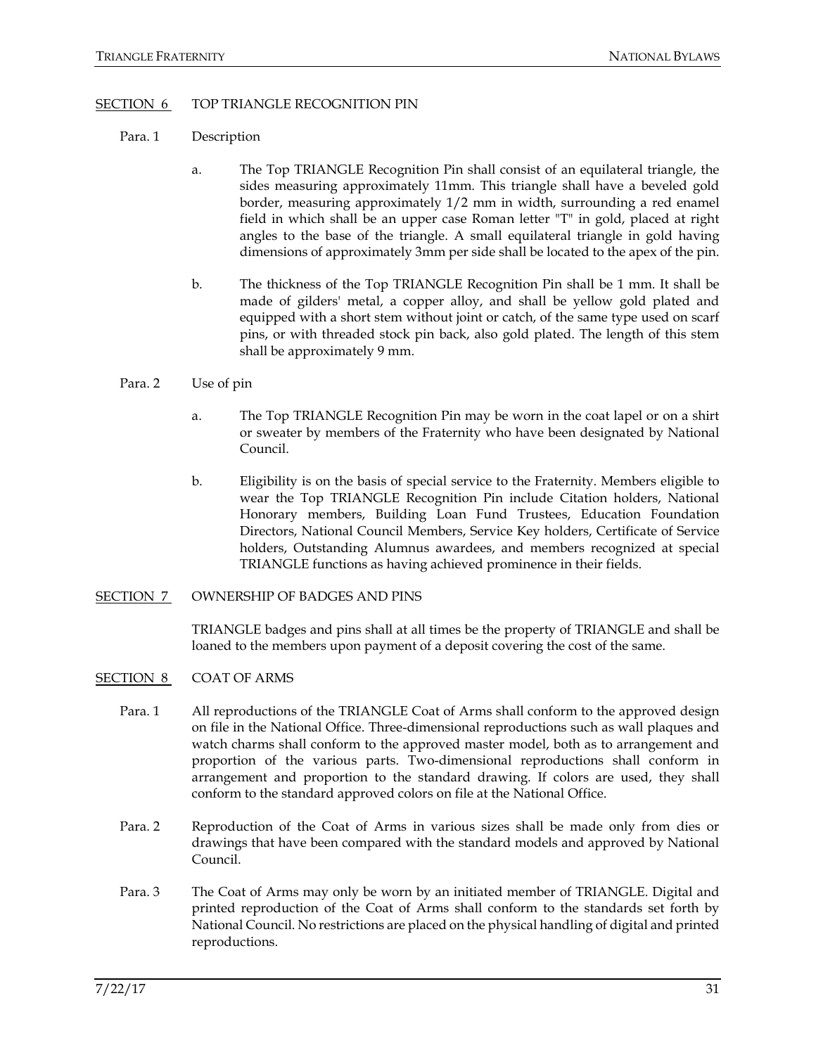## SECTION 6 TOP TRIANGLE RECOGNITION PIN

### Para. 1 Description

a. The Top TRIANGLE Recognition Pin shall consist of an equilateral triangle, the sides measuring approximately 11mm. This triangle shall have a beveled gold border, measuring approximately 1/2 mm in width, surrounding a red enamel field in which shall be an upper case Roman letter "T" in gold, placed at right angles to the base of the triangle. A small equilateral triangle in gold having dimensions of approximately 3mm per side shall be located to the apex of the pin.

b. The thickness of the Top TRIANGLE Recognition Pin shall be 1 mm. It shall be made of gilders' metal, a copper alloy, and shall be yellow gold plated and equipped with a short stem without joint or catch, of the same type used on scarf pins, or with threaded stock pin back, also gold plated. The length of this stem shall be approximately 9 mm.

### Para. 2 Use of pin

a. The Top TRIANGLE Recognition Pin may be worn in the coat lapel or on a shirt or sweater by members of the Fraternity who have been designated by National Council.

b. Eligibility is on the basis of special service to the Fraternity. Members eligible to wear the Top TRIANGLE Recognition Pin include Citation holders, National Honorary members, Building Loan Fund Trustees, Education Foundation Directors, National Council Members, Service Key holders, Certificate of Service holders, Outstanding Alumnus awardees, and members recognized at special TRIANGLE functions as having achieved prominence in their fields.

## SECTION 7 OWNERSHIP OF BADGES AND PINS

TRIANGLE badges and pins shall at all times be the property of TRIANGLE and shall be loaned to the members upon payment of a deposit covering the cost of the same.

## SECTION 8 COAT OF ARMS

Para. 1 All reproductions of the TRIANGLE Coat of Arms shall conform to the approved design on file in the National Office. Three-dimensional reproductions such as wall plaques and watch charms shall conform to the approved master model, both as to arrangement and proportion of the various parts. Two-dimensional reproductions shall conform in arrangement and proportion to the standard drawing. If colors are used, they shall conform to the standard approved colors on file at the National Office.

Para. 2 Reproduction of the Coat of Arms in various sizes shall be made only from dies or drawings that have been compared with the standard models and approved by National Council.

Para. 3 The Coat of Arms may only be worn by an initiated member of TRIANGLE. Digital and printed reproduction of the Coat of Arms shall conform to the standards set forth by National Council. No restrictions are placed on the physical handling of digital and printed reproductions.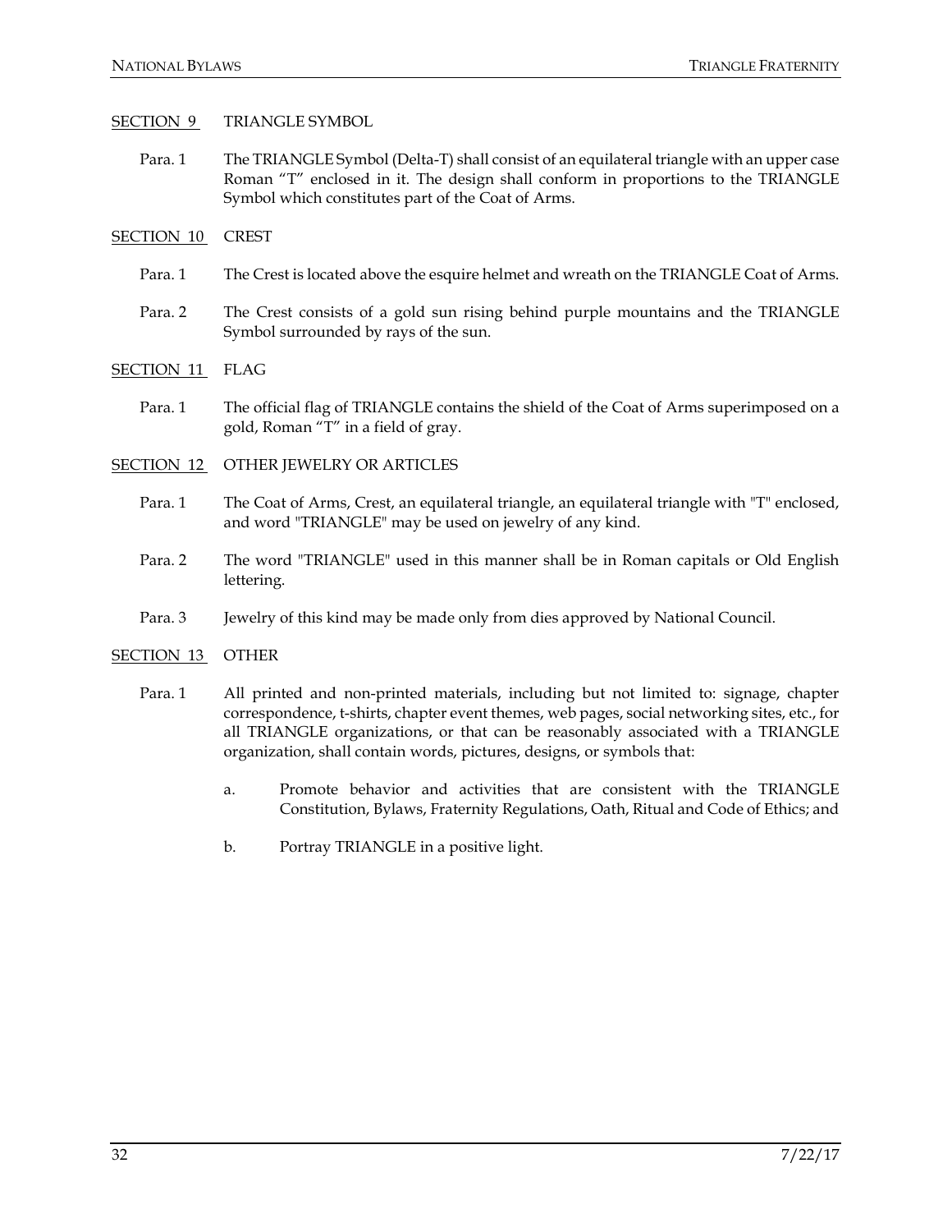## SECTION 9 TRIANGLE SYMBOL

Para. 1 The TRIANGLE Symbol (Delta-T) shall consist of an equilateral triangle with an upper case Roman "T" enclosed in it. The design shall conform in proportions to the TRIANGLE Symbol which constitutes part of the Coat of Arms.

## SECTION 10 CREST

Para. 1 The Crest is located above the esquire helmet and wreath on the TRIANGLE Coat of Arms.

Para. 2 The Crest consists of a gold sun rising behind purple mountains and the TRIANGLE Symbol surrounded by rays of the sun.

## SECTION 11 FLAG

Para. 1 The official flag of TRIANGLE contains the shield of the Coat of Arms superimposed on a gold, Roman "T" in a field of gray.

## SECTION 12 OTHER JEWELRY OR ARTICLES

Para. 1 The Coat of Arms, Crest, an equilateral triangle, an equilateral triangle with "T" enclosed, and word "TRIANGLE" may be used on jewelry of any kind.

Para. 2 The word "TRIANGLE" used in this manner shall be in Roman capitals or Old English lettering.

Para. 3 Jewelry of this kind may be made only from dies approved by National Council.

## SECTION 13 OTHER

Para. 1 All printed and non-printed materials, including but not limited to: signage, chapter correspondence, t-shirts, chapter event themes, web pages, social networking sites, etc., for all TRIANGLE organizations, or that can be reasonably associated with a TRIANGLE organization, shall contain words, pictures, designs, or symbols that:

a. Promote behavior and activities that are consistent with the TRIANGLE Constitution, Bylaws, Fraternity Regulations, Oath, Ritual and Code of Ethics; and

b. Portray TRIANGLE in a positive light.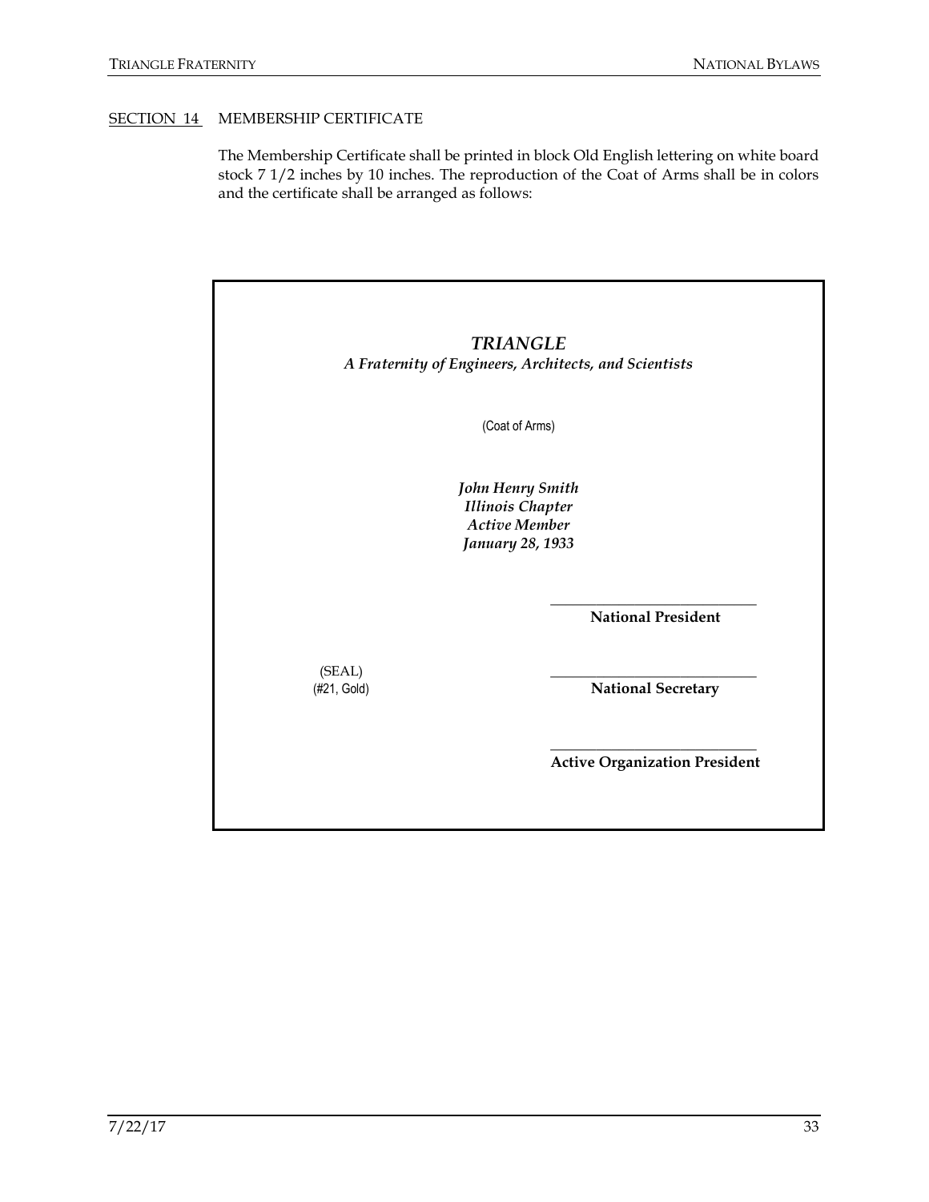SECTION 14 MEMBERSHIP CERTIFICATE

The Membership Certificate shall be printed in block Old English lettering on white board stock 7 1/2 inches by 10 inches. The reproduction of the Coat of Arms shall be in colors and the certificate shall be arranged as follows:

*TRIANGLE*
*A Fraternity of Engineers, Architects, and Scientists*

(Coat of Arms)

*John Henry Smith*
*Illinois Chapter*
*Active Member*
*January 28, 1933*

\_\_\_\_\_\_\_\_\_\_\_\_\_\_\_\_\_\_\_\_\_\_\_\_\_\_\_\_
**National President**

(SEAL)
(#21, Gold)

\_\_\_\_\_\_\_\_\_\_\_\_\_\_\_\_\_\_\_\_\_\_\_\_\_\_\_\_
**National Secretary**

\_\_\_\_\_\_\_\_\_\_\_\_\_\_\_\_\_\_\_\_\_\_\_\_\_\_\_\_
**Active Organization President**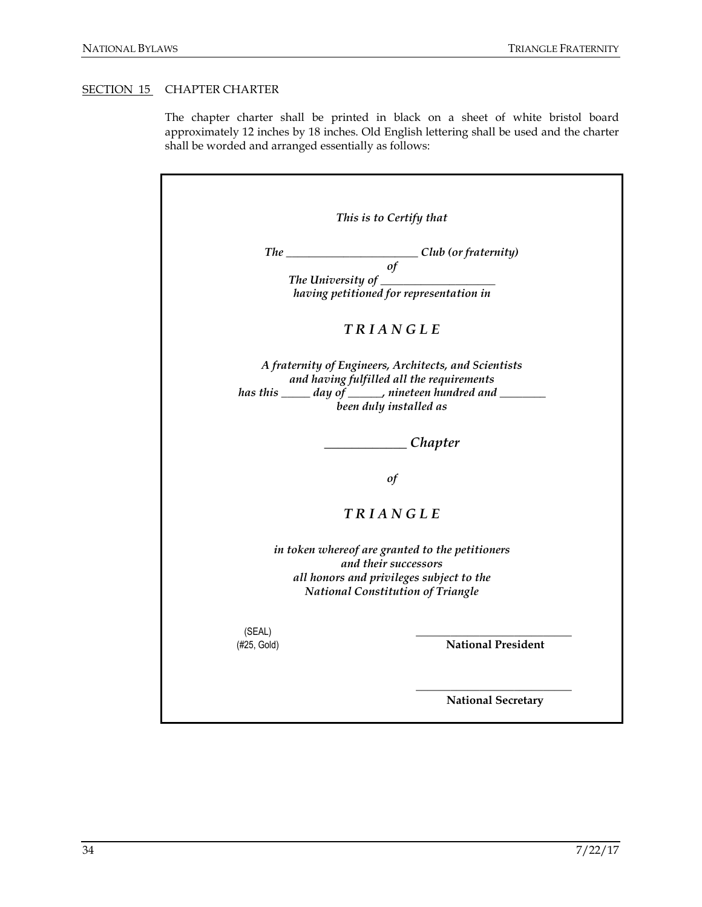SECTION 15 CHAPTER CHARTER

The chapter charter shall be printed in black on a sheet of white bristol board approximately 12 inches by 18 inches. Old English lettering shall be used and the charter shall be worded and arranged essentially as follows:

*This is to Certify that*

*The ________________________ Club (or fraternity)*
*of*
*The University of ____________________*
*having petitioned for representation in*

*T R I A N G L E*

*A fraternity of Engineers, Architects, and Scientists*
*and having fulfilled all the requirements*
*has this _____ day of ______, nineteen hundred and ________*
*been duly installed as*

*_____________ Chapter*

*of*

*T R I A N G L E*

*in token whereof are granted to the petitioners*
*and their successors*
*all honors and privileges subject to the*
*National Constitution of Triangle*

(SEAL)
(#25, Gold)

____________________________
**National President**

____________________________
**National Secretary**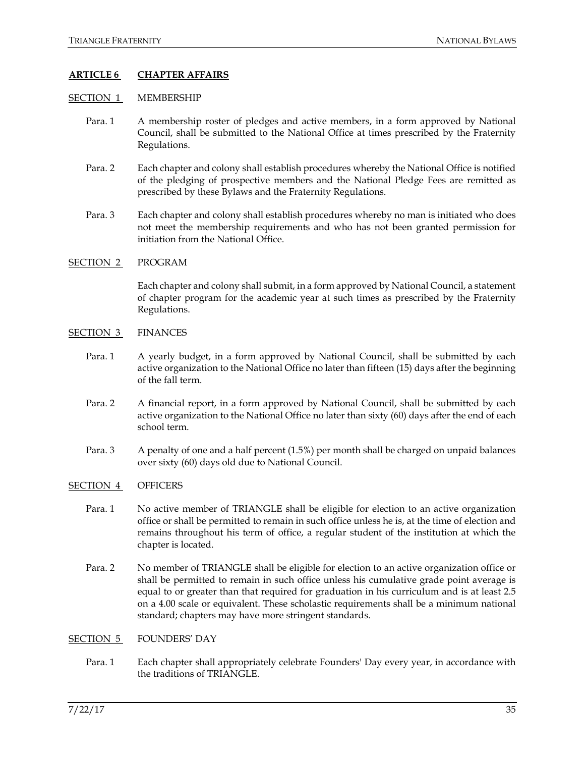## ARTICLE 6 CHAPTER AFFAIRS

### SECTION 1 MEMBERSHIP

Para. 1 A membership roster of pledges and active members, in a form approved by National Council, shall be submitted to the National Office at times prescribed by the Fraternity Regulations.

Para. 2 Each chapter and colony shall establish procedures whereby the National Office is notified of the pledging of prospective members and the National Pledge Fees are remitted as prescribed by these Bylaws and the Fraternity Regulations.

Para. 3 Each chapter and colony shall establish procedures whereby no man is initiated who does not meet the membership requirements and who has not been granted permission for initiation from the National Office.

### SECTION 2 PROGRAM

Each chapter and colony shall submit, in a form approved by National Council, a statement of chapter program for the academic year at such times as prescribed by the Fraternity Regulations.

### SECTION 3 FINANCES

Para. 1 A yearly budget, in a form approved by National Council, shall be submitted by each active organization to the National Office no later than fifteen (15) days after the beginning of the fall term.

Para. 2 A financial report, in a form approved by National Council, shall be submitted by each active organization to the National Office no later than sixty (60) days after the end of each school term.

Para. 3 A penalty of one and a half percent (1.5%) per month shall be charged on unpaid balances over sixty (60) days old due to National Council.

### SECTION 4 OFFICERS

Para. 1 No active member of TRIANGLE shall be eligible for election to an active organization office or shall be permitted to remain in such office unless he is, at the time of election and remains throughout his term of office, a regular student of the institution at which the chapter is located.

Para. 2 No member of TRIANGLE shall be eligible for election to an active organization office or shall be permitted to remain in such office unless his cumulative grade point average is equal to or greater than that required for graduation in his curriculum and is at least 2.5 on a 4.00 scale or equivalent. These scholastic requirements shall be a minimum national standard; chapters may have more stringent standards.

### SECTION 5 FOUNDERS' DAY

Para. 1 Each chapter shall appropriately celebrate Founders' Day every year, in accordance with the traditions of TRIANGLE.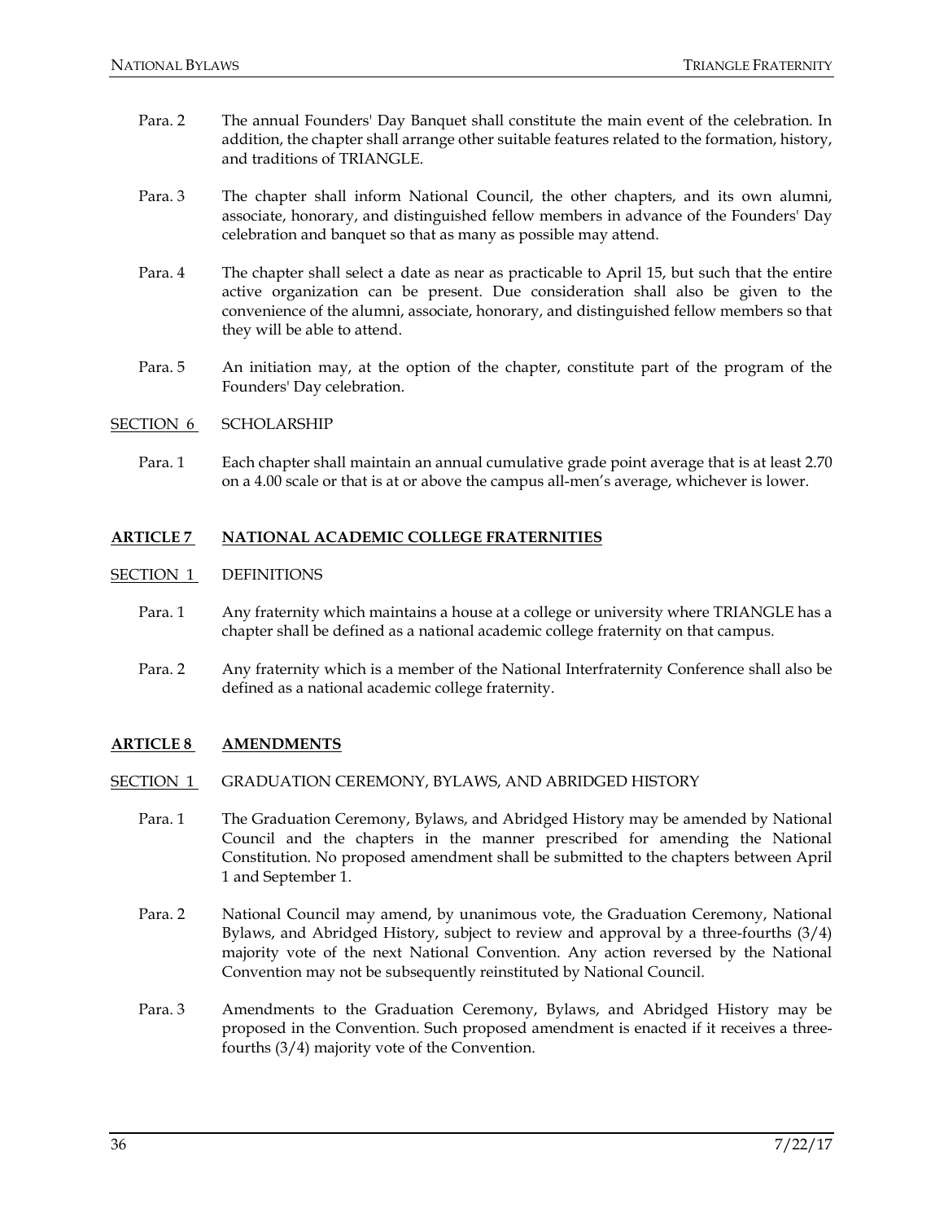Para. 2 The annual Founders' Day Banquet shall constitute the main event of the celebration. In addition, the chapter shall arrange other suitable features related to the formation, history, and traditions of TRIANGLE.

Para. 3 The chapter shall inform National Council, the other chapters, and its own alumni, associate, honorary, and distinguished fellow members in advance of the Founders' Day celebration and banquet so that as many as possible may attend.

Para. 4 The chapter shall select a date as near as practicable to April 15, but such that the entire active organization can be present. Due consideration shall also be given to the convenience of the alumni, associate, honorary, and distinguished fellow members so that they will be able to attend.

Para. 5 An initiation may, at the option of the chapter, constitute part of the program of the Founders' Day celebration.

SECTION 6 SCHOLARSHIP

Para. 1 Each chapter shall maintain an annual cumulative grade point average that is at least 2.70 on a 4.00 scale or that is at or above the campus all-men's average, whichever is lower.

## ARTICLE 7 NATIONAL ACADEMIC COLLEGE FRATERNITIES

SECTION 1 DEFINITIONS

Para. 1 Any fraternity which maintains a house at a college or university where TRIANGLE has a chapter shall be defined as a national academic college fraternity on that campus.

Para. 2 Any fraternity which is a member of the National Interfraternity Conference shall also be defined as a national academic college fraternity.

## ARTICLE 8 AMENDMENTS

SECTION 1 GRADUATION CEREMONY, BYLAWS, AND ABRIDGED HISTORY

Para. 1 The Graduation Ceremony, Bylaws, and Abridged History may be amended by National Council and the chapters in the manner prescribed for amending the National Constitution. No proposed amendment shall be submitted to the chapters between April 1 and September 1.

Para. 2 National Council may amend, by unanimous vote, the Graduation Ceremony, National Bylaws, and Abridged History, subject to review and approval by a three-fourths (3/4) majority vote of the next National Convention. Any action reversed by the National Convention may not be subsequently reinstituted by National Council.

Para. 3 Amendments to the Graduation Ceremony, Bylaws, and Abridged History may be proposed in the Convention. Such proposed amendment is enacted if it receives a three-fourths (3/4) majority vote of the Convention.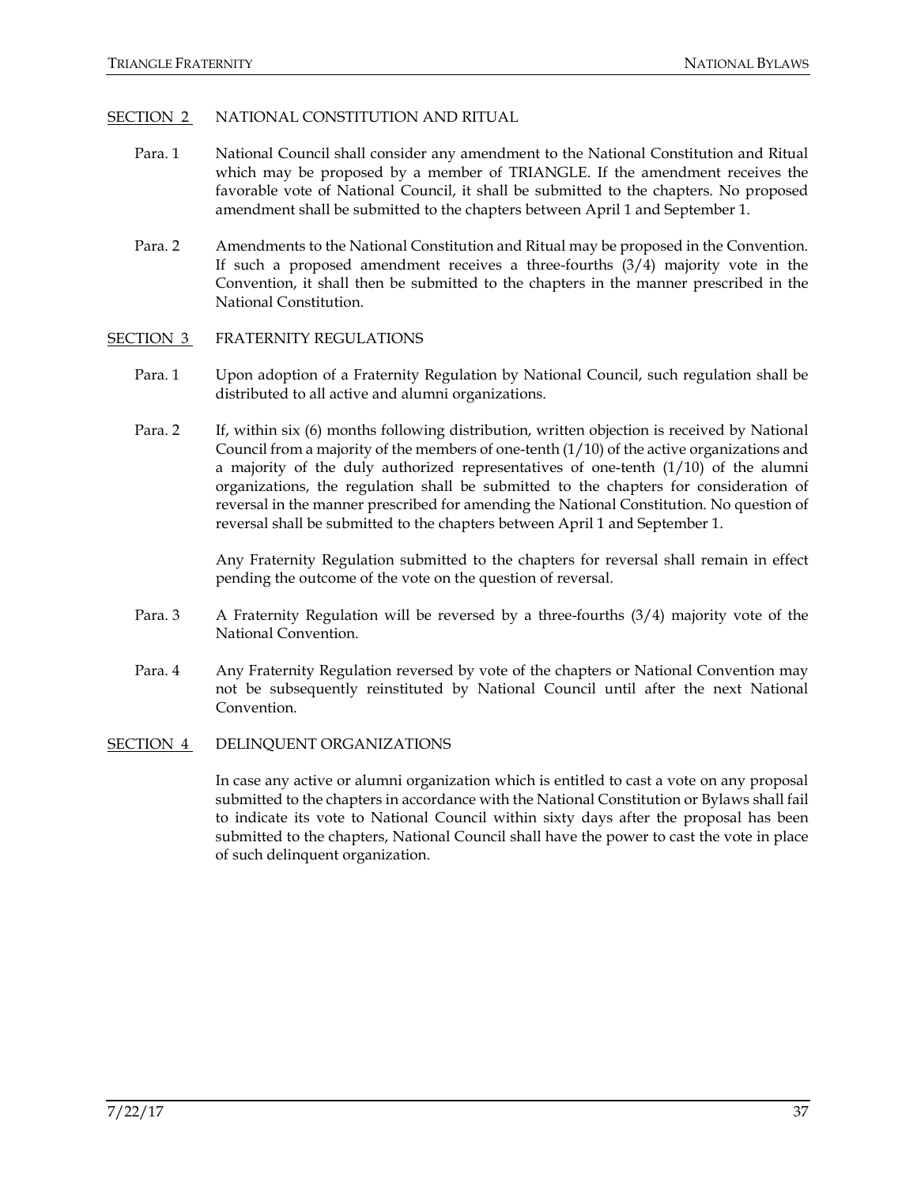## SECTION 2 NATIONAL CONSTITUTION AND RITUAL

Para. 1 National Council shall consider any amendment to the National Constitution and Ritual which may be proposed by a member of TRIANGLE. If the amendment receives the favorable vote of National Council, it shall be submitted to the chapters. No proposed amendment shall be submitted to the chapters between April 1 and September 1.

Para. 2 Amendments to the National Constitution and Ritual may be proposed in the Convention. If such a proposed amendment receives a three-fourths (3/4) majority vote in the Convention, it shall then be submitted to the chapters in the manner prescribed in the National Constitution.

## SECTION 3 FRATERNITY REGULATIONS

Para. 1 Upon adoption of a Fraternity Regulation by National Council, such regulation shall be distributed to all active and alumni organizations.

Para. 2 If, within six (6) months following distribution, written objection is received by National Council from a majority of the members of one-tenth (1/10) of the active organizations and a majority of the duly authorized representatives of one-tenth (1/10) of the alumni organizations, the regulation shall be submitted to the chapters for consideration of reversal in the manner prescribed for amending the National Constitution. No question of reversal shall be submitted to the chapters between April 1 and September 1.

Any Fraternity Regulation submitted to the chapters for reversal shall remain in effect pending the outcome of the vote on the question of reversal.

Para. 3 A Fraternity Regulation will be reversed by a three-fourths (3/4) majority vote of the National Convention.

Para. 4 Any Fraternity Regulation reversed by vote of the chapters or National Convention may not be subsequently reinstituted by National Council until after the next National Convention.

## SECTION 4 DELINQUENT ORGANIZATIONS

In case any active or alumni organization which is entitled to cast a vote on any proposal submitted to the chapters in accordance with the National Constitution or Bylaws shall fail to indicate its vote to National Council within sixty days after the proposal has been submitted to the chapters, National Council shall have the power to cast the vote in place of such delinquent organization.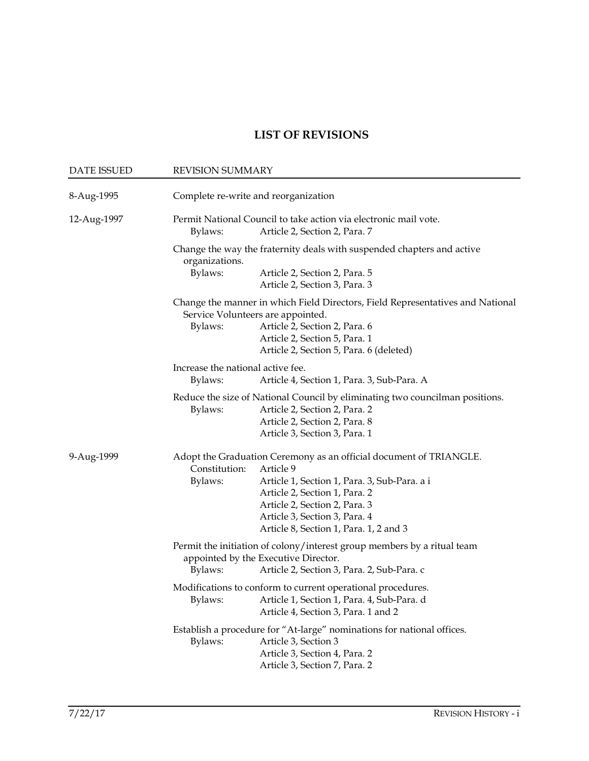# LIST OF REVISIONS

| DATE ISSUED | REVISION SUMMARY |
|---|---|
| 8-Aug-1995 | Complete re-write and reorganization |
| 12-Aug-1997 | Permit National Council to take action via electronic mail vote.<br>Bylaws: Article 2, Section 2, Para. 7 |
| | Change the way the fraternity deals with suspended chapters and active organizations.<br>Bylaws: Article 2, Section 2, Para. 5<br>Article 2, Section 3, Para. 3 |
| | Change the manner in which Field Directors, Field Representatives and National Service Volunteers are appointed.<br>Bylaws: Article 2, Section 2, Para. 6<br>Article 2, Section 5, Para. 1<br>Article 2, Section 5, Para. 6 (deleted) |
| | Increase the national active fee.<br>Bylaws: Article 4, Section 1, Para. 3, Sub-Para. A |
| | Reduce the size of National Council by eliminating two councilman positions.<br>Bylaws: Article 2, Section 2, Para. 2<br>Article 2, Section 2, Para. 8<br>Article 3, Section 3, Para. 1 |
| 9-Aug-1999 | Adopt the Graduation Ceremony as an official document of TRIANGLE.<br>Constitution: Article 9<br>Bylaws: Article 1, Section 1, Para. 3, Sub-Para. a i<br>Article 2, Section 1, Para. 2<br>Article 2, Section 2, Para. 3<br>Article 3, Section 3, Para. 4<br>Article 8, Section 1, Para. 1, 2 and 3 |
| | Permit the initiation of colony/interest group members by a ritual team appointed by the Executive Director.<br>Bylaws: Article 2, Section 3, Para. 2, Sub-Para. c |
| | Modifications to conform to current operational procedures.<br>Bylaws: Article 1, Section 1, Para. 4, Sub-Para. d<br>Article 4, Section 3, Para. 1 and 2 |
| | Establish a procedure for "At-large" nominations for national offices.<br>Bylaws: Article 3, Section 3<br>Article 3, Section 4, Para. 2<br>Article 3, Section 7, Para. 2 |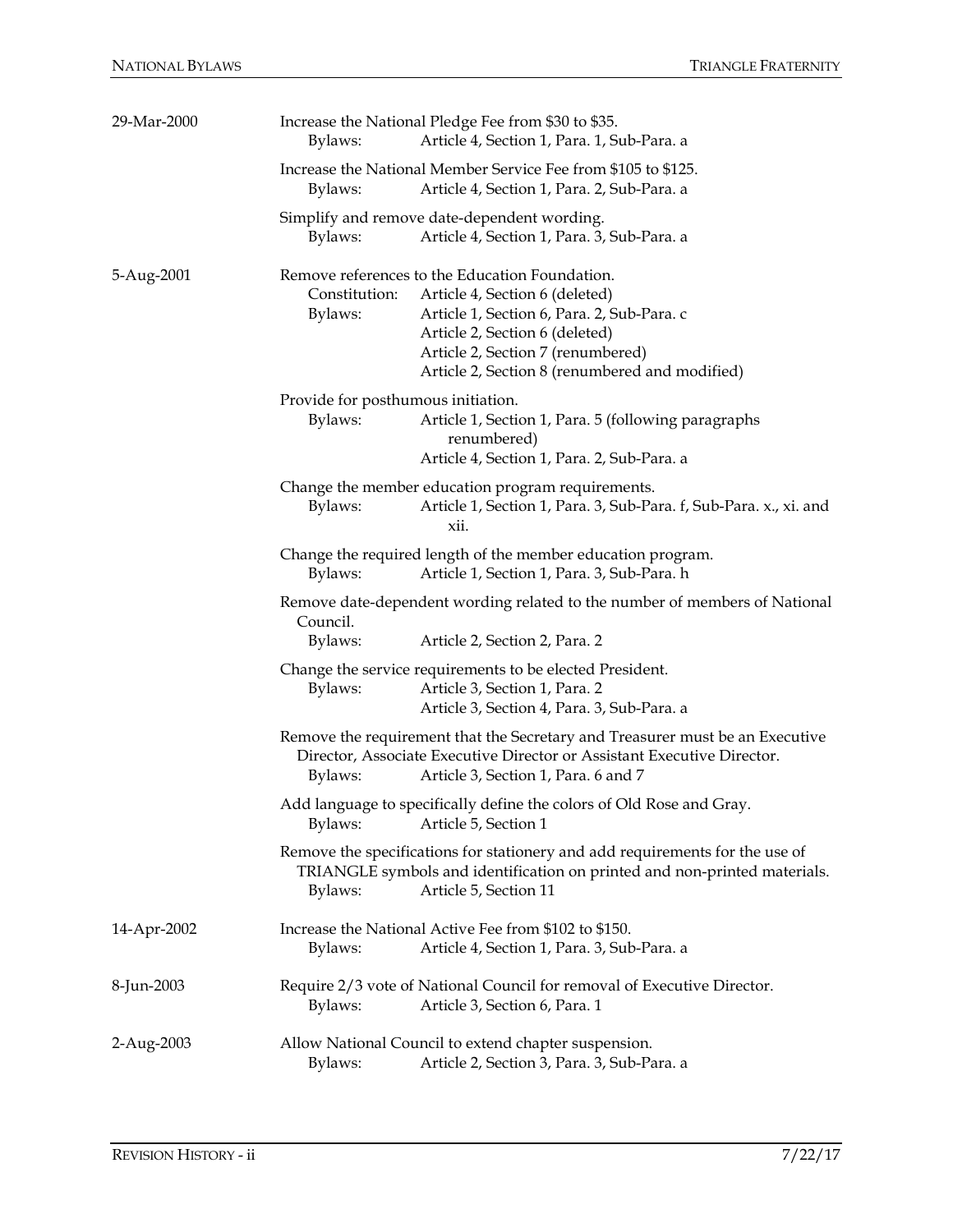| Date | Revision | |
|---|---|---|
| 29-Mar-2000 | Increase the National Pledge Fee from $30 to $35. | |
| | Bylaws: | Article 4, Section 1, Para. 1, Sub-Para. a |
| | Increase the National Member Service Fee from $105 to $125. | |
| | Bylaws: | Article 4, Section 1, Para. 2, Sub-Para. a |
| | Simplify and remove date-dependent wording. | |
| | Bylaws: | Article 4, Section 1, Para. 3, Sub-Para. a |
| 5-Aug-2001 | Remove references to the Education Foundation. | |
| | Constitution: | Article 4, Section 6 (deleted) |
| | Bylaws: | Article 1, Section 6, Para. 2, Sub-Para. c<br>Article 2, Section 6 (deleted)<br>Article 2, Section 7 (renumbered)<br>Article 2, Section 8 (renumbered and modified) |
| | Provide for posthumous initiation. | |
| | Bylaws: | Article 1, Section 1, Para. 5 (following paragraphs renumbered)<br>Article 4, Section 1, Para. 2, Sub-Para. a |
| | Change the member education program requirements. | |
| | Bylaws: | Article 1, Section 1, Para. 3, Sub-Para. f, Sub-Para. x., xi. and xii. |
| | Change the required length of the member education program. | |
| | Bylaws: | Article 1, Section 1, Para. 3, Sub-Para. h |
| | Remove date-dependent wording related to the number of members of National Council. | |
| | Bylaws: | Article 2, Section 2, Para. 2 |
| | Change the service requirements to be elected President. | |
| | Bylaws: | Article 3, Section 1, Para. 2<br>Article 3, Section 4, Para. 3, Sub-Para. a |
| | Remove the requirement that the Secretary and Treasurer must be an Executive Director, Associate Executive Director or Assistant Executive Director. | |
| | Bylaws: | Article 3, Section 1, Para. 6 and 7 |
| | Add language to specifically define the colors of Old Rose and Gray. | |
| | Bylaws: | Article 5, Section 1 |
| | Remove the specifications for stationery and add requirements for the use of TRIANGLE symbols and identification on printed and non-printed materials. | |
| | Bylaws: | Article 5, Section 11 |
| 14-Apr-2002 | Increase the National Active Fee from $102 to $150. | |
| | Bylaws: | Article 4, Section 1, Para. 3, Sub-Para. a |
| 8-Jun-2003 | Require 2/3 vote of National Council for removal of Executive Director. | |
| | Bylaws: | Article 3, Section 6, Para. 1 |
| 2-Aug-2003 | Allow National Council to extend chapter suspension. | |
| | Bylaws: | Article 2, Section 3, Para. 3, Sub-Para. a |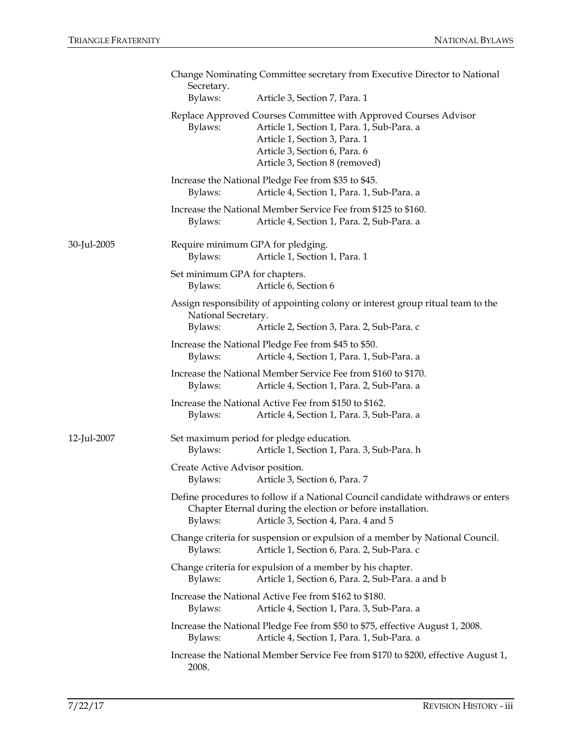| | |
|---|---|
| | Change Nominating Committee secretary from Executive Director to National Secretary.<br>Bylaws: Article 3, Section 7, Para. 1 |
| | Replace Approved Courses Committee with Approved Courses Advisor<br>Bylaws: Article 1, Section 1, Para. 1, Sub-Para. a<br>Article 1, Section 3, Para. 1<br>Article 3, Section 6, Para. 6<br>Article 3, Section 8 (removed) |
| | Increase the National Pledge Fee from $35 to $45.<br>Bylaws: Article 4, Section 1, Para. 1, Sub-Para. a |
| | Increase the National Member Service Fee from $125 to $160.<br>Bylaws: Article 4, Section 1, Para. 2, Sub-Para. a |
| 30-Jul-2005 | Require minimum GPA for pledging.<br>Bylaws: Article 1, Section 1, Para. 1 |
| | Set minimum GPA for chapters.<br>Bylaws: Article 6, Section 6 |
| | Assign responsibility of appointing colony or interest group ritual team to the National Secretary.<br>Bylaws: Article 2, Section 3, Para. 2, Sub-Para. c |
| | Increase the National Pledge Fee from $45 to $50.<br>Bylaws: Article 4, Section 1, Para. 1, Sub-Para. a |
| | Increase the National Member Service Fee from $160 to $170.<br>Bylaws: Article 4, Section 1, Para. 2, Sub-Para. a |
| | Increase the National Active Fee from $150 to $162.<br>Bylaws: Article 4, Section 1, Para. 3, Sub-Para. a |
| 12-Jul-2007 | Set maximum period for pledge education.<br>Bylaws: Article 1, Section 1, Para. 3, Sub-Para. h |
| | Create Active Advisor position.<br>Bylaws: Article 3, Section 6, Para. 7 |
| | Define procedures to follow if a National Council candidate withdraws or enters Chapter Eternal during the election or before installation.<br>Bylaws: Article 3, Section 4, Para. 4 and 5 |
| | Change criteria for suspension or expulsion of a member by National Council.<br>Bylaws: Article 1, Section 6, Para. 2, Sub-Para. c |
| | Change criteria for expulsion of a member by his chapter.<br>Bylaws: Article 1, Section 6, Para. 2, Sub-Para. a and b |
| | Increase the National Active Fee from $162 to $180.<br>Bylaws: Article 4, Section 1, Para. 3, Sub-Para. a |
| | Increase the National Pledge Fee from $50 to $75, effective August 1, 2008.<br>Bylaws: Article 4, Section 1, Para. 1, Sub-Para. a |
| | Increase the National Member Service Fee from $170 to $200, effective August 1, 2008. |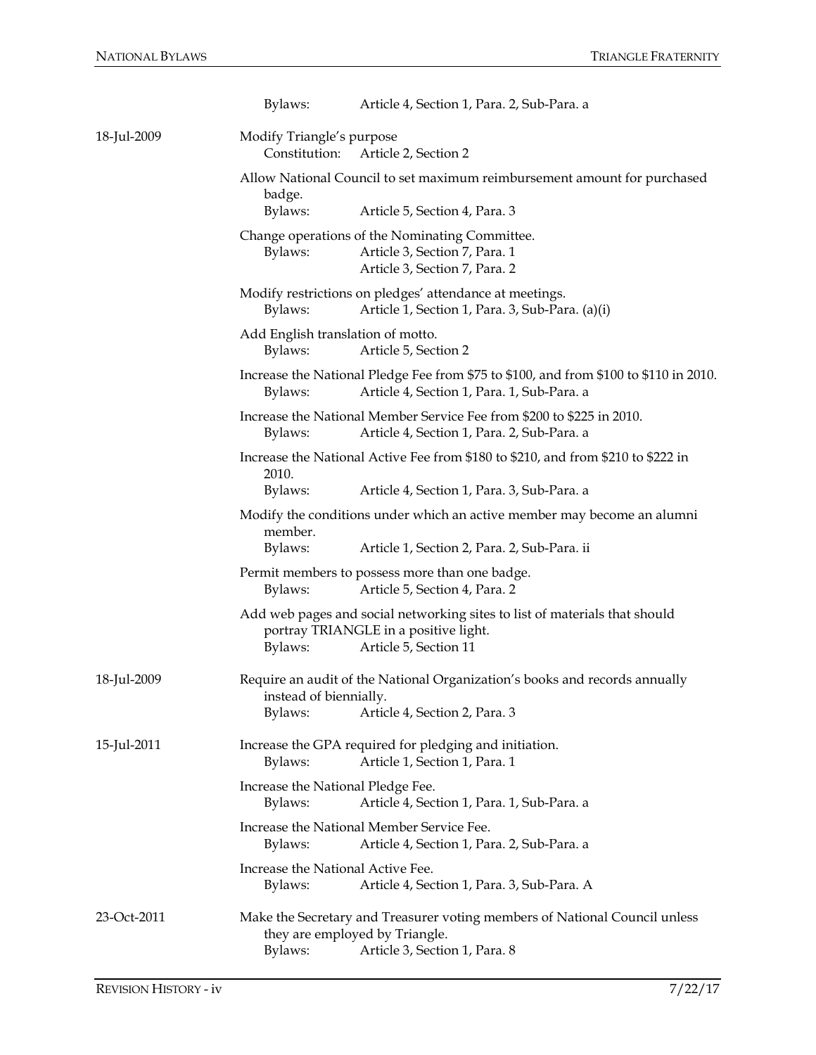| | | |
|---|---|---|
| | Bylaws: | Article 4, Section 1, Para. 2, Sub-Para. a |
| 18-Jul-2009 | Modify Triangle's purpose | |
| | Constitution: | Article 2, Section 2 |
| | Allow National Council to set maximum reimbursement amount for purchased badge. | |
| | Bylaws: | Article 5, Section 4, Para. 3 |
| | Change operations of the Nominating Committee. | |
| | Bylaws: | Article 3, Section 7, Para. 1<br>Article 3, Section 7, Para. 2 |
| | Modify restrictions on pledges' attendance at meetings. | |
| | Bylaws: | Article 1, Section 1, Para. 3, Sub-Para. (a)(i) |
| | Add English translation of motto. | |
| | Bylaws: | Article 5, Section 2 |
| | Increase the National Pledge Fee from $75 to $100, and from $100 to $110 in 2010. | |
| | Bylaws: | Article 4, Section 1, Para. 1, Sub-Para. a |
| | Increase the National Member Service Fee from $200 to $225 in 2010. | |
| | Bylaws: | Article 4, Section 1, Para. 2, Sub-Para. a |
| | Increase the National Active Fee from $180 to $210, and from $210 to $222 in 2010. | |
| | Bylaws: | Article 4, Section 1, Para. 3, Sub-Para. a |
| | Modify the conditions under which an active member may become an alumni member. | |
| | Bylaws: | Article 1, Section 2, Para. 2, Sub-Para. ii |
| | Permit members to possess more than one badge. | |
| | Bylaws: | Article 5, Section 4, Para. 2 |
| | Add web pages and social networking sites to list of materials that should portray TRIANGLE in a positive light. | |
| | Bylaws: | Article 5, Section 11 |
| 18-Jul-2009 | Require an audit of the National Organization's books and records annually instead of biennially. | |
| | Bylaws: | Article 4, Section 2, Para. 3 |
| 15-Jul-2011 | Increase the GPA required for pledging and initiation. | |
| | Bylaws: | Article 1, Section 1, Para. 1 |
| | Increase the National Pledge Fee. | |
| | Bylaws: | Article 4, Section 1, Para. 1, Sub-Para. a |
| | Increase the National Member Service Fee. | |
| | Bylaws: | Article 4, Section 1, Para. 2, Sub-Para. a |
| | Increase the National Active Fee. | |
| | Bylaws: | Article 4, Section 1, Para. 3, Sub-Para. A |
| 23-Oct-2011 | Make the Secretary and Treasurer voting members of National Council unless they are employed by Triangle. | |
| | Bylaws: | Article 3, Section 1, Para. 8 |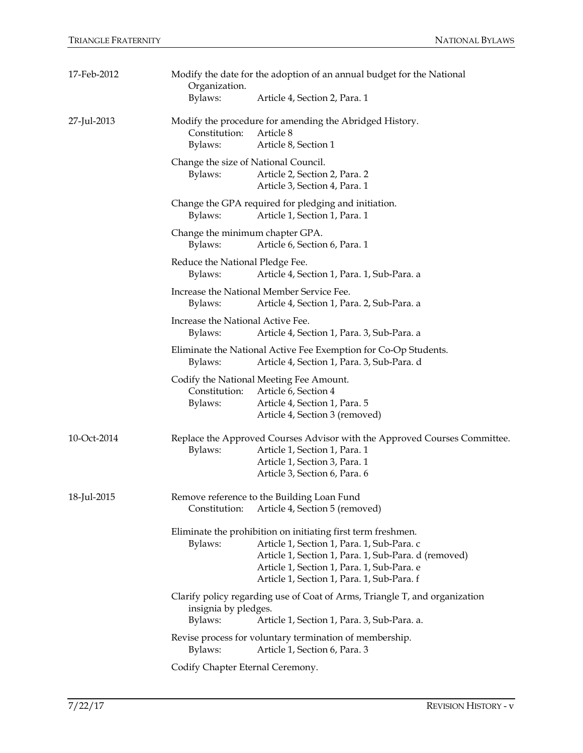| Date | Change | | |
|---|---|---|---|
| 17-Feb-2012 | Modify the date for the adoption of an annual budget for the National Organization. | | |
| | | Bylaws: | Article 4, Section 2, Para. 1 |
| 27-Jul-2013 | Modify the procedure for amending the Abridged History. | | |
| | | Constitution: | Article 8 |
| | | Bylaws: | Article 8, Section 1 |
| | Change the size of National Council. | | |
| | | Bylaws: | Article 2, Section 2, Para. 2 |
| | | | Article 3, Section 4, Para. 1 |
| | Change the GPA required for pledging and initiation. | | |
| | | Bylaws: | Article 1, Section 1, Para. 1 |
| | Change the minimum chapter GPA. | | |
| | | Bylaws: | Article 6, Section 6, Para. 1 |
| | Reduce the National Pledge Fee. | | |
| | | Bylaws: | Article 4, Section 1, Para. 1, Sub-Para. a |
| | Increase the National Member Service Fee. | | |
| | | Bylaws: | Article 4, Section 1, Para. 2, Sub-Para. a |
| | Increase the National Active Fee. | | |
| | | Bylaws: | Article 4, Section 1, Para. 3, Sub-Para. a |
| | Eliminate the National Active Fee Exemption for Co-Op Students. | | |
| | | Bylaws: | Article 4, Section 1, Para. 3, Sub-Para. d |
| | Codify the National Meeting Fee Amount. | | |
| | | Constitution: | Article 6, Section 4 |
| | | Bylaws: | Article 4, Section 1, Para. 5 |
| | | | Article 4, Section 3 (removed) |
| 10-Oct-2014 | Replace the Approved Courses Advisor with the Approved Courses Committee. | | |
| | | Bylaws: | Article 1, Section 1, Para. 1 |
| | | | Article 1, Section 3, Para. 1 |
| | | | Article 3, Section 6, Para. 6 |
| 18-Jul-2015 | Remove reference to the Building Loan Fund | | |
| | | Constitution: | Article 4, Section 5 (removed) |
| | Eliminate the prohibition on initiating first term freshmen. | | |
| | | Bylaws: | Article 1, Section 1, Para. 1, Sub-Para. c |
| | | | Article 1, Section 1, Para. 1, Sub-Para. d (removed) |
| | | | Article 1, Section 1, Para. 1, Sub-Para. e |
| | | | Article 1, Section 1, Para. 1, Sub-Para. f |
| | Clarify policy regarding use of Coat of Arms, Triangle T, and organization insignia by pledges. | | |
| | | Bylaws: | Article 1, Section 1, Para. 3, Sub-Para. a. |
| | Revise process for voluntary termination of membership. | | |
| | | Bylaws: | Article 1, Section 6, Para. 3 |
| | Codify Chapter Eternal Ceremony. | | |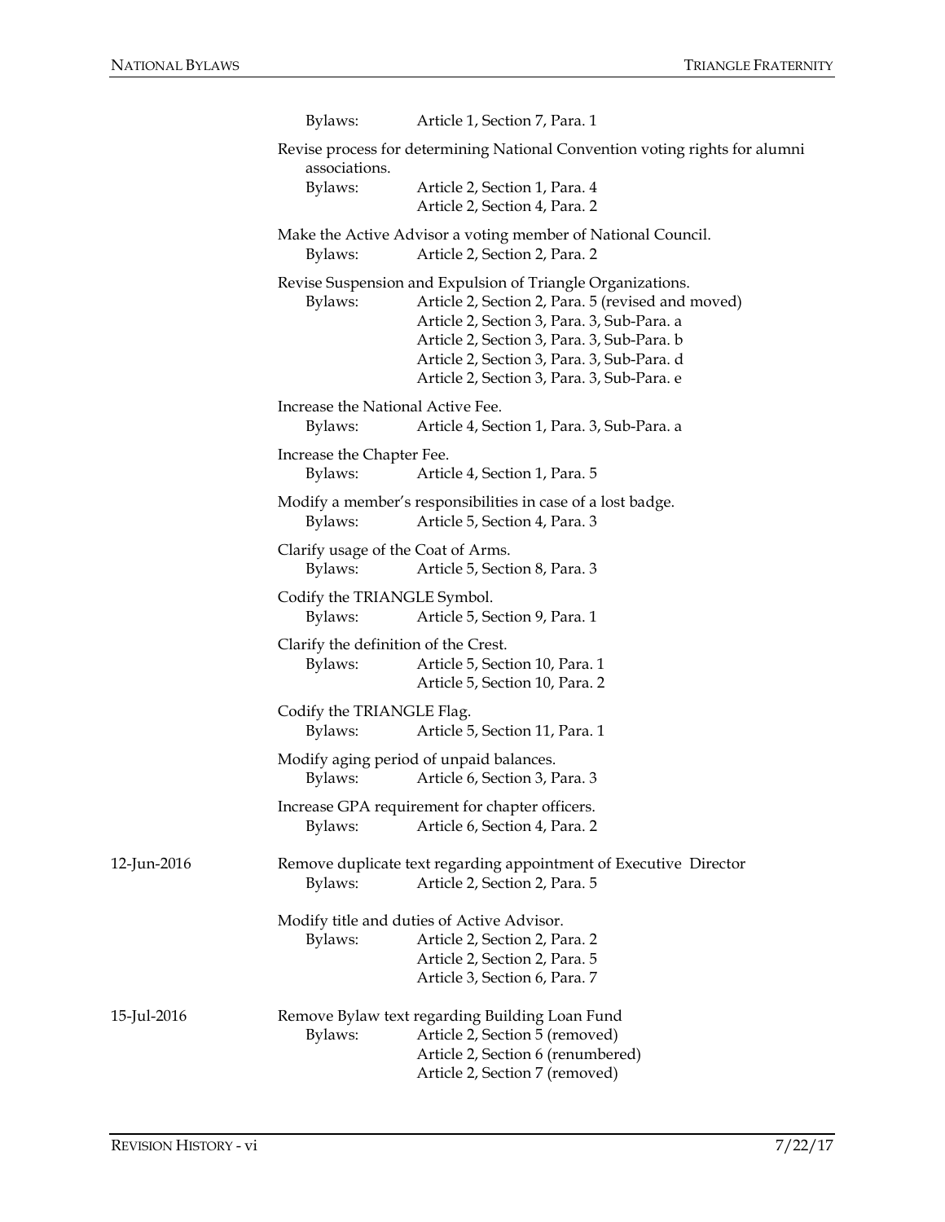Bylaws: Article 1, Section 7, Para. 1

Revise process for determining National Convention voting rights for alumni associations.
Bylaws: Article 2, Section 1, Para. 4
Article 2, Section 4, Para. 2

Make the Active Advisor a voting member of National Council.
Bylaws: Article 2, Section 2, Para. 2

Revise Suspension and Expulsion of Triangle Organizations.
Bylaws: Article 2, Section 2, Para. 5 (revised and moved)
Article 2, Section 3, Para. 3, Sub-Para. a
Article 2, Section 3, Para. 3, Sub-Para. b
Article 2, Section 3, Para. 3, Sub-Para. d
Article 2, Section 3, Para. 3, Sub-Para. e

Increase the National Active Fee.
Bylaws: Article 4, Section 1, Para. 3, Sub-Para. a

Increase the Chapter Fee.
Bylaws: Article 4, Section 1, Para. 5

Modify a member's responsibilities in case of a lost badge.
Bylaws: Article 5, Section 4, Para. 3

Clarify usage of the Coat of Arms.
Bylaws: Article 5, Section 8, Para. 3

Codify the TRIANGLE Symbol.
Bylaws: Article 5, Section 9, Para. 1

Clarify the definition of the Crest.
Bylaws: Article 5, Section 10, Para. 1
Article 5, Section 10, Para. 2

Codify the TRIANGLE Flag.
Bylaws: Article 5, Section 11, Para. 1

Modify aging period of unpaid balances.
Bylaws: Article 6, Section 3, Para. 3

Increase GPA requirement for chapter officers.
Bylaws: Article 6, Section 4, Para. 2

12-Jun-2016

Remove duplicate text regarding appointment of Executive Director
Bylaws: Article 2, Section 2, Para. 5

Modify title and duties of Active Advisor.
Bylaws: Article 2, Section 2, Para. 2
Article 2, Section 2, Para. 5
Article 3, Section 6, Para. 7

15-Jul-2016

Remove Bylaw text regarding Building Loan Fund
Bylaws: Article 2, Section 5 (removed)
Article 2, Section 6 (renumbered)
Article 2, Section 7 (removed)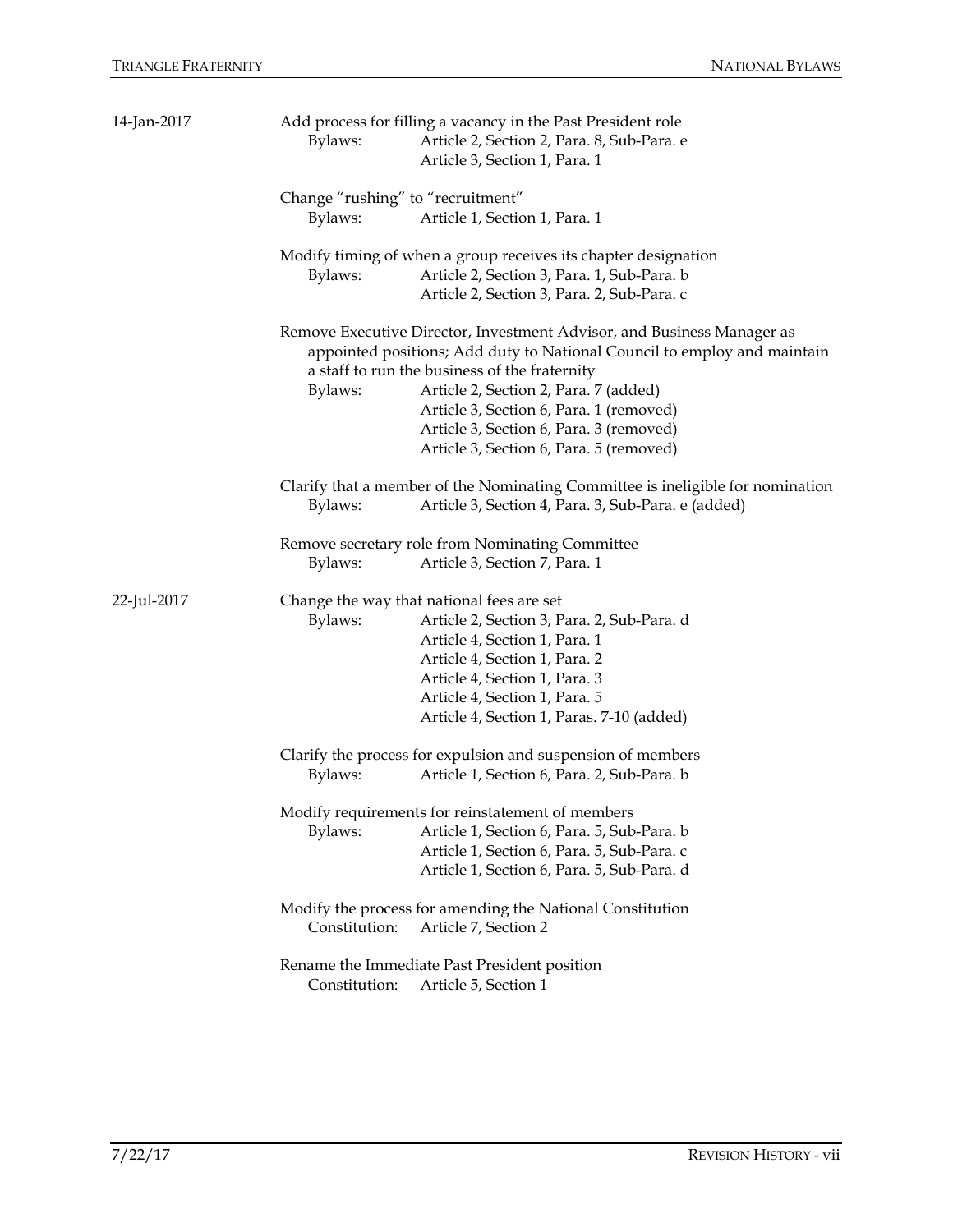| | | |
|---|---|---|
| 14-Jan-2017 | Add process for filling a vacancy in the Past President role | |
| | Bylaws: | Article 2, Section 2, Para. 8, Sub-Para. e<br>Article 3, Section 1, Para. 1 |
| | Change "rushing" to "recruitment" | |
| | Bylaws: | Article 1, Section 1, Para. 1 |
| | Modify timing of when a group receives its chapter designation | |
| | Bylaws: | Article 2, Section 3, Para. 1, Sub-Para. b<br>Article 2, Section 3, Para. 2, Sub-Para. c |
| | Remove Executive Director, Investment Advisor, and Business Manager as appointed positions; Add duty to National Council to employ and maintain a staff to run the business of the fraternity | |
| | Bylaws: | Article 2, Section 2, Para. 7 (added)<br>Article 3, Section 6, Para. 1 (removed)<br>Article 3, Section 6, Para. 3 (removed)<br>Article 3, Section 6, Para. 5 (removed) |
| | Clarify that a member of the Nominating Committee is ineligible for nomination | |
| | Bylaws: | Article 3, Section 4, Para. 3, Sub-Para. e (added) |
| | Remove secretary role from Nominating Committee | |
| | Bylaws: | Article 3, Section 7, Para. 1 |
| 22-Jul-2017 | Change the way that national fees are set | |
| | Bylaws: | Article 2, Section 3, Para. 2, Sub-Para. d<br>Article 4, Section 1, Para. 1<br>Article 4, Section 1, Para. 2<br>Article 4, Section 1, Para. 3<br>Article 4, Section 1, Para. 5<br>Article 4, Section 1, Paras. 7-10 (added) |
| | Clarify the process for expulsion and suspension of members | |
| | Bylaws: | Article 1, Section 6, Para. 2, Sub-Para. b |
| | Modify requirements for reinstatement of members | |
| | Bylaws: | Article 1, Section 6, Para. 5, Sub-Para. b<br>Article 1, Section 6, Para. 5, Sub-Para. c<br>Article 1, Section 6, Para. 5, Sub-Para. d |
| | Modify the process for amending the National Constitution | |
| | Constitution: | Article 7, Section 2 |
| | Rename the Immediate Past President position | |
| | Constitution: | Article 5, Section 1 |